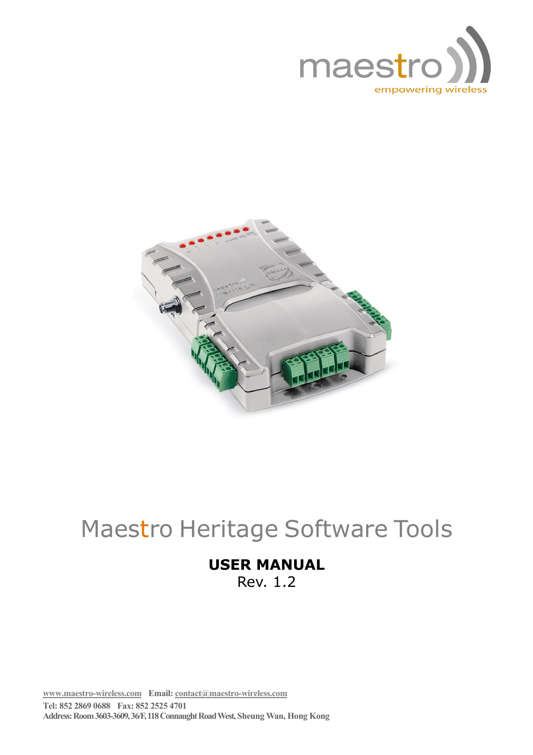maestro
empowering wireless

# Maestro Heritage Software Tools

**USER MANUAL**

Rev. 1.2

www.maestro-wireless.com   **Email:** contact@maestro-wireless.com

**Tel: 852 2869 0688   Fax: 852 2525 4701**

**Address: Room 3603-3609, 36/F, 118 Connaught Road West, Sheung Wan, Hong Kong**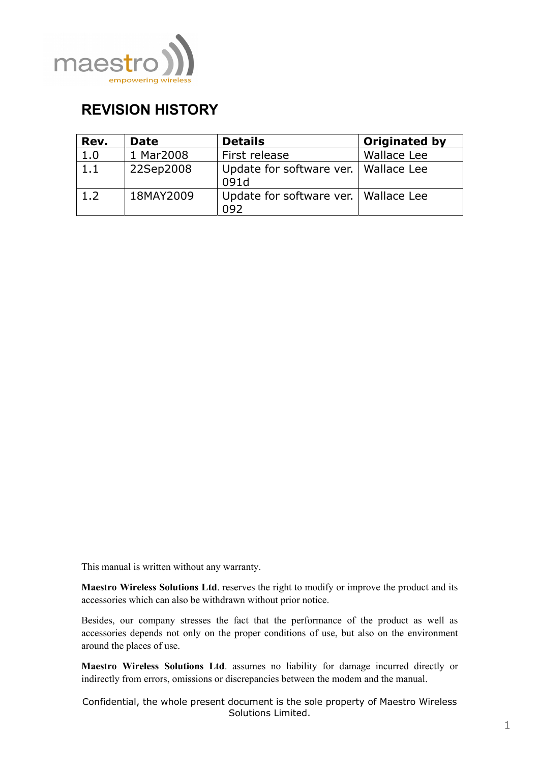# REVISION HISTORY

| Rev. | Date | Details | Originated by |
|---|---|---|---|
| 1.0 | 1 Mar2008 | First release | Wallace Lee |
| 1.1 | 22Sep2008 | Update for software ver. 091d | Wallace Lee |
| 1.2 | 18MAY2009 | Update for software ver. 092 | Wallace Lee |

This manual is written without any warranty.

**Maestro Wireless Solutions Ltd**. reserves the right to modify or improve the product and its accessories which can also be withdrawn without prior notice.

Besides, our company stresses the fact that the performance of the product as well as accessories depends not only on the proper conditions of use, but also on the environment around the places of use.

**Maestro Wireless Solutions Ltd**. assumes no liability for damage incurred directly or indirectly from errors, omissions or discrepancies between the modem and the manual.

Confidential, the whole present document is the sole property of Maestro Wireless Solutions Limited.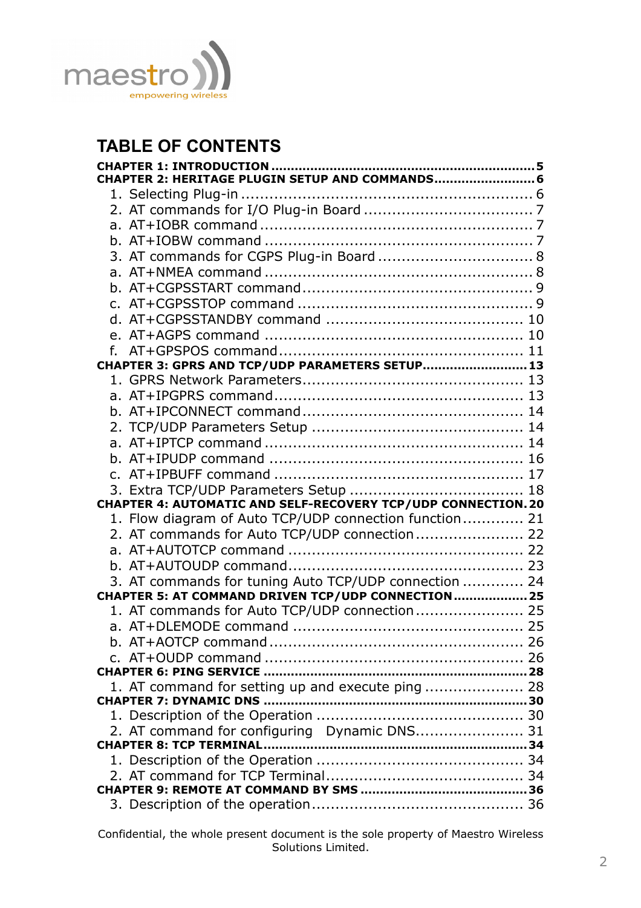# TABLE OF CONTENTS

**CHAPTER 1: INTRODUCTION .................................................................... 5**
**CHAPTER 2: HERITAGE PLUGIN SETUP AND COMMANDS......................... 6**
1. Selecting Plug-in ............................................................. 6
2. AT commands for I/O Plug-in Board .................................... 7
a. AT+IOBR command .......................................................... 7
b. AT+IOBW command .......................................................... 7
3. AT commands for CGPS Plug-in Board ................................. 8
a. AT+NMEA command ......................................................... 8
b. AT+CGPSSTART command................................................ 9
c. AT+CGPSSTOP command .................................................. 9
d. AT+CGPSSTANDBY command ......................................... 10
e. AT+AGPS command ...................................................... 10
f. AT+GPSPOS command.................................................... 11

**CHAPTER 3: GPRS AND TCP/UDP PARAMETERS SETUP.......................... 13**
1. GPRS Network Parameters............................................... 13
a. AT+IPGPRS command.................................................... 13
b. AT+IPCONNECT command.............................................. 14
2. TCP/UDP Parameters Setup ............................................ 14
a. AT+IPTCP command ...................................................... 14
b. AT+IPUDP command ..................................................... 16
c. AT+IPBUFF command .................................................... 17
3. Extra TCP/UDP Parameters Setup .................................... 18

**CHAPTER 4: AUTOMATIC AND SELF-RECOVERY TCP/UDP CONNECTION. 20**
1. Flow diagram of Auto TCP/UDP connection function............. 21
2. AT commands for Auto TCP/UDP connection....................... 22
a. AT+AUTOTCP command ................................................. 22
b. AT+AUTOUDP command................................................. 23
3. AT commands for tuning Auto TCP/UDP connection ............. 24

**CHAPTER 5: AT COMMAND DRIVEN TCP/UDP CONNECTION .................. 25**
1. AT commands for Auto TCP/UDP connection....................... 25
a. AT+DLEMODE command ................................................ 25
b. AT+AOTCP command..................................................... 26
c. AT+OUDP command ...................................................... 26

**CHAPTER 6: PING SERVICE .................................................................. 28**
1. AT command for setting up and execute ping ..................... 28

**CHAPTER 7: DYNAMIC DNS .................................................................. 30**
1. Description of the Operation ........................................... 30
2. AT command for configuring Dynamic DNS....................... 31

**CHAPTER 8: TCP TERMINAL.................................................................. 34**
1. Description of the Operation ........................................... 34
2. AT command for TCP Terminal......................................... 34

**CHAPTER 9: REMOTE AT COMMAND BY SMS .......................................... 36**
3. Description of the operation............................................. 36

Confidential, the whole present document is the sole property of Maestro Wireless Solutions Limited.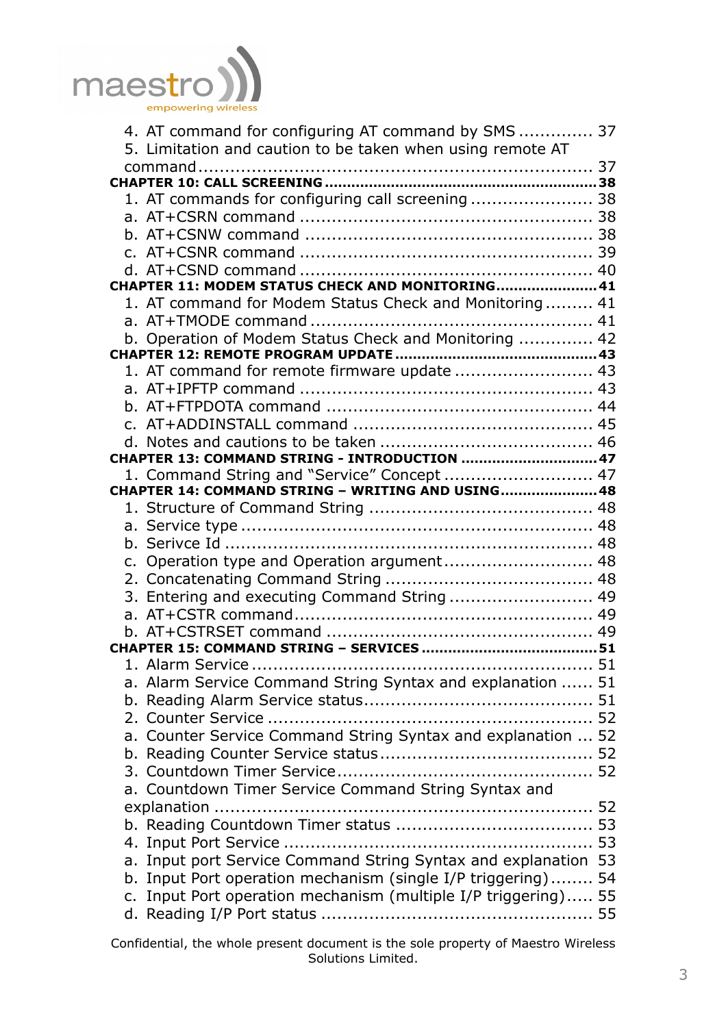4. AT command for configuring AT command by SMS .............. 37
5. Limitation and caution to be taken when using remote AT command ......................................................................... 37

**CHAPTER 10: CALL SCREENING ............................................................ 38**

1. AT commands for configuring call screening ....................... 38
a. AT+CSRN command ....................................................... 38
b. AT+CSNW command ...................................................... 38
c. AT+CSNR command ....................................................... 39
d. AT+CSND command ....................................................... 40

**CHAPTER 11: MODEM STATUS CHECK AND MONITORING....................... 41**

1. AT command for Modem Status Check and Monitoring ......... 41
a. AT+TMODE command ..................................................... 41
b. Operation of Modem Status Check and Monitoring .............. 42

**CHAPTER 12: REMOTE PROGRAM UPDATE ............................................. 43**

1. AT command for remote firmware update .......................... 43
a. AT+IPFTP command ....................................................... 43
b. AT+FTPDOTA command .................................................. 44
c. AT+ADDINSTALL command ............................................. 45
d. Notes and cautions to be taken ........................................ 46

**CHAPTER 13: COMMAND STRING - INTRODUCTION ............................... 47**

1. Command String and “Service” Concept ............................ 47

**CHAPTER 14: COMMAND STRING – WRITING AND USING...................... 48**

1. Structure of Command String .......................................... 48
a. Service type ................................................................. 48
b. Serivce Id .................................................................... 48
c. Operation type and Operation argument............................ 48
2. Concatenating Command String ....................................... 48
3. Entering and executing Command String ........................... 49
a. AT+CSTR command........................................................ 49
b. AT+CSTRSET command .................................................. 49

**CHAPTER 15: COMMAND STRING – SERVICES ....................................... 51**

1. Alarm Service ............................................................... 51
a. Alarm Service Command String Syntax and explanation ...... 51
b. Reading Alarm Service status........................................... 51
2. Counter Service ............................................................ 52
a. Counter Service Command String Syntax and explanation ... 52
b. Reading Counter Service status........................................ 52
3. Countdown Timer Service................................................ 52
a. Countdown Timer Service Command String Syntax and explanation ..................................................................... 52
b. Reading Countdown Timer status ..................................... 53
4. Input Port Service ......................................................... 53
a. Input port Service Command String Syntax and explanation 53
b. Input Port operation mechanism (single I/P triggering)........ 54
c. Input Port operation mechanism (multiple I/P triggering)..... 55
d. Reading I/P Port status .................................................. 55

Confidential, the whole present document is the sole property of Maestro Wireless Solutions Limited.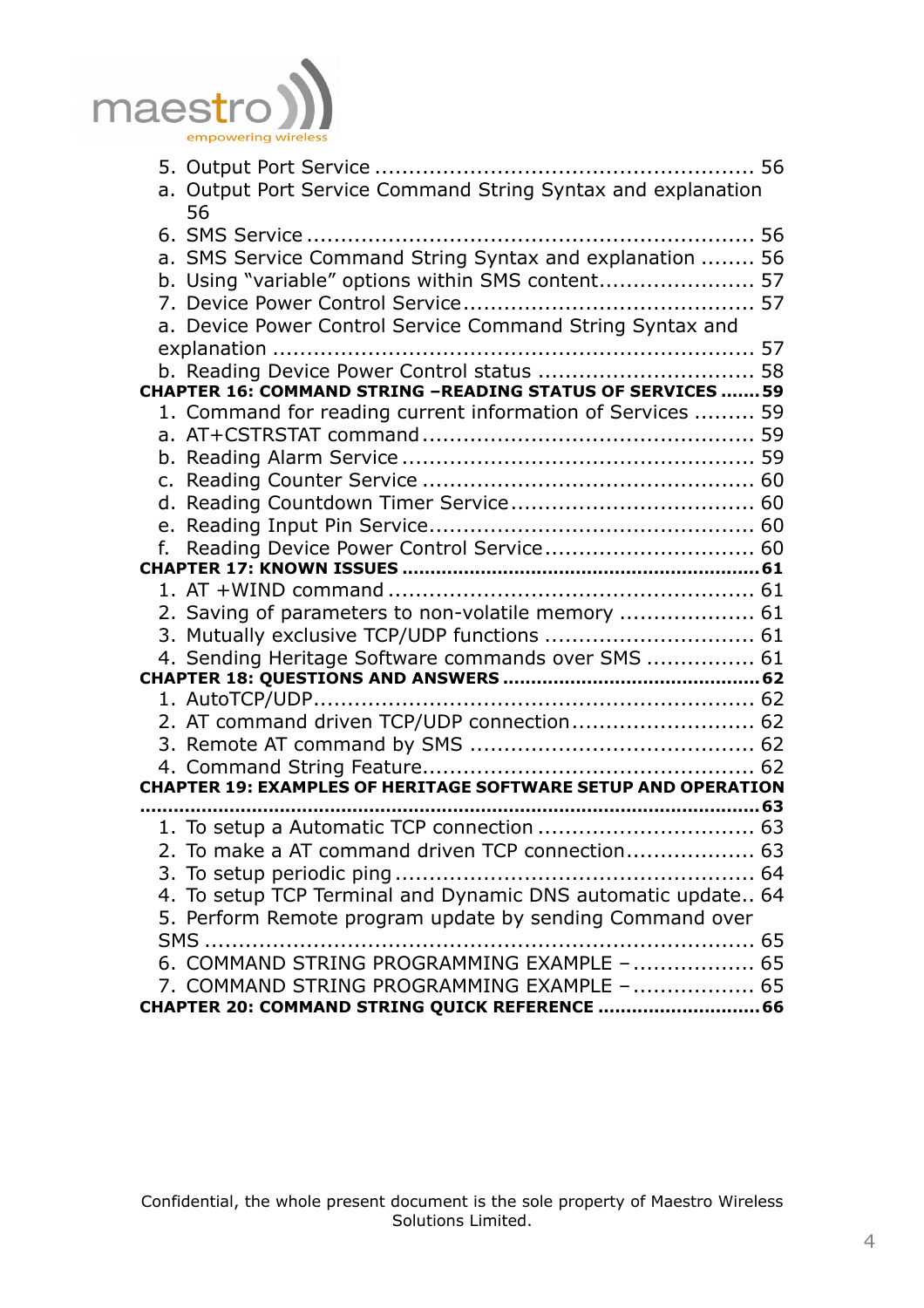5. Output Port Service ........................................................ 56
a. Output Port Service Command String Syntax and explanation 56
6. SMS Service ................................................................ 56
a. SMS Service Command String Syntax and explanation ........ 56
b. Using "variable" options within SMS content....................... 57
7. Device Power Control Service........................................... 57
a. Device Power Control Service Command String Syntax and explanation ..................................................................... 57
b. Reading Device Power Control status ................................ 58

**CHAPTER 16: COMMAND STRING –READING STATUS OF SERVICES ....... 59**

1. Command for reading current information of Services ......... 59
a. AT+CSTRSTAT command................................................ 59
b. Reading Alarm Service .................................................... 59
c. Reading Counter Service ................................................. 60
d. Reading Countdown Timer Service.................................... 60
e. Reading Input Pin Service................................................ 60
f. Reading Device Power Control Service............................... 60

**CHAPTER 17: KNOWN ISSUES ................................................................ 61**

1. AT +WIND command ..................................................... 61
2. Saving of parameters to non-volatile memory .................... 61
3. Mutually exclusive TCP/UDP functions ............................... 61
4. Sending Heritage Software commands over SMS ................ 61

**CHAPTER 18: QUESTIONS AND ANSWERS ............................................. 62**

1. AutoTCP/UDP................................................................ 62
2. AT command driven TCP/UDP connection........................... 62
3. Remote AT command by SMS .......................................... 62
4. Command String Feature................................................ 62

**CHAPTER 19: EXAMPLES OF HERITAGE SOFTWARE SETUP AND OPERATION ........................................................................................... 63**

1. To setup a Automatic TCP connection ................................ 63
2. To make a AT command driven TCP connection................... 63
3. To setup periodic ping .................................................... 64
4. To setup TCP Terminal and Dynamic DNS automatic update.. 64
5. Perform Remote program update by sending Command over SMS .................................................................................. 65
6. COMMAND STRING PROGRAMMING EXAMPLE – .................. 65
7. COMMAND STRING PROGRAMMING EXAMPLE – .................. 65

**CHAPTER 20: COMMAND STRING QUICK REFERENCE ............................ 66**

Confidential, the whole present document is the sole property of Maestro Wireless Solutions Limited.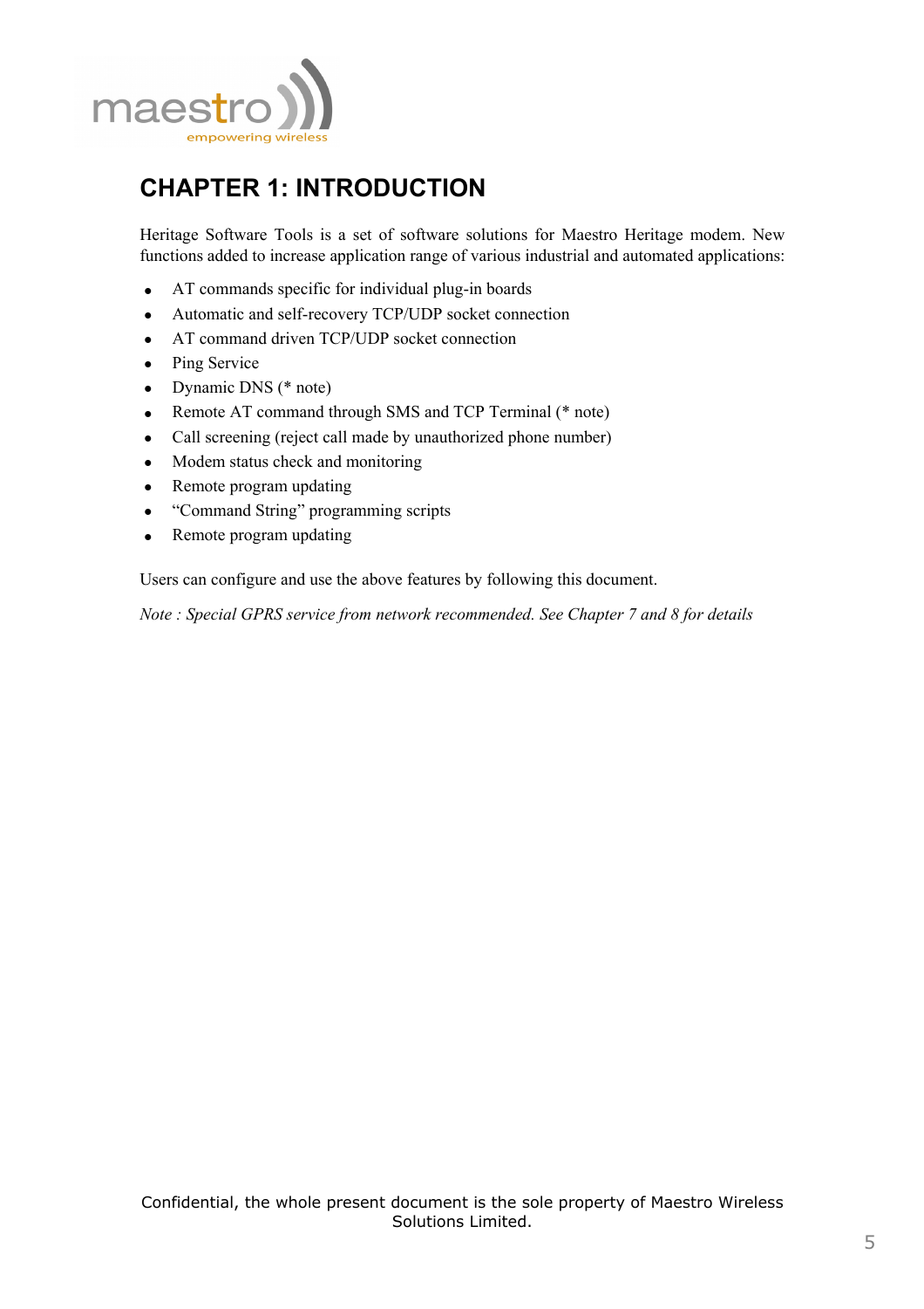# CHAPTER 1: INTRODUCTION

Heritage Software Tools is a set of software solutions for Maestro Heritage modem. New functions added to increase application range of various industrial and automated applications:

- AT commands specific for individual plug-in boards
- Automatic and self-recovery TCP/UDP socket connection
- AT command driven TCP/UDP socket connection
- Ping Service
- Dynamic DNS (* note)
- Remote AT command through SMS and TCP Terminal (* note)
- Call screening (reject call made by unauthorized phone number)
- Modem status check and monitoring
- Remote program updating
- "Command String" programming scripts
- Remote program updating

Users can configure and use the above features by following this document.

*Note : Special GPRS service from network recommended. See Chapter 7 and 8 for details*

Confidential, the whole present document is the sole property of Maestro Wireless Solutions Limited.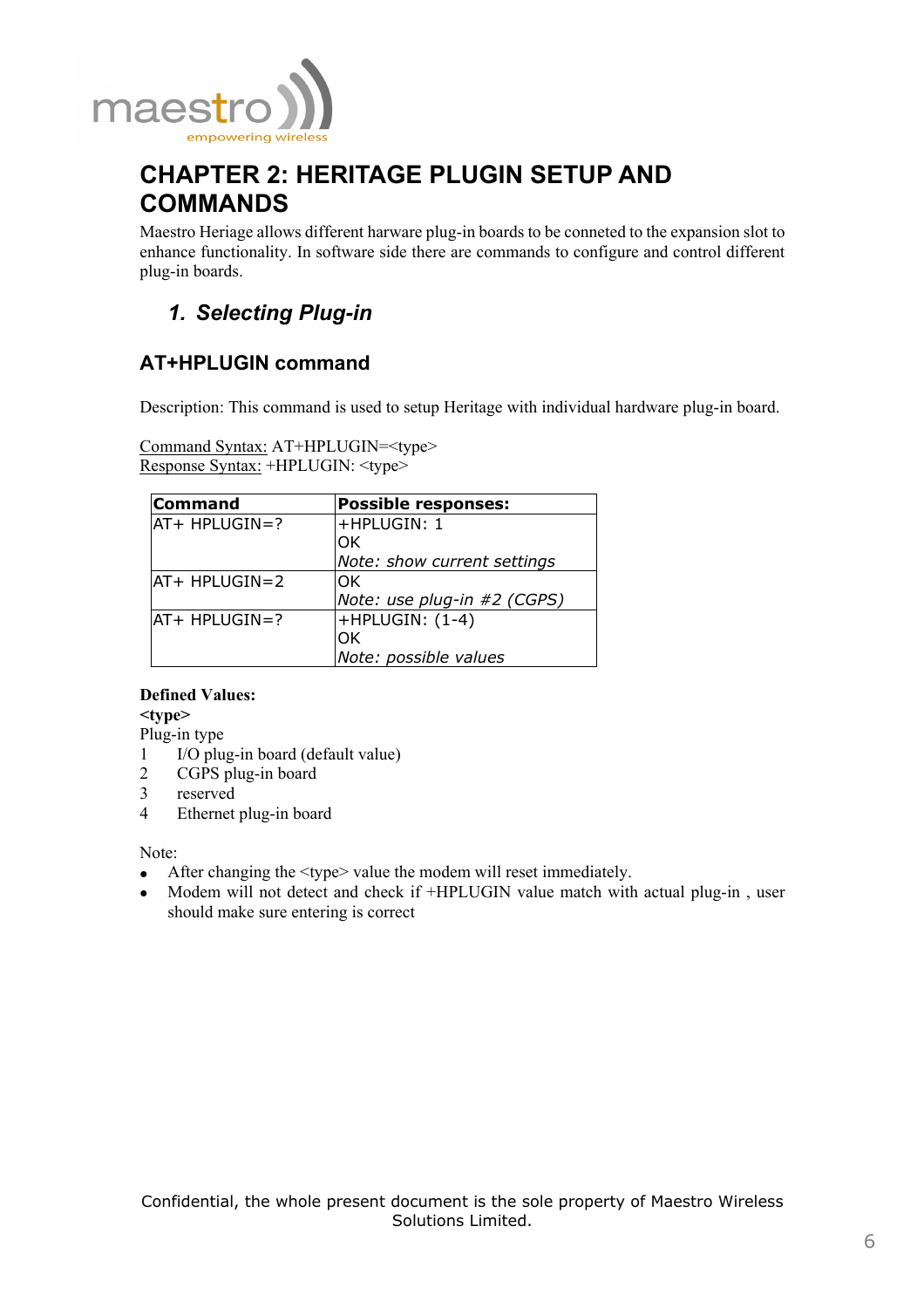# CHAPTER 2: HERITAGE PLUGIN SETUP AND COMMANDS

Maestro Heriage allows different harware plug-in boards to be conneted to the expansion slot to enhance functionality. In software side there are commands to configure and control different plug-in boards.

## 1. *Selecting Plug-in*

### AT+HPLUGIN command

Description: This command is used to setup Heritage with individual hardware plug-in board.

Command Syntax: AT+HPLUGIN=<type>
Response Syntax: +HPLUGIN: <type>

| Command | Possible responses: |
|---|---|
| AT+ HPLUGIN=? | +HPLUGIN: 1<br>OK<br>*Note: show current settings* |
| AT+ HPLUGIN=2 | OK<br>*Note: use plug-in #2 (CGPS)* |
| AT+ HPLUGIN=? | +HPLUGIN: (1-4)<br>OK<br>*Note: possible values* |

**Defined Values:**
**<type>**
Plug-in type
1 I/O plug-in board (default value)
2 CGPS plug-in board
3 reserved
4 Ethernet plug-in board

Note:

- After changing the <type> value the modem will reset immediately.
- Modem will not detect and check if +HPLUGIN value match with actual plug-in , user should make sure entering is correct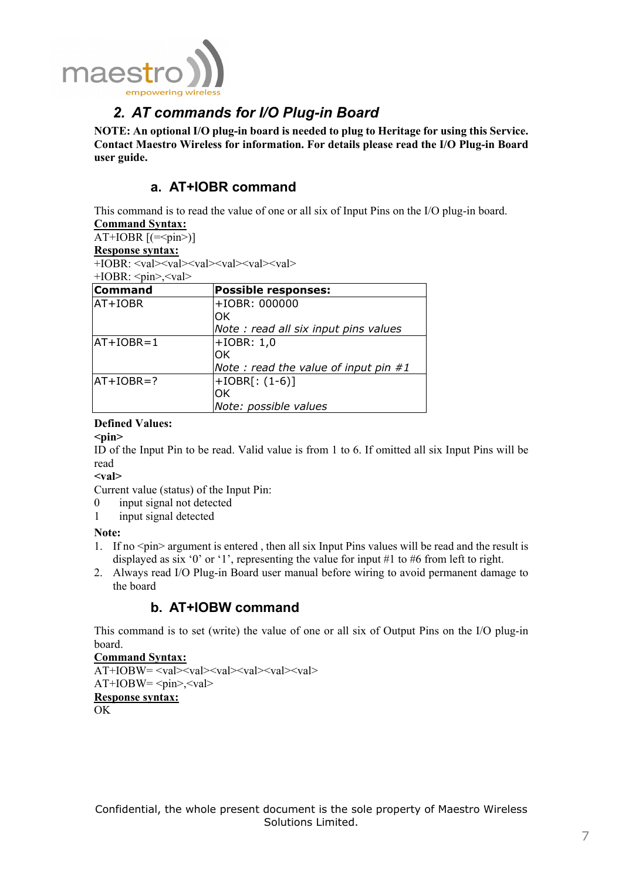## 2. AT commands for I/O Plug-in Board

**NOTE: An optional I/O plug-in board is needed to plug to Heritage for using this Service. Contact Maestro Wireless for information. For details please read the I/O Plug-in Board user guide.**

### a. AT+IOBR command

This command is to read the value of one or all six of Input Pins on the I/O plug-in board.

**Command Syntax:**

AT+IOBR [(=<pin>)]

**Response syntax:**

+IOBR: <val><val><val><val><val><val>

+IOBR: <pin>,<val>

| Command | Possible responses: |
|---|---|
| AT+IOBR | +IOBR: 000000<br>OK<br>*Note : read all six input pins values* |
| AT+IOBR=1 | +IOBR: 1,0<br>OK<br>*Note : read the value of input pin #1* |
| AT+IOBR=? | +IOBR[: (1-6)]<br>OK<br>*Note: possible values* |

**Defined Values:**

**<pin>**

ID of the Input Pin to be read. Valid value is from 1 to 6. If omitted all six Input Pins will be read

**<val>**

Current value (status) of the Input Pin:

0 input signal not detected

1 input signal detected

**Note:**

1. If no <pin> argument is entered , then all six Input Pins values will be read and the result is displayed as six '0' or '1', representing the value for input #1 to #6 from left to right.
2. Always read I/O Plug-in Board user manual before wiring to avoid permanent damage to the board

### b. AT+IOBW command

This command is to set (write) the value of one or all six of Output Pins on the I/O plug-in board.

**Command Syntax:**

AT+IOBW= <val><val><val><val><val><val>

AT+IOBW= <pin>,<val>

**Response syntax:**

OK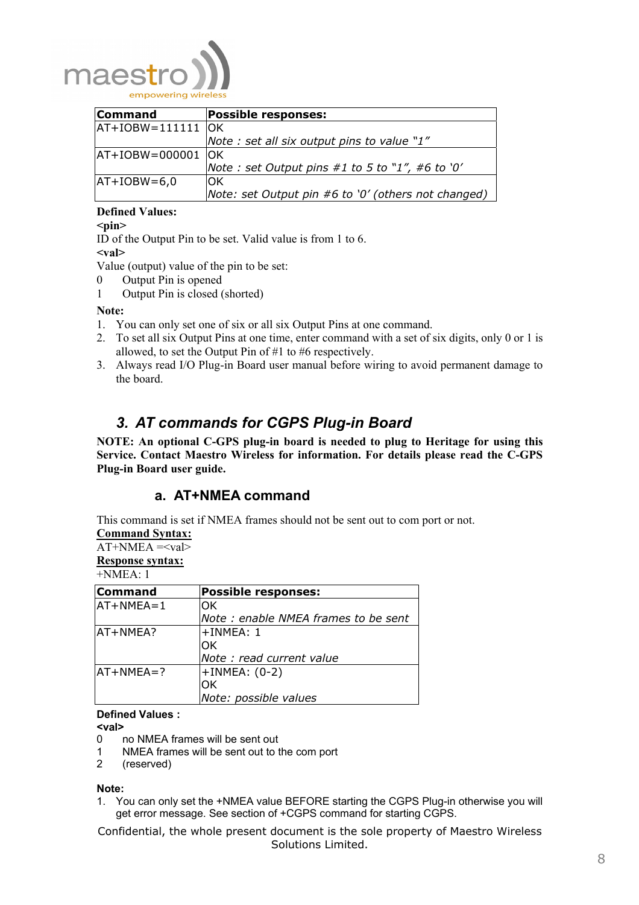| Command | Possible responses: |
|---|---|
| AT+IOBW=111111 | OK<br>*Note : set all six output pins to value "1"* |
| AT+IOBW=000001 | OK<br>*Note : set Output pins #1 to 5 to "1", #6 to '0'* |
| AT+IOBW=6,0 | OK<br>*Note: set Output pin #6 to '0' (others not changed)* |

**Defined Values:**

**<pin>**

ID of the Output Pin to be set. Valid value is from 1 to 6.

**<val>**

Value (output) value of the pin to be set:

0 Output Pin is opened

1 Output Pin is closed (shorted)

**Note:**

1. You can only set one of six or all six Output Pins at one command.
2. To set all six Output Pins at one time, enter command with a set of six digits, only 0 or 1 is allowed, to set the Output Pin of #1 to #6 respectively.
3. Always read I/O Plug-in Board user manual before wiring to avoid permanent damage to the board.

## 3. AT commands for CGPS Plug-in Board

**NOTE: An optional C-GPS plug-in board is needed to plug to Heritage for using this Service. Contact Maestro Wireless for information. For details please read the C-GPS Plug-in Board user guide.**

### a. AT+NMEA command

This command is set if NMEA frames should not be sent out to com port or not.

**Command Syntax:**

AT+NMEA =<val>

**Response syntax:**

+NMEA: 1

| Command | Possible responses: |
|---|---|
| AT+NMEA=1 | OK<br>*Note : enable NMEA frames to be sent* |
| AT+NMEA? | +INMEA: 1<br>OK<br>*Note : read current value* |
| AT+NMEA=? | +INMEA: (0-2)<br>OK<br>*Note: possible values* |

**Defined Values :**

**<val>**

0 no NMEA frames will be sent out

1 NMEA frames will be sent out to the com port

2 (reserved)

**Note:**

1. You can only set the +NMEA value BEFORE starting the CGPS Plug-in otherwise you will get error message. See section of +CGPS command for starting CGPS.

Confidential, the whole present document is the sole property of Maestro Wireless Solutions Limited.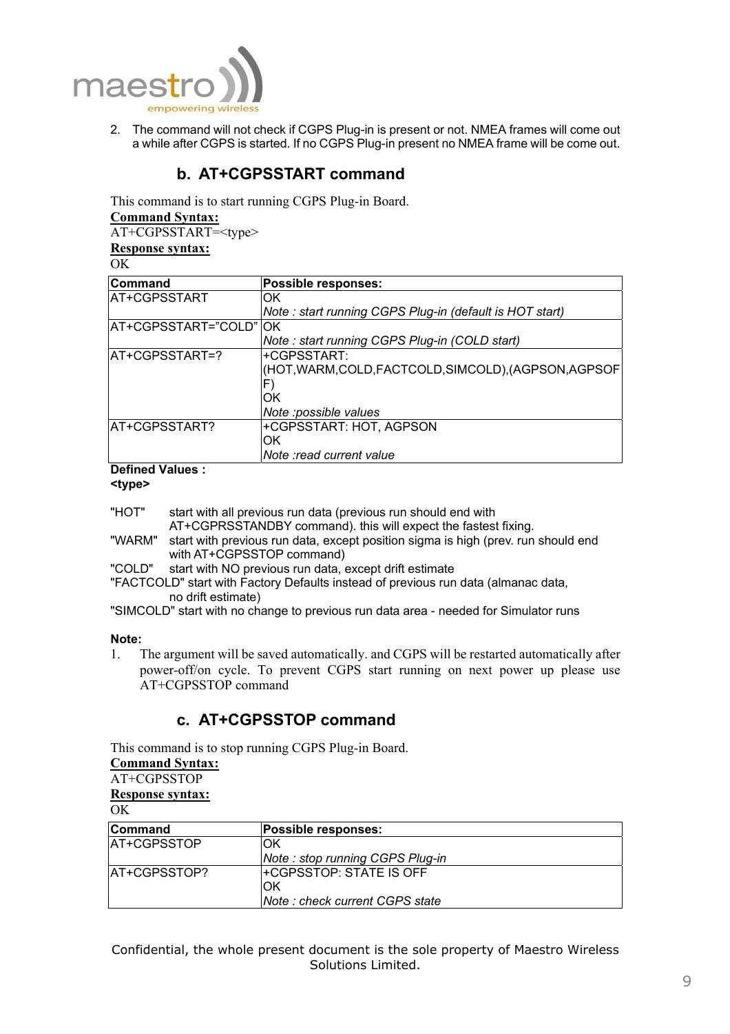2. The command will not check if CGPS Plug-in is present or not. NMEA frames will come out a while after CGPS is started. If no CGPS Plug-in present no NMEA frame will be come out.

## b. AT+CGPSSTART command

This command is to start running CGPS Plug-in Board.

**Command Syntax:**

AT+CGPSSTART=<type>

**Response syntax:**

OK

| Command | Possible responses: |
|---|---|
| AT+CGPSSTART | OK<br>*Note : start running CGPS Plug-in (default is HOT start)* |
| AT+CGPSSTART="COLD" | OK<br>*Note : start running CGPS Plug-in (COLD start)* |
| AT+CGPSSTART=? | +CGPSSTART:<br>(HOT,WARM,COLD,FACTCOLD,SIMCOLD),(AGPSON,AGPSOFF)<br>OK<br>*Note :possible values* |
| AT+CGPSSTART? | +CGPSSTART: HOT, AGPSON<br>OK<br>*Note :read current value* |

**Defined Values :**

**<type>**

"HOT" start with all previous run data (previous run should end with AT+CGPRSSTANDBY command). this will expect the fastest fixing.

"WARM" start with previous run data, except position sigma is high (prev. run should end with AT+CGPSSTOP command)

"COLD" start with NO previous run data, except drift estimate

"FACTCOLD" start with Factory Defaults instead of previous run data (almanac data, no drift estimate)

"SIMCOLD" start with no change to previous run data area - needed for Simulator runs

**Note:**

1. The argument will be saved automatically. and CGPS will be restarted automatically after power-off/on cycle. To prevent CGPS start running on next power up please use AT+CGPSSTOP command

## c. AT+CGPSSTOP command

This command is to stop running CGPS Plug-in Board.

**Command Syntax:**

AT+CGPSSTOP

**Response syntax:**

OK

| Command | Possible responses: |
|---|---|
| AT+CGPSSTOP | OK<br>*Note : stop running CGPS Plug-in* |
| AT+CGPSSTOP? | +CGPSSTOP: STATE IS OFF<br>OK<br>*Note : check current CGPS state* |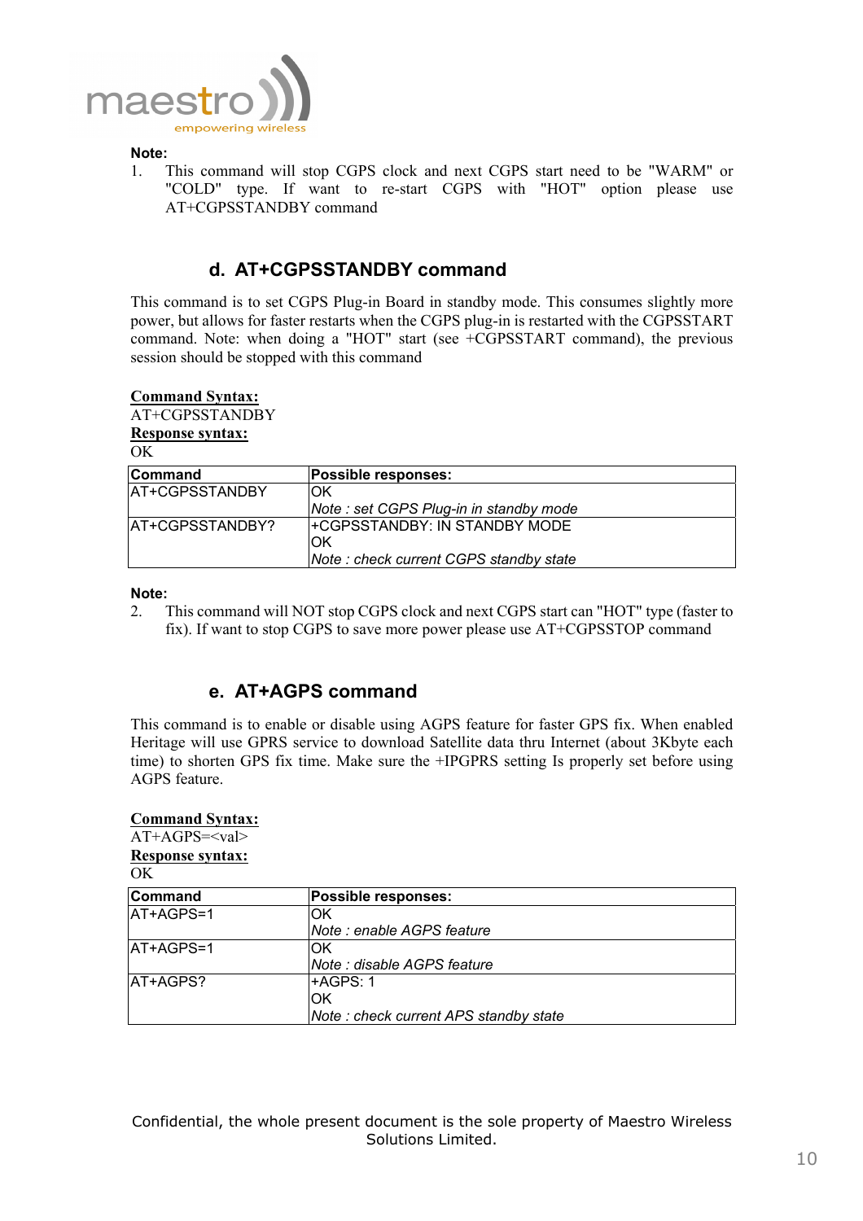**Note:**

1. This command will stop CGPS clock and next CGPS start need to be "WARM" or "COLD" type. If want to re-start CGPS with "HOT" option please use AT+CGPSSTANDBY command

### d. AT+CGPSSTANDBY command

This command is to set CGPS Plug-in Board in standby mode. This consumes slightly more power, but allows for faster restarts when the CGPS plug-in is restarted with the CGPSSTART command. Note: when doing a "HOT" start (see +CGPSSTART command), the previous session should be stopped with this command

**Command Syntax:**
AT+CGPSSTANDBY
**Response syntax:**
OK

| Command | Possible responses: |
|---|---|
| AT+CGPSSTANDBY | OK<br>*Note : set CGPS Plug-in in standby mode* |
| AT+CGPSSTANDBY? | +CGPSSTANDBY: IN STANDBY MODE<br>OK<br>*Note : check current CGPS standby state* |

**Note:**

2. This command will NOT stop CGPS clock and next CGPS start can "HOT" type (faster to fix). If want to stop CGPS to save more power please use AT+CGPSSTOP command

### e. AT+AGPS command

This command is to enable or disable using AGPS feature for faster GPS fix. When enabled Heritage will use GPRS service to download Satellite data thru Internet (about 3Kbyte each time) to shorten GPS fix time. Make sure the +IPGPRS setting Is properly set before using AGPS feature.

**Command Syntax:**
AT+AGPS=<val>
**Response syntax:**
OK

| Command | Possible responses: |
|---|---|
| AT+AGPS=1 | OK<br>*Note : enable AGPS feature* |
| AT+AGPS=1 | OK<br>*Note : disable AGPS feature* |
| AT+AGPS? | +AGPS: 1<br>OK<br>*Note : check current APS standby state* |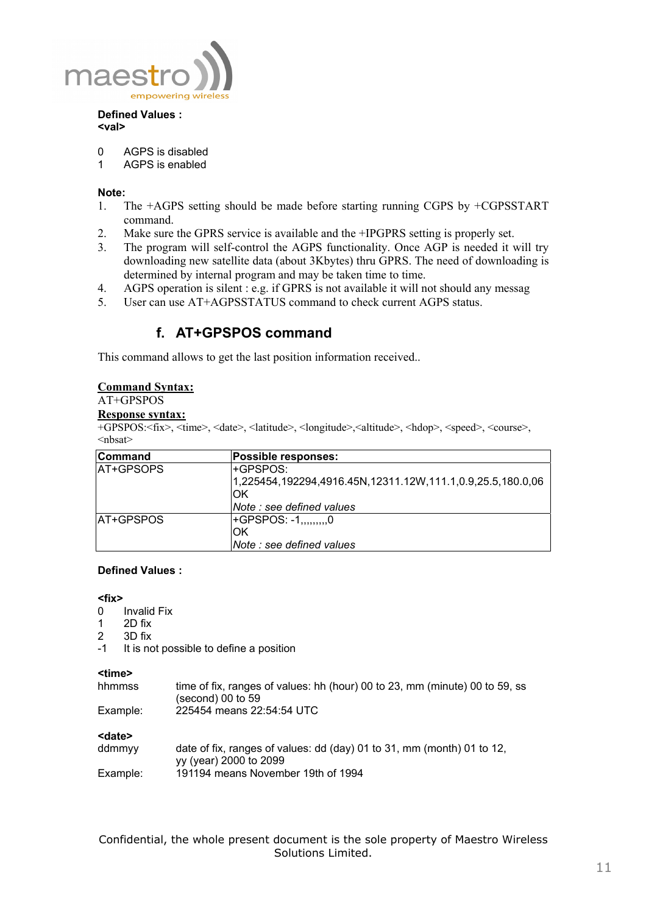**Defined Values :**
**<val>**

0 AGPS is disabled
1 AGPS is enabled

**Note:**

1. The +AGPS setting should be made before starting running CGPS by +CGPSSTART command.
2. Make sure the GPRS service is available and the +IPGPRS setting is properly set.
3. The program will self-control the AGPS functionality. Once AGP is needed it will try downloading new satellite data (about 3Kbytes) thru GPRS. The need of downloading is determined by internal program and may be taken time to time.
4. AGPS operation is silent : e.g. if GPRS is not available it will not should any messag
5. User can use AT+AGPSSTATUS command to check current AGPS status.

## f. AT+GPSPOS command

This command allows to get the last position information received..

**Command Syntax:**
AT+GPSPOS
**Response syntax:**
+GPSPOS:<fix>, <time>, <date>, <latitude>, <longitude>,<altitude>, <hdop>, <speed>, <course>, <nbsat>

| Command | Possible responses: |
|---|---|
| AT+GPSOPS | +GPSPOS: 1,225454,192294,4916.45N,12311.12W,111.1,0.9,25.5,180.0,06<br>OK<br>*Note : see defined values* |
| AT+GPSPOS | +GPSPOS: -1,,,,,,,,,0<br>OK<br>*Note : see defined values* |

**Defined Values :**

**<fix>**
0 Invalid Fix
1 2D fix
2 3D fix
-1 It is not possible to define a position

**<time>**
hhmmss time of fix, ranges of values: hh (hour) 00 to 23, mm (minute) 00 to 59, ss (second) 00 to 59
Example: 225454 means 22:54:54 UTC

**<date>**
ddmmyy date of fix, ranges of values: dd (day) 01 to 31, mm (month) 01 to 12, yy (year) 2000 to 2099
Example: 191194 means November 19th of 1994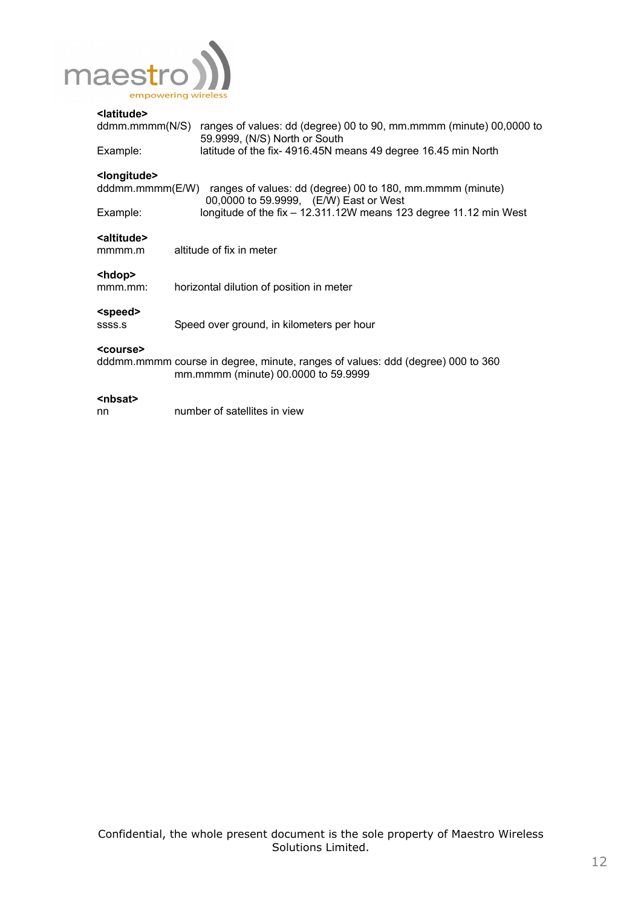**<latitude>**

ddmm.mmmm(N/S) ranges of values: dd (degree) 00 to 90, mm.mmmm (minute) 00,0000 to 59.9999, (N/S) North or South

Example: latitude of the fix- 4916.45N means 49 degree 16.45 min North

**<longitude>**

dddmm.mmmm(E/W) ranges of values: dd (degree) 00 to 180, mm.mmmm (minute) 00,0000 to 59.9999, (E/W) East or West

Example: longitude of the fix – 12.311.12W means 123 degree 11.12 min West

**<altitude>**

mmmm.m altitude of fix in meter

**<hdop>**

mmm.mm: horizontal dilution of position in meter

**<speed>**

ssss.s Speed over ground, in kilometers per hour

**<course>**

dddmm.mmmm course in degree, minute, ranges of values: ddd (degree) 000 to 360 mm.mmmm (minute) 00.0000 to 59.9999

**<nbsat>**

nn number of satellites in view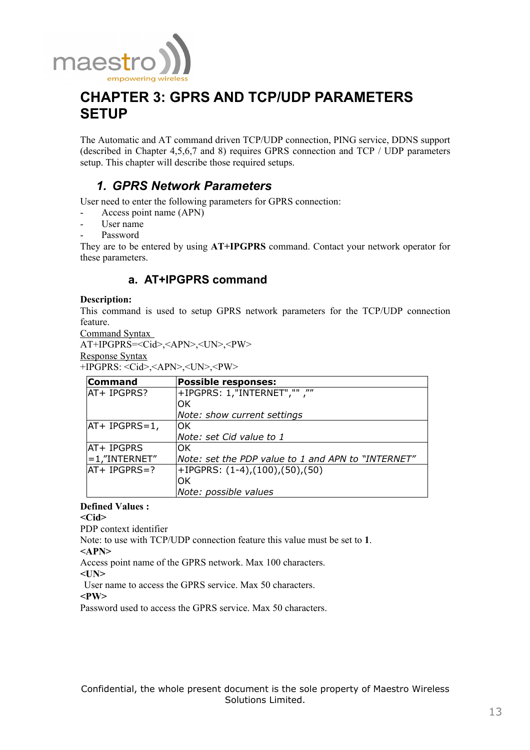# CHAPTER 3: GPRS AND TCP/UDP PARAMETERS SETUP

The Automatic and AT command driven TCP/UDP connection, PING service, DDNS support (described in Chapter 4,5,6,7 and 8) requires GPRS connection and TCP / UDP parameters setup. This chapter will describe those required setups.

## 1. GPRS Network Parameters

User need to enter the following parameters for GPRS connection:

- Access point name (APN)
- User name
- Password

They are to be entered by using **AT+IPGPRS** command. Contact your network operator for these parameters.

### a. AT+IPGPRS command

**Description:**
This command is used to setup GPRS network parameters for the TCP/UDP connection feature.

Command Syntax
AT+IPGPRS=<Cid>,<APN>,<UN>,<PW>

Response Syntax
+IPGPRS: <Cid>,<APN>,<UN>,<PW>

| Command | Possible responses: |
|---|---|
| AT+ IPGPRS? | +IPGPRS: 1,"INTERNET","" ,""<br>OK<br>*Note: show current settings* |
| AT+ IPGPRS=1, | OK<br>*Note: set Cid value to 1* |
| AT+ IPGPRS =1,"INTERNET" | OK<br>*Note: set the PDP value to 1 and APN to "INTERNET"* |
| AT+ IPGPRS=? | +IPGPRS: (1-4),(100),(50),(50)<br>OK<br>*Note: possible values* |

**Defined Values :**

**<Cid>**
PDP context identifier
Note: to use with TCP/UDP connection feature this value must be set to **1**.

**<APN>**
Access point name of the GPRS network. Max 100 characters.

**<UN>**
User name to access the GPRS service. Max 50 characters.

**<PW>**
Password used to access the GPRS service. Max 50 characters.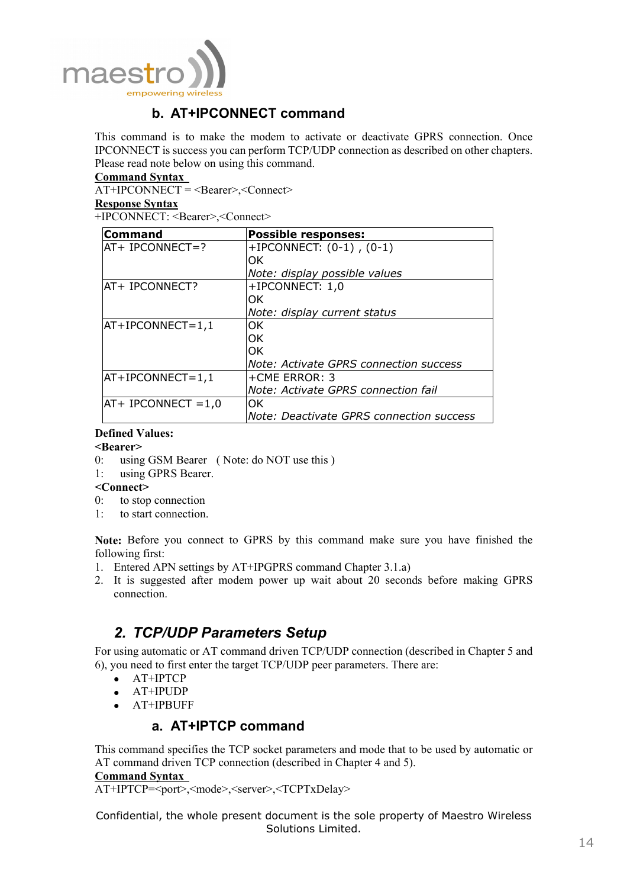### b. AT+IPCONNECT command

This command is to make the modem to activate or deactivate GPRS connection. Once IPCONNECT is success you can perform TCP/UDP connection as described on other chapters. Please read note below on using this command.

**Command Syntax**

AT+IPCONNECT = <Bearer>,<Connect>

**Response Syntax**

+IPCONNECT: <Bearer>,<Connect>

| Command | Possible responses: |
|---|---|
| AT+ IPCONNECT=? | +IPCONNECT: (0-1) , (0-1)<br>OK<br>*Note: display possible values* |
| AT+ IPCONNECT? | +IPCONNECT: 1,0<br>OK<br>*Note: display current status* |
| AT+IPCONNECT=1,1 | OK<br>OK<br>OK<br>*Note: Activate GPRS connection success* |
| AT+IPCONNECT=1,1 | +CME ERROR: 3<br>*Note: Activate GPRS connection fail* |
| AT+ IPCONNECT =1,0 | OK<br>*Note: Deactivate GPRS connection success* |

**Defined Values:**

**<Bearer>**

0: using GSM Bearer ( Note: do NOT use this )

1: using GPRS Bearer.

**<Connect>**

0: to stop connection

1: to start connection.

**Note:** Before you connect to GPRS by this command make sure you have finished the following first:

1. Entered APN settings by AT+IPGPRS command Chapter 3.1.a)
2. It is suggested after modem power up wait about 20 seconds before making GPRS connection.

## 2. TCP/UDP Parameters Setup

For using automatic or AT command driven TCP/UDP connection (described in Chapter 5 and 6), you need to first enter the target TCP/UDP peer parameters. There are:

- AT+IPTCP
- AT+IPUDP
- AT+IPBUFF

### a. AT+IPTCP command

This command specifies the TCP socket parameters and mode that to be used by automatic or AT command driven TCP connection (described in Chapter 4 and 5).

**Command Syntax**

AT+IPTCP=<port>,<mode>,<server>,<TCPTxDelay>

Confidential, the whole present document is the sole property of Maestro Wireless Solutions Limited.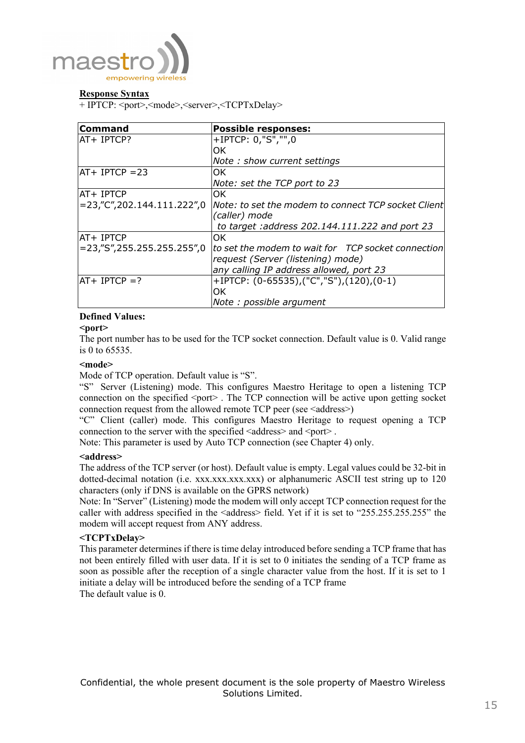**Response Syntax**

+ IPTCP: <port>,<mode>,<server>,<TCPTxDelay>

| Command | Possible responses: |
|---|---|
| AT+ IPTCP? | +IPTCP: 0,"S","",0<br>OK<br>*Note : show current settings* |
| AT+ IPTCP =23 | OK<br>*Note: set the TCP port to 23* |
| AT+ IPTCP =23,"C",202.144.111.222",0 | OK<br>*Note: to set the modem to connect TCP socket Client (caller) mode*<br>*to target :address 202.144.111.222 and port 23* |
| AT+ IPTCP =23,"S",255.255.255.255",0 | OK<br>*to set the modem to wait for TCP socket connection request (Server (listening) mode)*<br>*any calling IP address allowed, port 23* |
| AT+ IPTCP =? | +IPTCP: (0-65535),("C","S"),(120),(0-1)<br>OK<br>*Note : possible argument* |

**Defined Values:**

**<port>**

The port number has to be used for the TCP socket connection. Default value is 0. Valid range is 0 to 65535.

**<mode>**

Mode of TCP operation. Default value is "S".

"S" Server (Listening) mode. This configures Maestro Heritage to open a listening TCP connection on the specified <port> . The TCP connection will be active upon getting socket connection request from the allowed remote TCP peer (see <address>)

"C" Client (caller) mode. This configures Maestro Heritage to request opening a TCP connection to the server with the specified <address> and <port> .

Note: This parameter is used by Auto TCP connection (see Chapter 4) only.

**<address>**

The address of the TCP server (or host). Default value is empty. Legal values could be 32-bit in dotted-decimal notation (i.e. xxx.xxx.xxx.xxx) or alphanumeric ASCII test string up to 120 characters (only if DNS is available on the GPRS network)

Note: In "Server" (Listening) mode the modem will only accept TCP connection request for the caller with address specified in the <address> field. Yet if it is set to "255.255.255.255" the modem will accept request from ANY address.

**<TCPTxDelay>**

This parameter determines if there is time delay introduced before sending a TCP frame that has not been entirely filled with user data. If it is set to 0 initiates the sending of a TCP frame as soon as possible after the reception of a single character value from the host. If it is set to 1 initiate a delay will be introduced before the sending of a TCP frame

The default value is 0.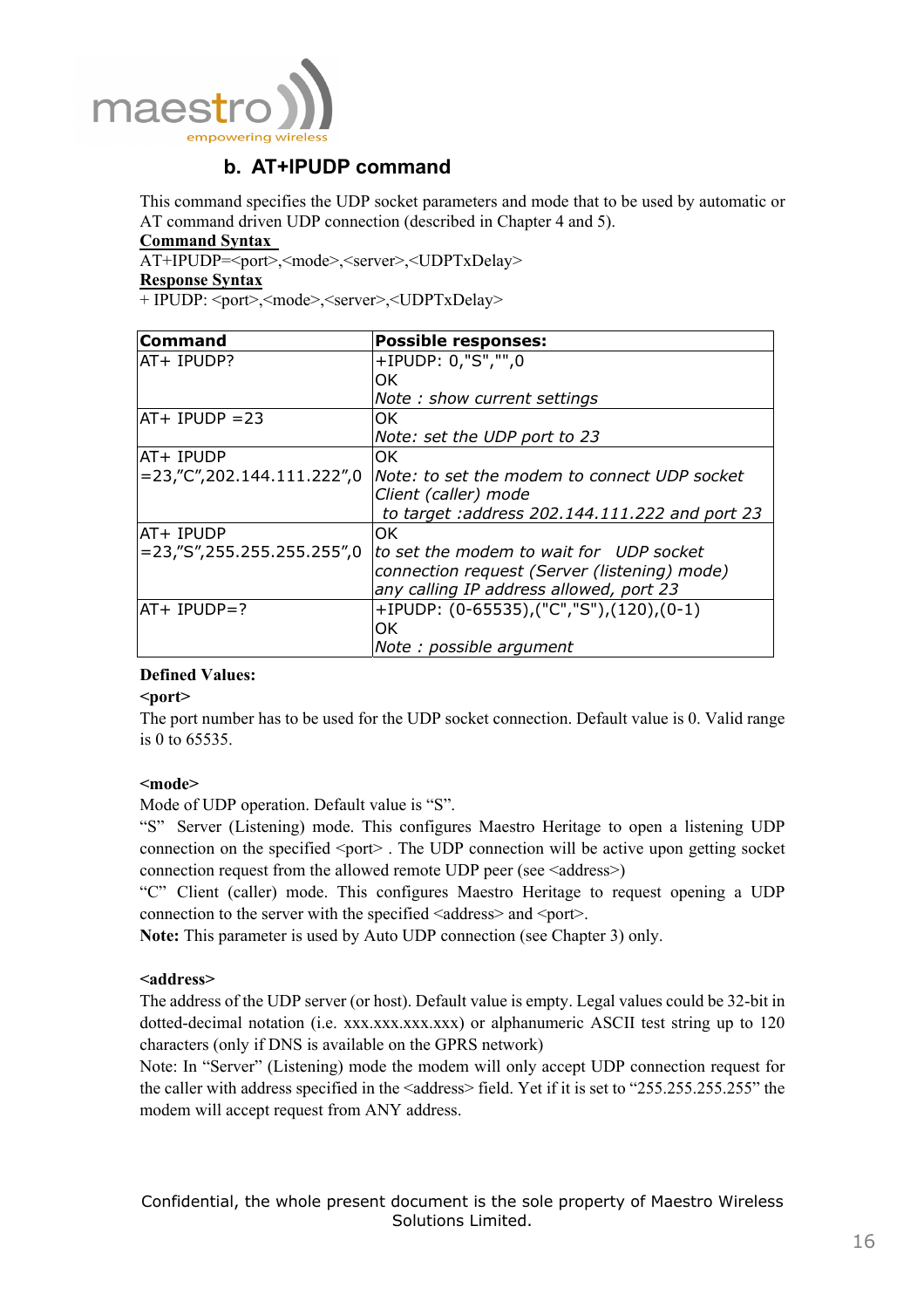## b. AT+IPUDP command

This command specifies the UDP socket parameters and mode that to be used by automatic or AT command driven UDP connection (described in Chapter 4 and 5).

**Command Syntax**

AT+IPUDP=<port>,<mode>,<server>,<UDPTxDelay>

**Response Syntax**

+ IPUDP: <port>,<mode>,<server>,<UDPTxDelay>

| Command | Possible responses: |
|---|---|
| AT+ IPUDP? | +IPUDP: 0,"S","",0<br>OK<br>*Note : show current settings* |
| AT+ IPUDP =23 | OK<br>*Note: set the UDP port to 23* |
| AT+ IPUDP =23,"C",202.144.111.222",0 | OK<br>*Note: to set the modem to connect UDP socket Client (caller) mode to target :address 202.144.111.222 and port 23* |
| AT+ IPUDP =23,"S",255.255.255.255",0 | OK<br>*to set the modem to wait for UDP socket connection request (Server (listening) mode) any calling IP address allowed, port 23* |
| AT+ IPUDP=? | +IPUDP: (0-65535),("C","S"),(120),(0-1)<br>OK<br>*Note : possible argument* |

**Defined Values:**

**<port>**

The port number has to be used for the UDP socket connection. Default value is 0. Valid range is 0 to 65535.

**<mode>**

Mode of UDP operation. Default value is "S".

"S" Server (Listening) mode. This configures Maestro Heritage to open a listening UDP connection on the specified <port> . The UDP connection will be active upon getting socket connection request from the allowed remote UDP peer (see <address>)

"C" Client (caller) mode. This configures Maestro Heritage to request opening a UDP connection to the server with the specified <address> and <port>.

**Note:** This parameter is used by Auto UDP connection (see Chapter 3) only.

**<address>**

The address of the UDP server (or host). Default value is empty. Legal values could be 32-bit in dotted-decimal notation (i.e. xxx.xxx.xxx.xxx) or alphanumeric ASCII test string up to 120 characters (only if DNS is available on the GPRS network)

Note: In "Server" (Listening) mode the modem will only accept UDP connection request for the caller with address specified in the <address> field. Yet if it is set to "255.255.255.255" the modem will accept request from ANY address.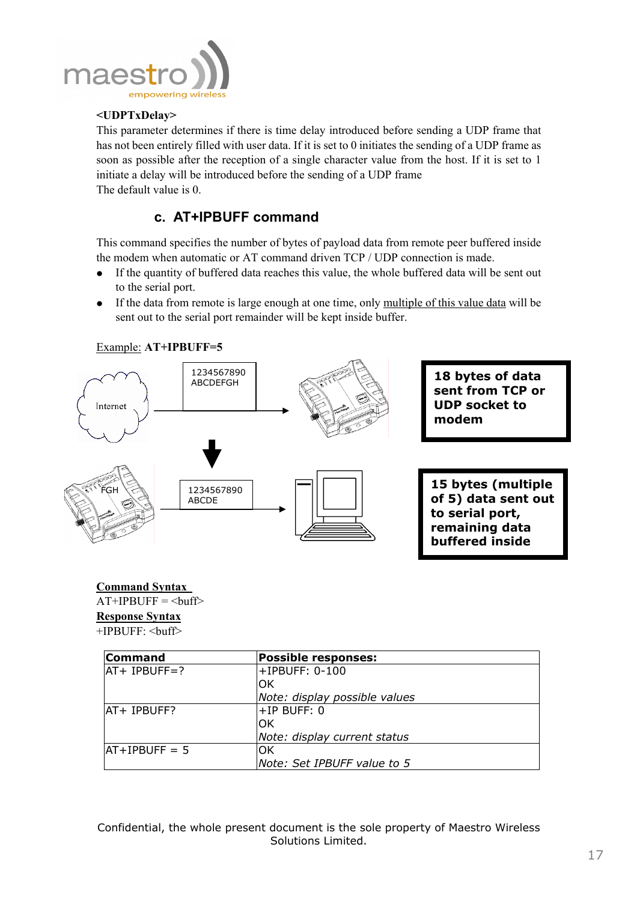**<UDPTxDelay>**
This parameter determines if there is time delay introduced before sending a UDP frame that has not been entirely filled with user data. If it is set to 0 initiates the sending of a UDP frame as soon as possible after the reception of a single character value from the host. If it is set to 1 initiate a delay will be introduced before the sending of a UDP frame
The default value is 0.

### c. AT+IPBUFF command

This command specifies the number of bytes of payload data from remote peer buffered inside the modem when automatic or AT command driven TCP / UDP connection is made.

- If the quantity of buffered data reaches this value, the whole buffered data will be sent out to the serial port.
- If the data from remote is large enough at one time, only multiple of this value data will be sent out to the serial port remainder will be kept inside buffer.

Example: **AT+IPBUFF=5**

Internet

1234567890
ABCDEFGH

**18 bytes of data sent from TCP or UDP socket to modem**

FGH

1234567890
ABCDE

**15 bytes (multiple of 5) data sent out to serial port, remaining data buffered inside**

**Command Syntax**
AT+IPBUFF = <buff>
**Response Syntax**
+IPBUFF: <buff>

| Command | Possible responses: |
|---|---|
| AT+ IPBUFF=? | +IPBUFF: 0-100<br>OK<br>*Note: display possible values* |
| AT+ IPBUFF? | +IP BUFF: 0<br>OK<br>*Note: display current status* |
| AT+IPBUFF = 5 | OK<br>*Note: Set IPBUFF value to 5* |

Confidential, the whole present document is the sole property of Maestro Wireless Solutions Limited.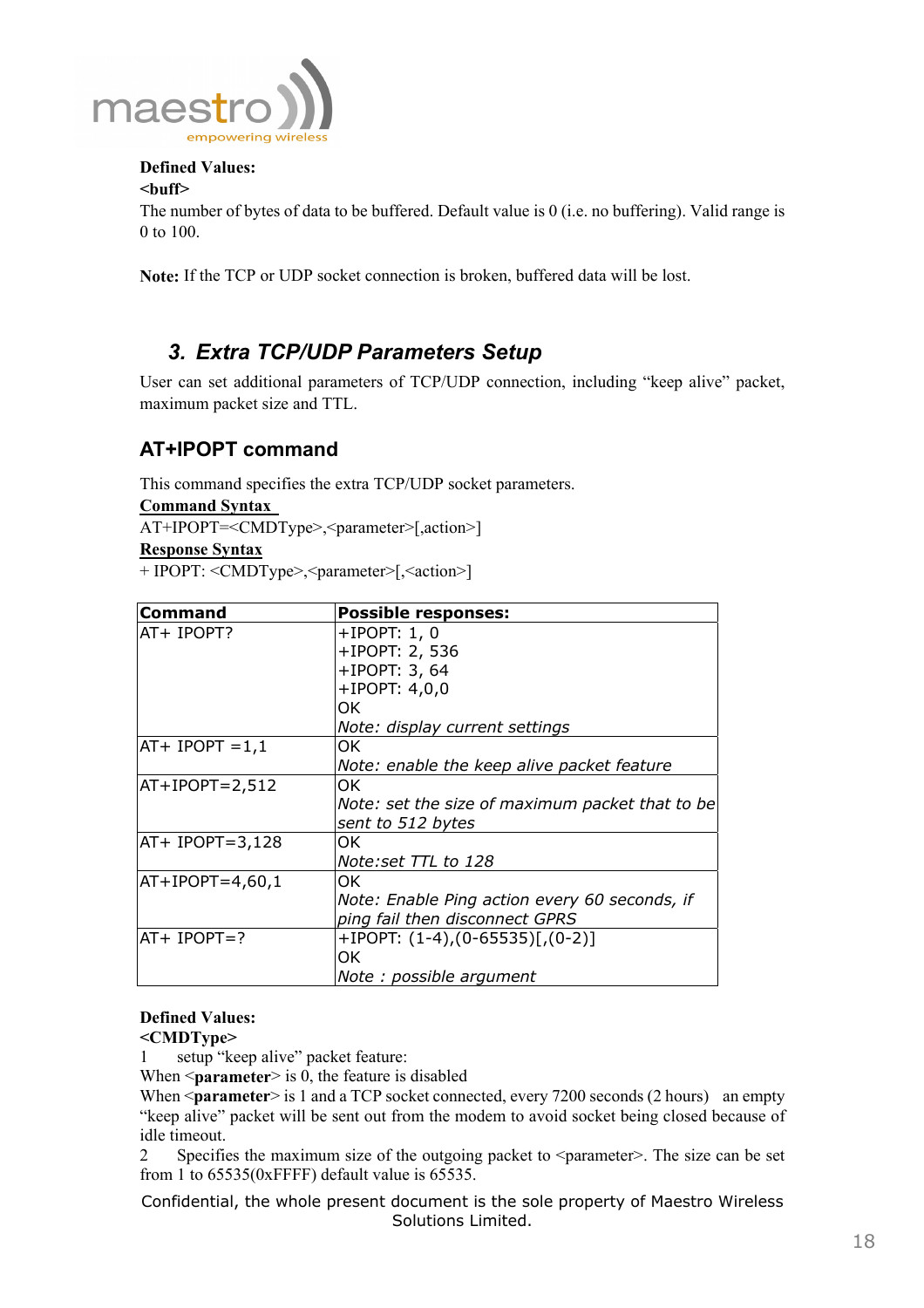**Defined Values:**

**<buff>**

The number of bytes of data to be buffered. Default value is 0 (i.e. no buffering). Valid range is 0 to 100.

**Note:** If the TCP or UDP socket connection is broken, buffered data will be lost.

## 3. Extra TCP/UDP Parameters Setup

User can set additional parameters of TCP/UDP connection, including "keep alive" packet, maximum packet size and TTL.

### AT+IPOPT command

This command specifies the extra TCP/UDP socket parameters.

**Command Syntax**

AT+IPOPT=<CMDType>,<parameter>[,action>]

**Response Syntax**

+ IPOPT: <CMDType>,<parameter>[,<action>]

| Command | Possible responses: |
|---|---|
| AT+ IPOPT? | +IPOPT: 1, 0<br>+IPOPT: 2, 536<br>+IPOPT: 3, 64<br>+IPOPT: 4,0,0<br>OK<br>*Note: display current settings* |
| AT+ IPOPT =1,1 | OK<br>*Note: enable the keep alive packet feature* |
| AT+IPOPT=2,512 | OK<br>*Note: set the size of maximum packet that to be sent to 512 bytes* |
| AT+ IPOPT=3,128 | OK<br>*Note:set TTL to 128* |
| AT+IPOPT=4,60,1 | OK<br>*Note: Enable Ping action every 60 seconds, if ping fail then disconnect GPRS* |
| AT+ IPOPT=? | +IPOPT: (1-4),(0-65535)[,(0-2)]<br>OK<br>*Note : possible argument* |

**Defined Values:**

**<CMDType>**

1 setup "keep alive" packet feature:

When <**parameter**> is 0, the feature is disabled

When <**parameter**> is 1 and a TCP socket connected, every 7200 seconds (2 hours) an empty "keep alive" packet will be sent out from the modem to avoid socket being closed because of idle timeout.

2 Specifies the maximum size of the outgoing packet to <parameter>. The size can be set from 1 to 65535(0xFFFF) default value is 65535.

Confidential, the whole present document is the sole property of Maestro Wireless Solutions Limited.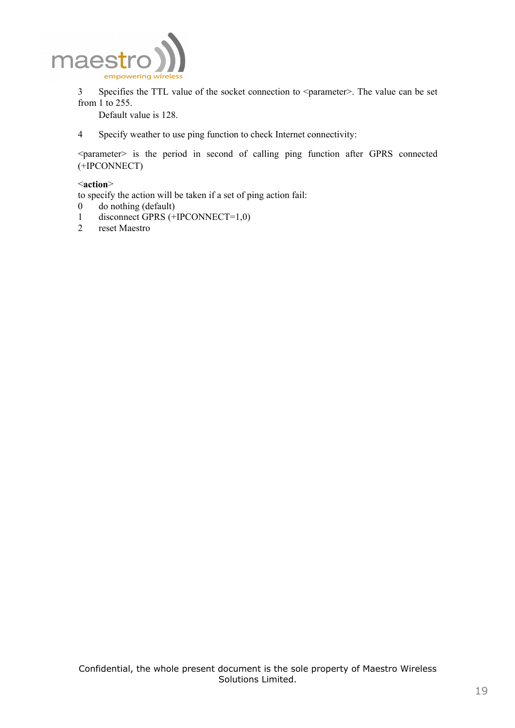3 Specifies the TTL value of the socket connection to <parameter>. The value can be set from 1 to 255.

Default value is 128.

4 Specify weather to use ping function to check Internet connectivity:

<parameter> is the period in second of calling ping function after GPRS connected (+IPCONNECT)

<**action**>
to specify the action will be taken if a set of ping action fail:
0 do nothing (default)
1 disconnect GPRS (+IPCONNECT=1,0)
2 reset Maestro

Confidential, the whole present document is the sole property of Maestro Wireless Solutions Limited.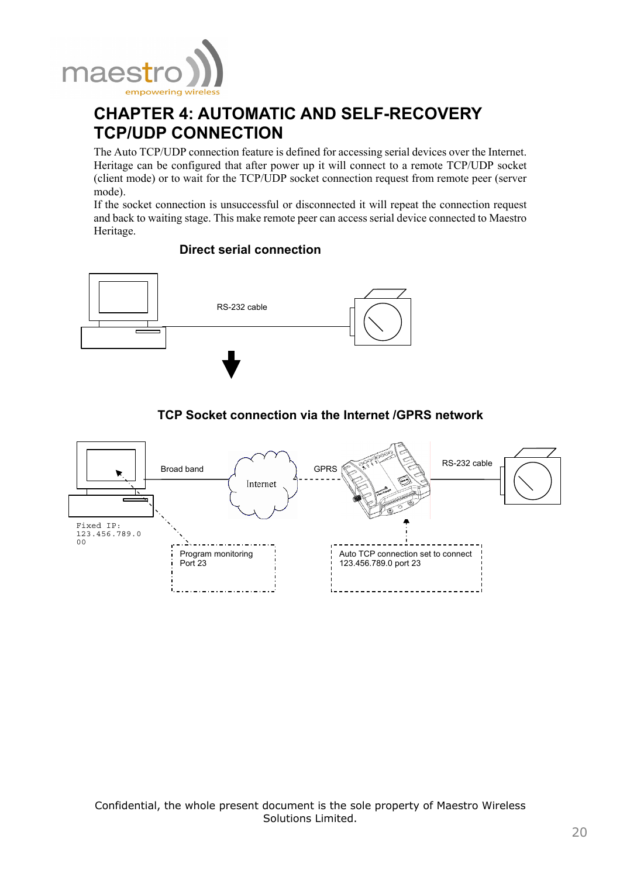# CHAPTER 4: AUTOMATIC AND SELF-RECOVERY TCP/UDP CONNECTION

The Auto TCP/UDP connection feature is defined for accessing serial devices over the Internet. Heritage can be configured that after power up it will connect to a remote TCP/UDP socket (client mode) or to wait for the TCP/UDP socket connection request from remote peer (server mode).

If the socket connection is unsuccessful or disconnected it will repeat the connection request and back to waiting stage. This make remote peer can access serial device connected to Maestro Heritage.

**Direct serial connection**

RS-232 cable

**TCP Socket connection via the Internet /GPRS network**

Broad band

Internet

GPRS

RS-232 cable

Fixed IP:
123.456.789.0
00

Program monitoring
Port 23

Auto TCP connection set to connect
123.456.789.0 port 23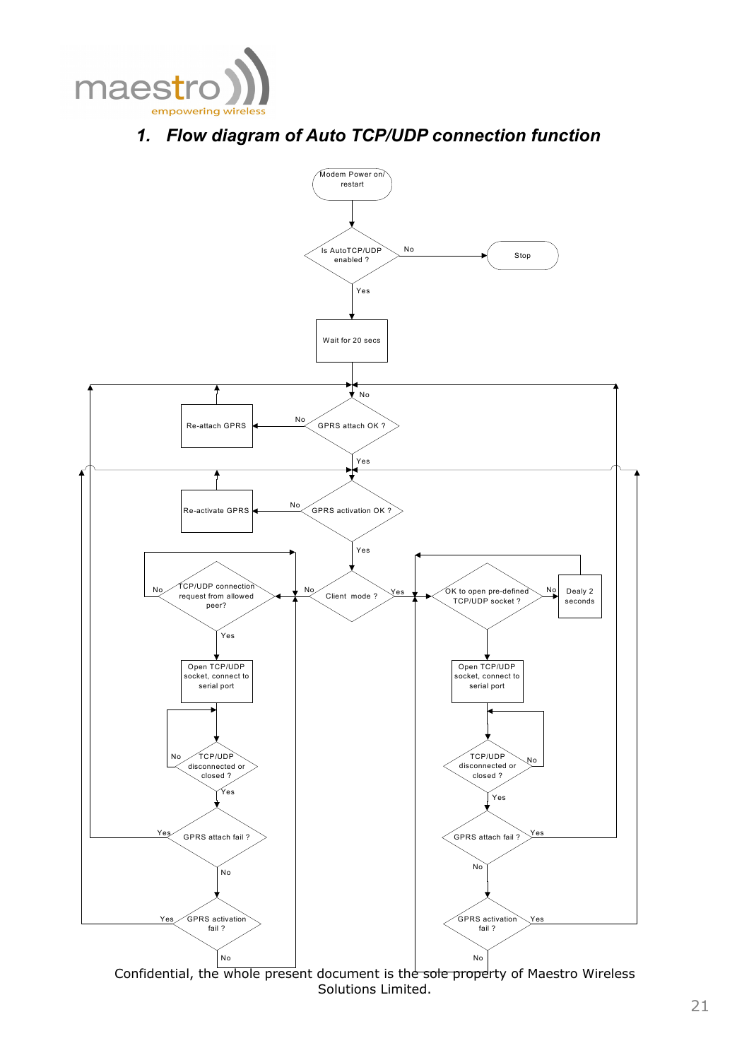## 1. Flow diagram of Auto TCP/UDP connection function

Modem Power on/ restart

Is AutoTCP/UDP enabled ?

No

Stop

Yes

Wait for 20 secs

No

Re-attach GPRS

No

GPRS attach OK ?

Yes

Re-activate GPRS

No

GPRS activation OK ?

Yes

No

TCP/UDP connection request from allowed peer?

No

Client mode ?

Yes

OK to open pre-defined TCP/UDP socket ?

No

Dealy 2 seconds

Yes

Open TCP/UDP socket, connect to serial port

Open TCP/UDP socket, connect to serial port

No

TCP/UDP disconnected or closed ?

Yes

TCP/UDP disconnected or closed ?

No

Yes

Yes

GPRS attach fail ?

No

GPRS attach fail ?

Yes

No

Yes

GPRS activation fail ?

No

GPRS activation fail ?

Yes

No

Confidential, the whole present document is the sole property of Maestro Wireless Solutions Limited.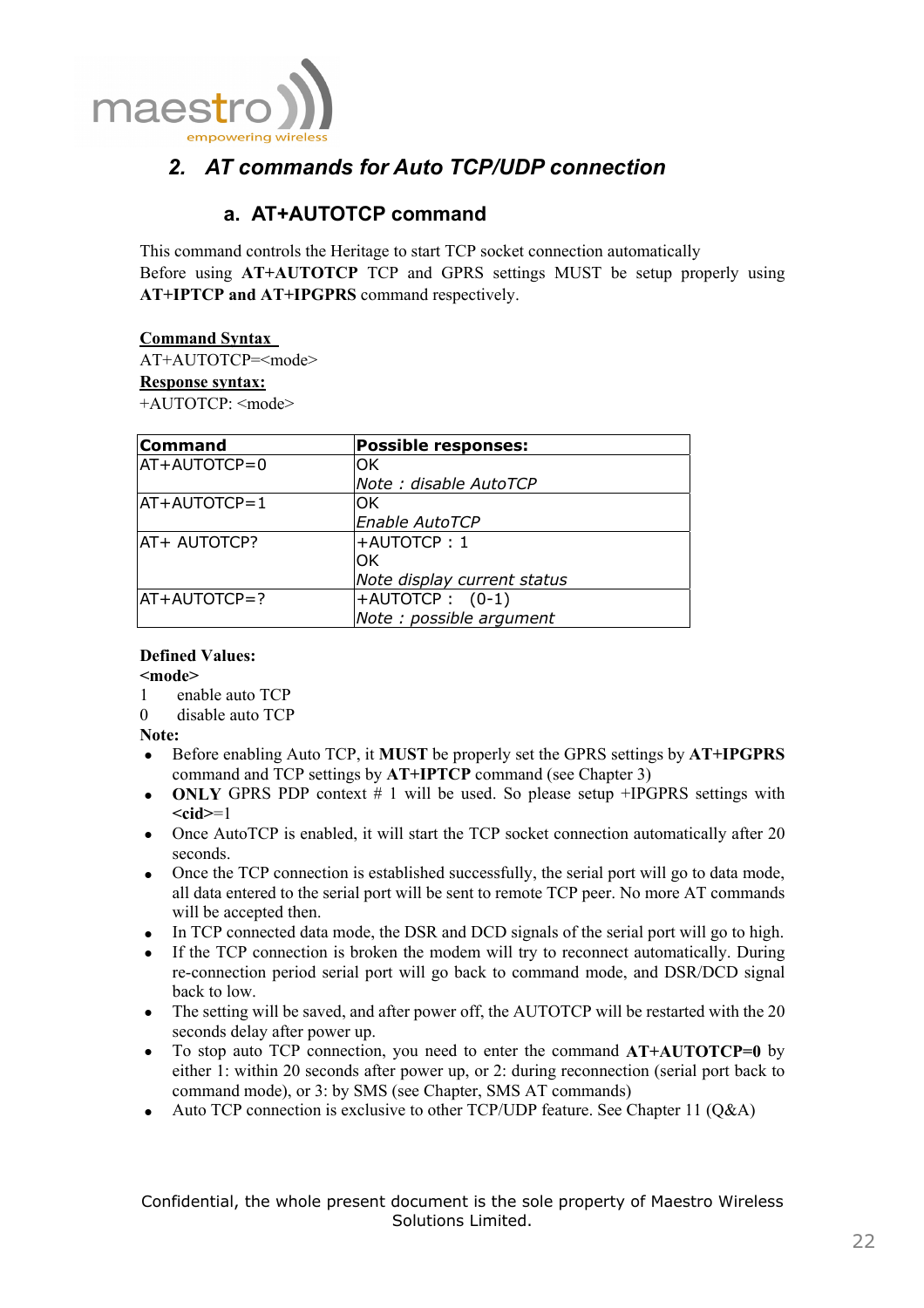## 2. AT commands for Auto TCP/UDP connection

### a. AT+AUTOTCP command

This command controls the Heritage to start TCP socket connection automatically
Before using **AT+AUTOTCP** TCP and GPRS settings MUST be setup properly using **AT+IPTCP and AT+IPGPRS** command respectively.

**Command Syntax**
AT+AUTOTCP=<mode>
**Response syntax:**
+AUTOTCP: <mode>

| Command | Possible responses: |
|---|---|
| AT+AUTOTCP=0 | OK<br>*Note : disable AutoTCP* |
| AT+AUTOTCP=1 | OK<br>*Enable AutoTCP* |
| AT+ AUTOTCP? | +AUTOTCP : 1<br>OK<br>*Note display current status* |
| AT+AUTOTCP=? | +AUTOTCP : (0-1)<br>*Note : possible argument* |

**Defined Values:**
**<mode>**
1 enable auto TCP
0 disable auto TCP
**Note:**

- Before enabling Auto TCP, it **MUST** be properly set the GPRS settings by **AT+IPGPRS** command and TCP settings by **AT+IPTCP** command (see Chapter 3)
- **ONLY** GPRS PDP context # 1 will be used. So please setup +IPGPRS settings with **<cid>**=1
- Once AutoTCP is enabled, it will start the TCP socket connection automatically after 20 seconds.
- Once the TCP connection is established successfully, the serial port will go to data mode, all data entered to the serial port will be sent to remote TCP peer. No more AT commands will be accepted then.
- In TCP connected data mode, the DSR and DCD signals of the serial port will go to high.
- If the TCP connection is broken the modem will try to reconnect automatically. During re-connection period serial port will go back to command mode, and DSR/DCD signal back to low.
- The setting will be saved, and after power off, the AUTOTCP will be restarted with the 20 seconds delay after power up.
- To stop auto TCP connection, you need to enter the command **AT+AUTOTCP=0** by either 1: within 20 seconds after power up, or 2: during reconnection (serial port back to command mode), or 3: by SMS (see Chapter, SMS AT commands)
- Auto TCP connection is exclusive to other TCP/UDP feature. See Chapter 11 (Q&A)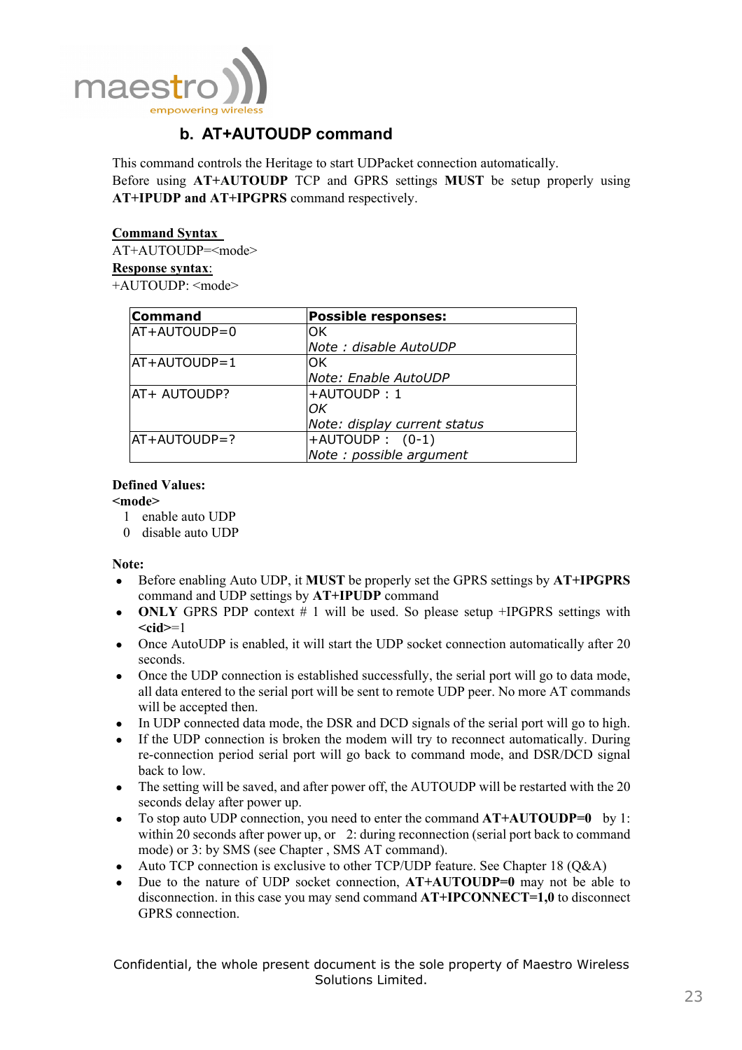## b. AT+AUTOUDP command

This command controls the Heritage to start UDPacket connection automatically.
Before using **AT+AUTOUDP** TCP and GPRS settings **MUST** be setup properly using **AT+IPUDP and AT+IPGPRS** command respectively.

**Command Syntax**
AT+AUTOUDP=<mode>
**Response syntax**:
+AUTOUDP: <mode>

| Command | Possible responses: |
|---|---|
| AT+AUTOUDP=0 | OK<br>*Note : disable AutoUDP* |
| AT+AUTOUDP=1 | OK<br>*Note: Enable AutoUDP* |
| AT+ AUTOUDP? | +AUTOUDP : 1<br>*OK*<br>*Note: display current status* |
| AT+AUTOUDP=? | +AUTOUDP : (0-1)<br>*Note : possible argument* |

**Defined Values:**
**<mode>**
1 enable auto UDP
0 disable auto UDP

**Note:**

- Before enabling Auto UDP, it **MUST** be properly set the GPRS settings by **AT+IPGPRS** command and UDP settings by **AT+IPUDP** command
- **ONLY** GPRS PDP context # 1 will be used. So please setup +IPGPRS settings with **<cid>**=1
- Once AutoUDP is enabled, it will start the UDP socket connection automatically after 20 seconds.
- Once the UDP connection is established successfully, the serial port will go to data mode, all data entered to the serial port will be sent to remote UDP peer. No more AT commands will be accepted then.
- In UDP connected data mode, the DSR and DCD signals of the serial port will go to high.
- If the UDP connection is broken the modem will try to reconnect automatically. During re-connection period serial port will go back to command mode, and DSR/DCD signal back to low.
- The setting will be saved, and after power off, the AUTOUDP will be restarted with the 20 seconds delay after power up.
- To stop auto UDP connection, you need to enter the command **AT+AUTOUDP=0** by 1: within 20 seconds after power up, or 2: during reconnection (serial port back to command mode) or 3: by SMS (see Chapter , SMS AT command).
- Auto TCP connection is exclusive to other TCP/UDP feature. See Chapter 18 (Q&A)
- Due to the nature of UDP socket connection, **AT+AUTOUDP=0** may not be able to disconnection. in this case you may send command **AT+IPCONNECT=1,0** to disconnect GPRS connection.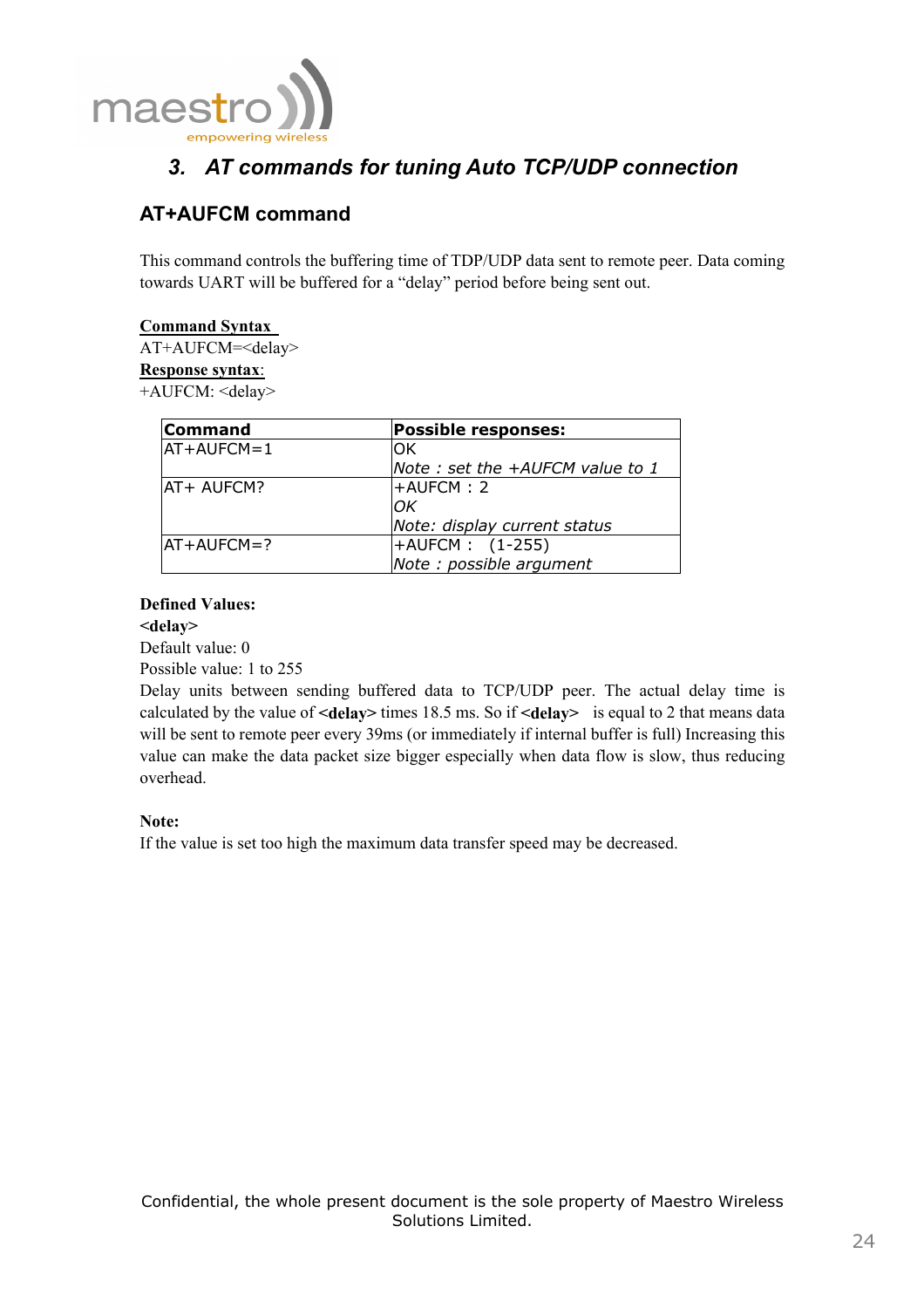## 3. *AT commands for tuning Auto TCP/UDP connection*

### AT+AUFCM command

This command controls the buffering time of TDP/UDP data sent to remote peer. Data coming towards UART will be buffered for a "delay" period before being sent out.

**Command Syntax**
AT+AUFCM=<delay>
**Response syntax**:
+AUFCM: <delay>

| Command | Possible responses: |
|---|---|
| AT+AUFCM=1 | OK<br>*Note : set the +AUFCM value to 1* |
| AT+ AUFCM? | +AUFCM : 2<br>*OK*<br>*Note: display current status* |
| AT+AUFCM=? | +AUFCM : (1-255)<br>*Note : possible argument* |

**Defined Values:**
**<delay>**
Default value: 0
Possible value: 1 to 255
Delay units between sending buffered data to TCP/UDP peer. The actual delay time is calculated by the value of **<delay>** times 18.5 ms. So if **<delay>** is equal to 2 that means data will be sent to remote peer every 39ms (or immediately if internal buffer is full) Increasing this value can make the data packet size bigger especially when data flow is slow, thus reducing overhead.

**Note:**
If the value is set too high the maximum data transfer speed may be decreased.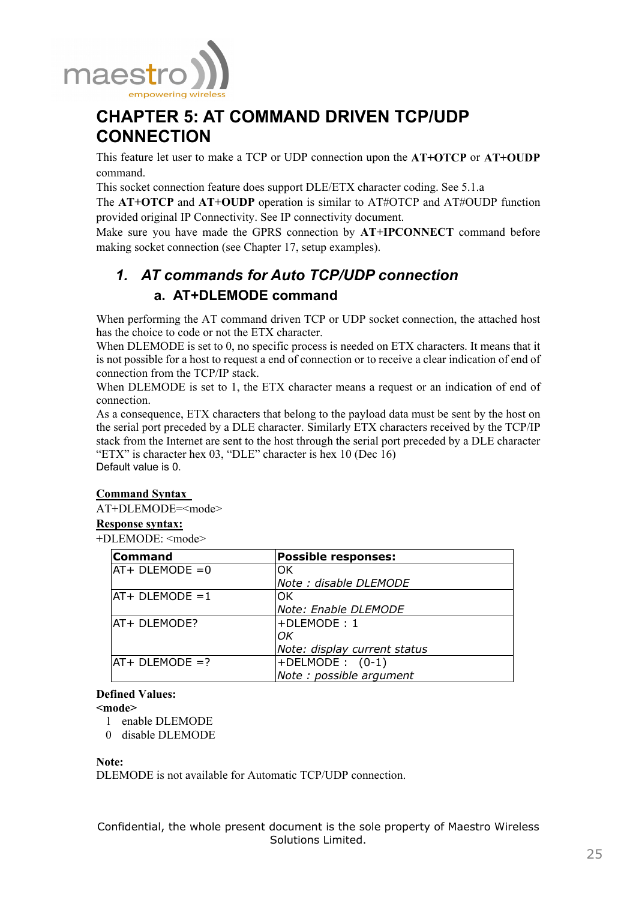# CHAPTER 5: AT COMMAND DRIVEN TCP/UDP CONNECTION

This feature let user to make a TCP or UDP connection upon the **AT+OTCP** or **AT+OUDP** command.
This socket connection feature does support DLE/ETX character coding. See 5.1.a
The **AT+OTCP** and **AT+OUDP** operation is similar to AT#OTCP and AT#OUDP function provided original IP Connectivity. See IP connectivity document.
Make sure you have made the GPRS connection by **AT+IPCONNECT** command before making socket connection (see Chapter 17, setup examples).

## *1. AT commands for Auto TCP/UDP connection*

### a. AT+DLEMODE command

When performing the AT command driven TCP or UDP socket connection, the attached host has the choice to code or not the ETX character.
When DLEMODE is set to 0, no specific process is needed on ETX characters. It means that it is not possible for a host to request a end of connection or to receive a clear indication of end of connection from the TCP/IP stack.
When DLEMODE is set to 1, the ETX character means a request or an indication of end of connection.
As a consequence, ETX characters that belong to the payload data must be sent by the host on the serial port preceded by a DLE character. Similarly ETX characters received by the TCP/IP stack from the Internet are sent to the host through the serial port preceded by a DLE character "ETX" is character hex 03, "DLE" character is hex 10 (Dec 16)
Default value is 0.

**Command Syntax**
AT+DLEMODE=<mode>
**Response syntax:**
+DLEMODE: <mode>

| **Command** | **Possible responses:** |
|---|---|
| AT+ DLEMODE =0 | OK<br>*Note : disable DLEMODE* |
| AT+ DLEMODE =1 | OK<br>*Note: Enable DLEMODE* |
| AT+ DLEMODE? | +DLEMODE : 1<br>*OK*<br>*Note: display current status* |
| AT+ DLEMODE =? | +DELMODE :  (0-1)<br>*Note : possible argument* |

**Defined Values:**
**<mode>**
1 enable DLEMODE
0 disable DLEMODE

**Note:**
DLEMODE is not available for Automatic TCP/UDP connection.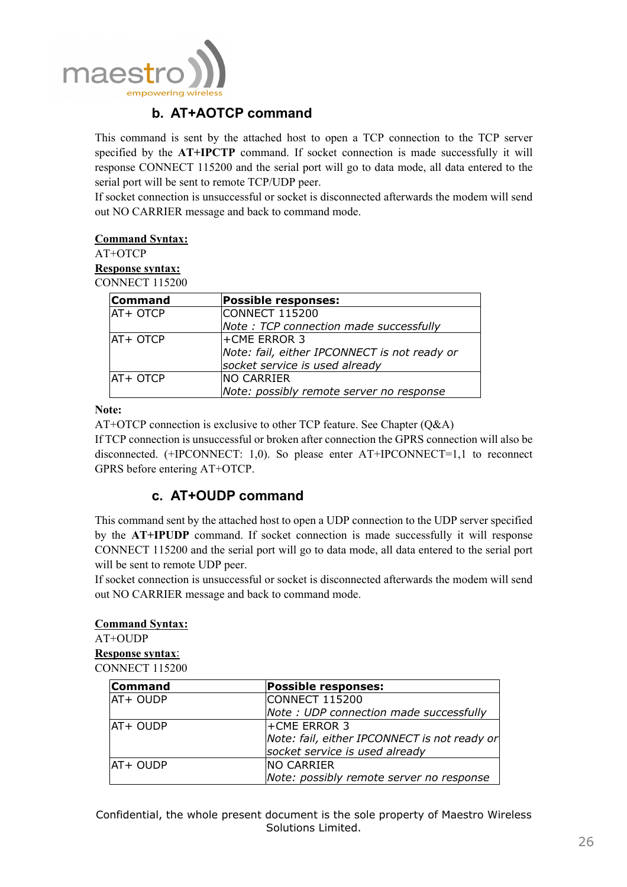## b. AT+AOTCP command

This command is sent by the attached host to open a TCP connection to the TCP server specified by the **AT+IPCTP** command. If socket connection is made successfully it will response CONNECT 115200 and the serial port will go to data mode, all data entered to the serial port will be sent to remote TCP/UDP peer.
If socket connection is unsuccessful or socket is disconnected afterwards the modem will send out NO CARRIER message and back to command mode.

**Command Syntax:**
AT+OTCP
**Response syntax:**
CONNECT 115200

| Command | Possible responses: |
|---|---|
| AT+ OTCP | CONNECT 115200<br>*Note : TCP connection made successfully* |
| AT+ OTCP | +CME ERROR 3<br>*Note: fail, either IPCONNECT is not ready or socket service is used already* |
| AT+ OTCP | NO CARRIER<br>*Note: possibly remote server no response* |

**Note:**
AT+OTCP connection is exclusive to other TCP feature. See Chapter (Q&A)
If TCP connection is unsuccessful or broken after connection the GPRS connection will also be disconnected. (+IPCONNECT: 1,0). So please enter AT+IPCONNECT=1,1 to reconnect GPRS before entering AT+OTCP.

## c. AT+OUDP command

This command sent by the attached host to open a UDP connection to the UDP server specified by the **AT+IPUDP** command. If socket connection is made successfully it will response CONNECT 115200 and the serial port will go to data mode, all data entered to the serial port will be sent to remote UDP peer.
If socket connection is unsuccessful or socket is disconnected afterwards the modem will send out NO CARRIER message and back to command mode.

**Command Syntax:**
AT+OUDP
**Response syntax**:
CONNECT 115200

| Command | Possible responses: |
|---|---|
| AT+ OUDP | CONNECT 115200<br>*Note : UDP connection made successfully* |
| AT+ OUDP | +CME ERROR 3<br>*Note: fail, either IPCONNECT is not ready or socket service is used already* |
| AT+ OUDP | NO CARRIER<br>*Note: possibly remote server no response* |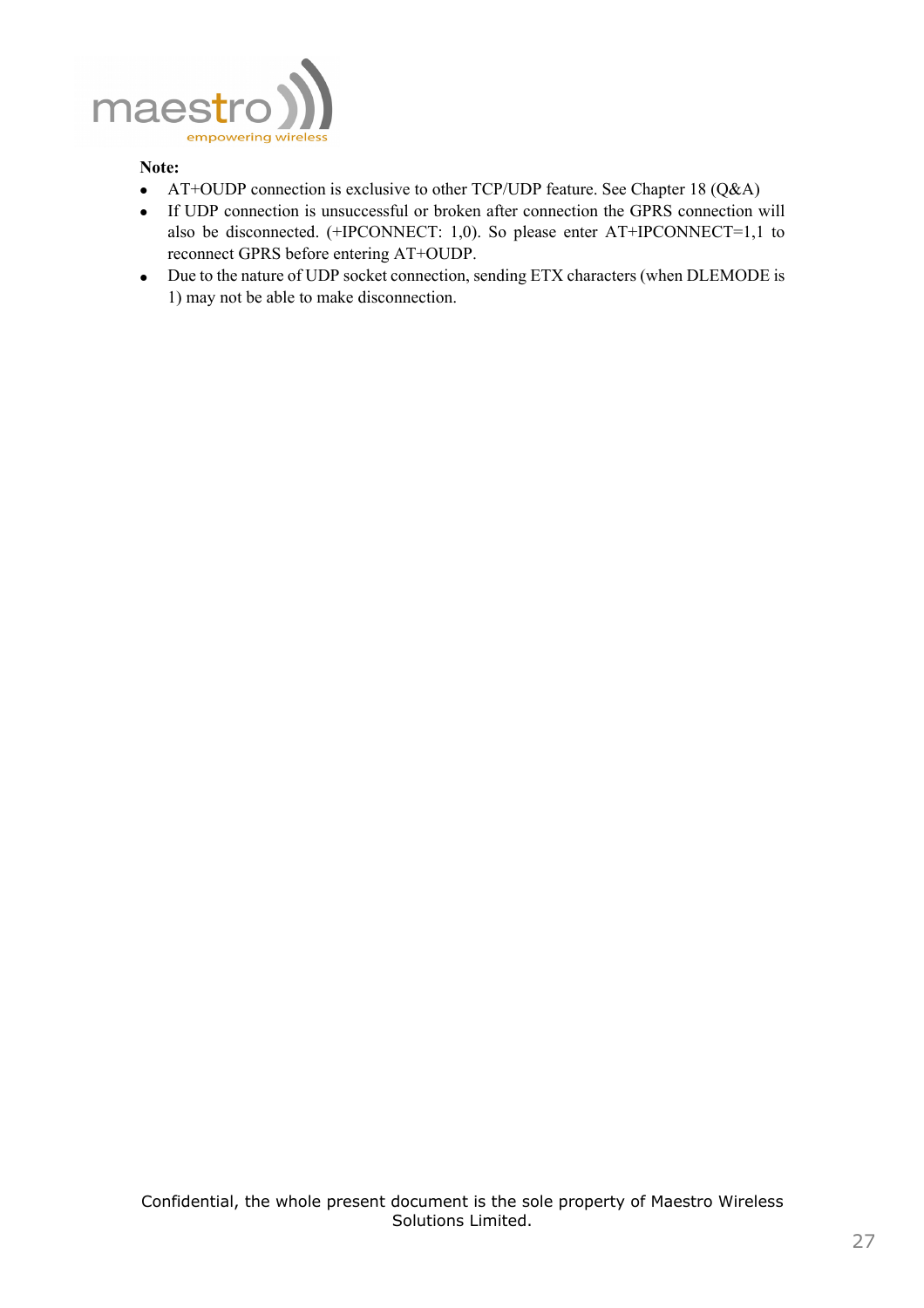**Note:**

- AT+OUDP connection is exclusive to other TCP/UDP feature. See Chapter 18 (Q&A)
- If UDP connection is unsuccessful or broken after connection the GPRS connection will also be disconnected. (+IPCONNECT: 1,0). So please enter AT+IPCONNECT=1,1 to reconnect GPRS before entering AT+OUDP.
- Due to the nature of UDP socket connection, sending ETX characters (when DLEMODE is 1) may not be able to make disconnection.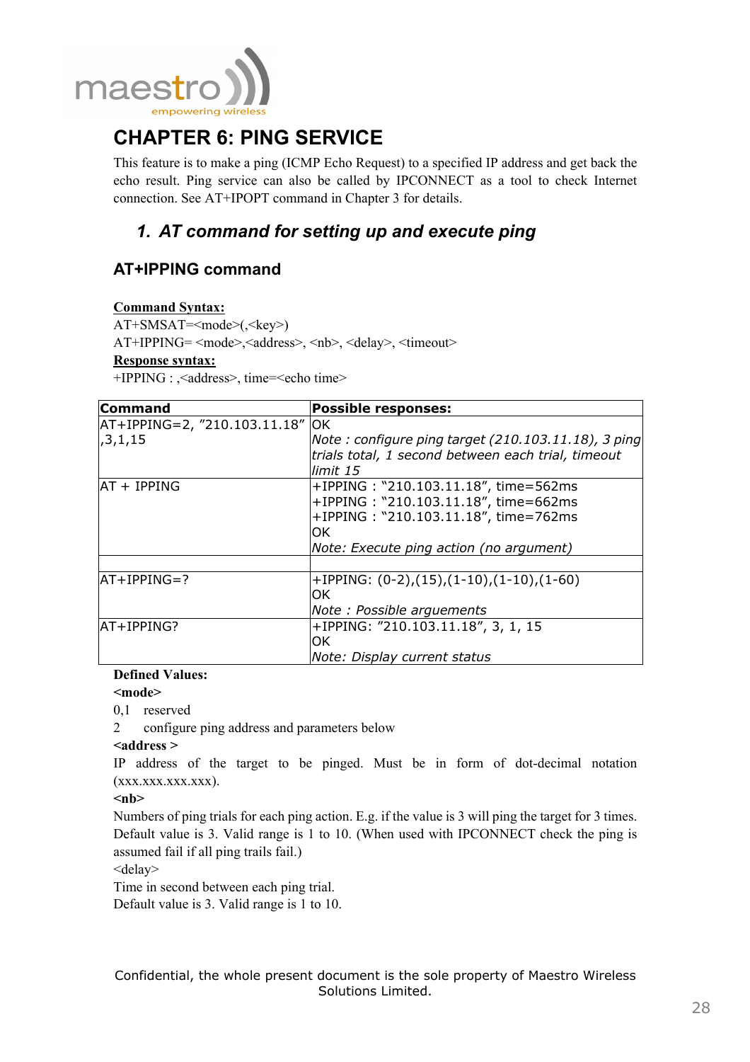# CHAPTER 6: PING SERVICE

This feature is to make a ping (ICMP Echo Request) to a specified IP address and get back the echo result. Ping service can also be called by IPCONNECT as a tool to check Internet connection. See AT+IPOPT command in Chapter 3 for details.

## 1. AT command for setting up and execute ping

### AT+IPPING command

**Command Syntax:**

AT+SMSAT=<mode>(,<key>)

AT+IPPING= <mode>,<address>, <nb>, <delay>, <timeout>

**Response syntax:**

+IPPING : ,<address>, time=<echo time>

| Command | Possible responses: |
|---|---|
| AT+IPPING=2, "210.103.11.18" ,3,1,15 | OK<br>*Note : configure ping target (210.103.11.18), 3 ping trials total, 1 second between each trial, timeout limit 15* |
| AT + IPPING | +IPPING : "210.103.11.18", time=562ms<br>+IPPING : "210.103.11.18", time=662ms<br>+IPPING : "210.103.11.18", time=762ms<br>OK<br>*Note: Execute ping action (no argument)* |
| | |
| AT+IPPING=? | +IPPING: (0-2),(15),(1-10),(1-10),(1-60)<br>OK<br>*Note : Possible arguements* |
| AT+IPPING? | +IPPING: "210.103.11.18", 3, 1, 15<br>OK<br>*Note: Display current status* |

**Defined Values:**

**<mode>**

0,1 reserved

2 configure ping address and parameters below

**<address >**

IP address of the target to be pinged. Must be in form of dot-decimal notation (xxx.xxx.xxx.xxx).

**<nb>**

Numbers of ping trials for each ping action. E.g. if the value is 3 will ping the target for 3 times. Default value is 3. Valid range is 1 to 10. (When used with IPCONNECT check the ping is assumed fail if all ping trails fail.)

<delay>

Time in second between each ping trial.

Default value is 3. Valid range is 1 to 10.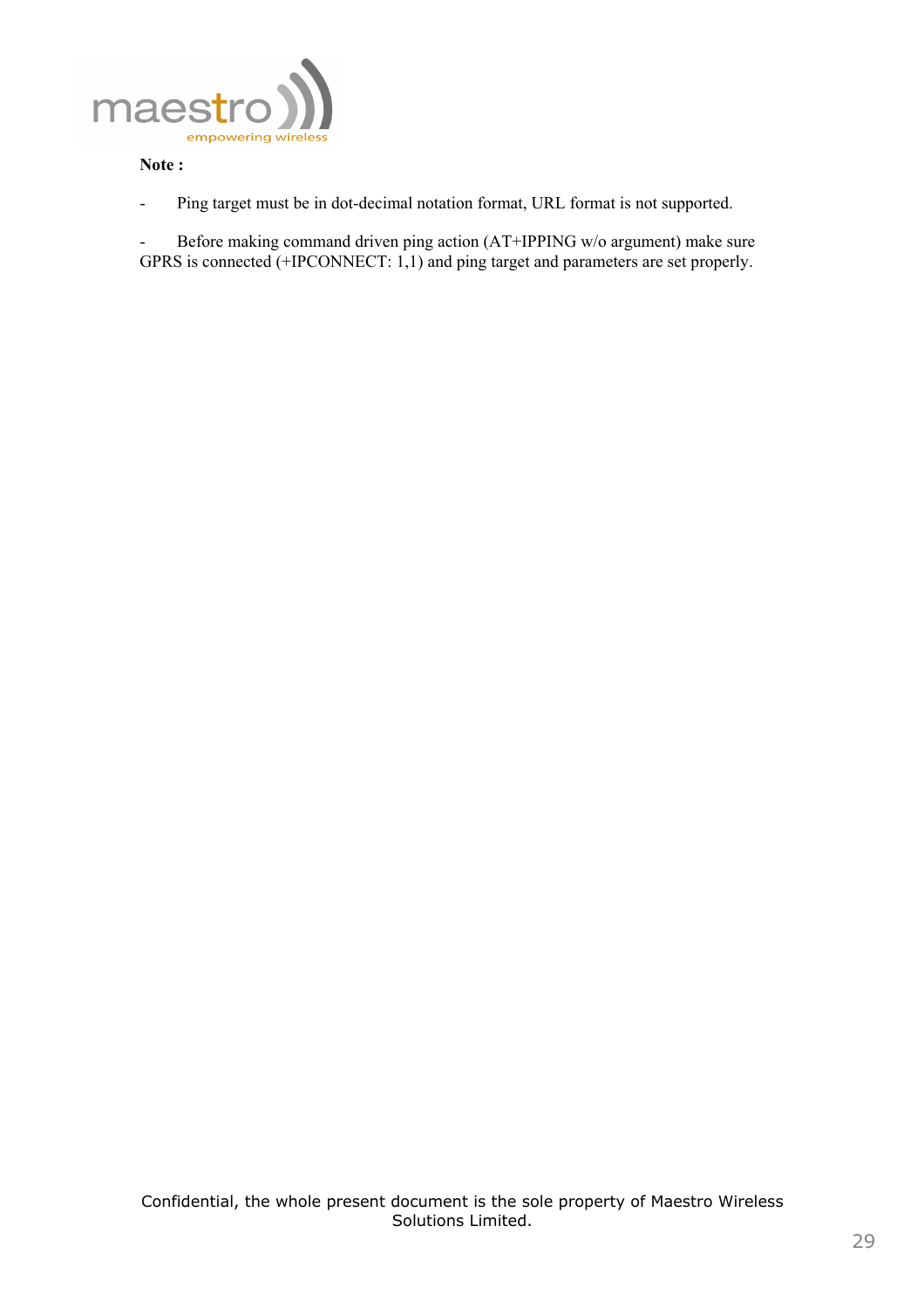**Note :**

- Ping target must be in dot-decimal notation format, URL format is not supported.

- Before making command driven ping action (AT+IPPING w/o argument) make sure GPRS is connected (+IPCONNECT: 1,1) and ping target and parameters are set properly.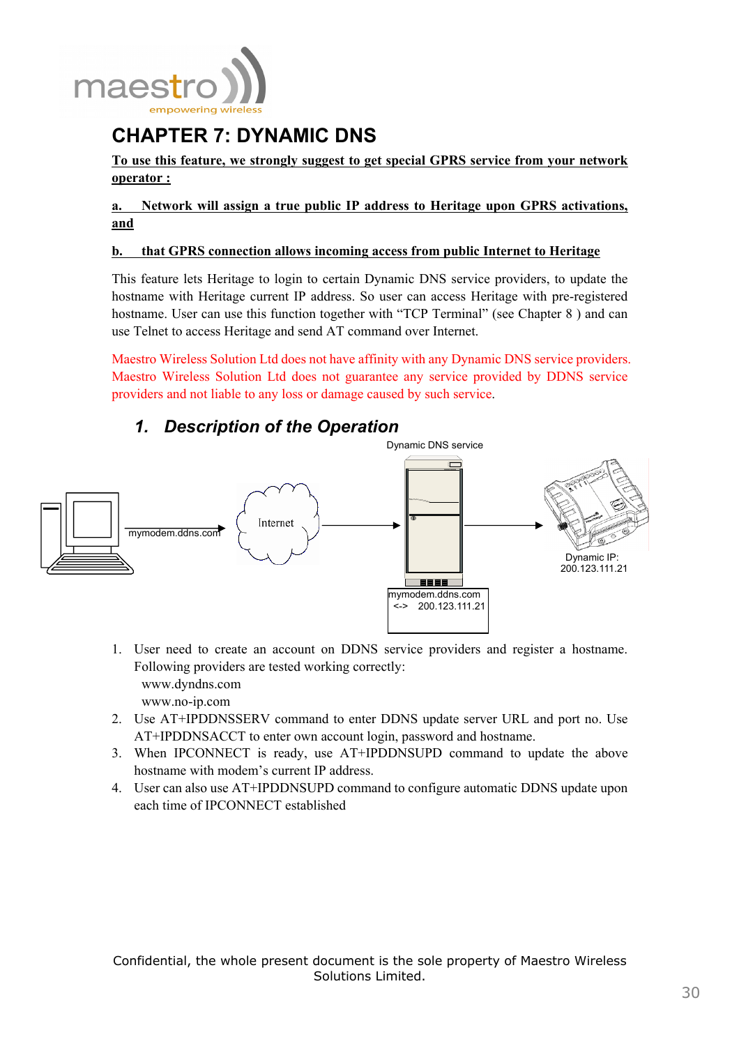# CHAPTER 7: DYNAMIC DNS

**To use this feature, we strongly suggest to get special GPRS service from your network operator :**

**a. Network will assign a true public IP address to Heritage upon GPRS activations, and**

**b. that GPRS connection allows incoming access from public Internet to Heritage**

This feature lets Heritage to login to certain Dynamic DNS service providers, to update the hostname with Heritage current IP address. So user can access Heritage with pre-registered hostname. User can use this function together with "TCP Terminal" (see Chapter 8 ) and can use Telnet to access Heritage and send AT command over Internet.

Maestro Wireless Solution Ltd does not have affinity with any Dynamic DNS service providers. Maestro Wireless Solution Ltd does not guarantee any service provided by DDNS service providers and not liable to any loss or damage caused by such service.

## *1. Description of the Operation*

Dynamic DNS service

mymodem.ddns.com

Internet

Dynamic IP: 200.123.111.21

mymodem.ddns.com <-> 200.123.111.21

1. User need to create an account on DDNS service providers and register a hostname. Following providers are tested working correctly:
   www.dyndns.com
   www.no-ip.com
2. Use AT+IPDDNSSERV command to enter DDNS update server URL and port no. Use AT+IPDDNSACCT to enter own account login, password and hostname.
3. When IPCONNECT is ready, use AT+IPDDNSUPD command to update the above hostname with modem's current IP address.
4. User can also use AT+IPDDNSUPD command to configure automatic DDNS update upon each time of IPCONNECT established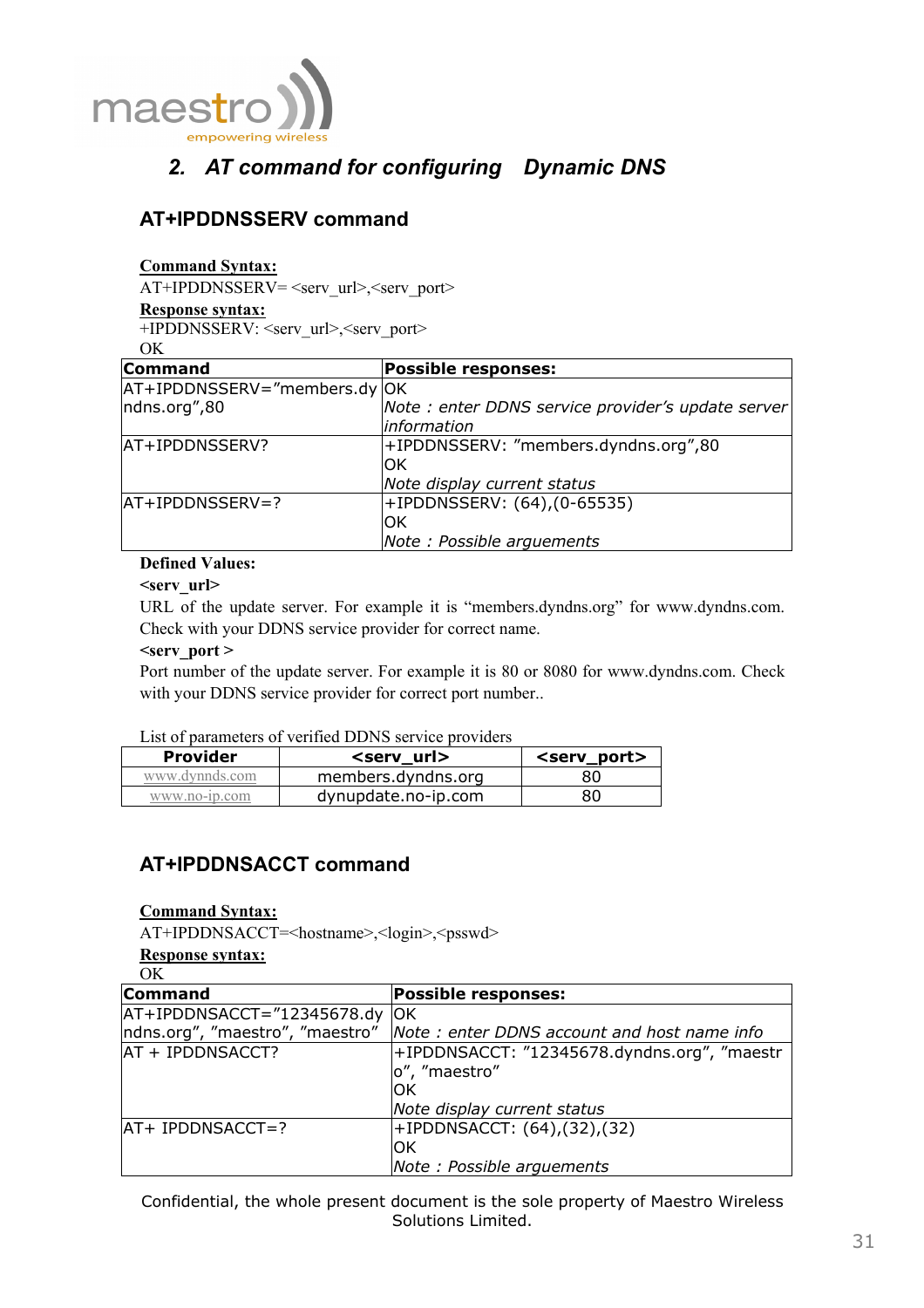## 2. AT command for configuring Dynamic DNS

### AT+IPDDNSSERV command

**Command Syntax:**
AT+IPDDNSSERV= <serv_url>,<serv_port>
**Response syntax:**
+IPDDNSSERV: <serv_url>,<serv_port>
OK

| Command | Possible responses: |
|---|---|
| AT+IPDDNSSERV="members.dyndns.org",80 | OK<br>*Note : enter DDNS service provider's update server information* |
| AT+IPDDNSSERV? | +IPDDNSSERV: "members.dyndns.org",80<br>OK<br>*Note display current status* |
| AT+IPDDNSSERV=? | +IPDDNSSERV: (64),(0-65535)<br>OK<br>*Note : Possible arguements* |

**Defined Values:**

**<serv_url>**

URL of the update server. For example it is "members.dyndns.org" for www.dyndns.com. Check with your DDNS service provider for correct name.

**<serv_port >**

Port number of the update server. For example it is 80 or 8080 for www.dyndns.com. Check with your DDNS service provider for correct port number..

List of parameters of verified DDNS service providers

| Provider | <serv_url> | <serv_port> |
|---|---|---|
| www.dynnds.com | members.dyndns.org | 80 |
| www.no-ip.com | dynupdate.no-ip.com | 80 |

### AT+IPDDNSACCT command

**Command Syntax:**
AT+IPDDNSACCT=<hostname>,<login>,<psswd>
**Response syntax:**
OK

| Command | Possible responses: |
|---|---|
| AT+IPDDNSACCT="12345678.dyndns.org", "maestro", "maestro" | OK<br>*Note : enter DDNS account and host name info* |
| AT + IPDDNSACCT? | +IPDDNSACCT: "12345678.dyndns.org", "maestro", "maestro"<br>OK<br>*Note display current status* |
| AT+ IPDDNSACCT=? | +IPDDNSACCT: (64),(32),(32)<br>OK<br>*Note : Possible arguements* |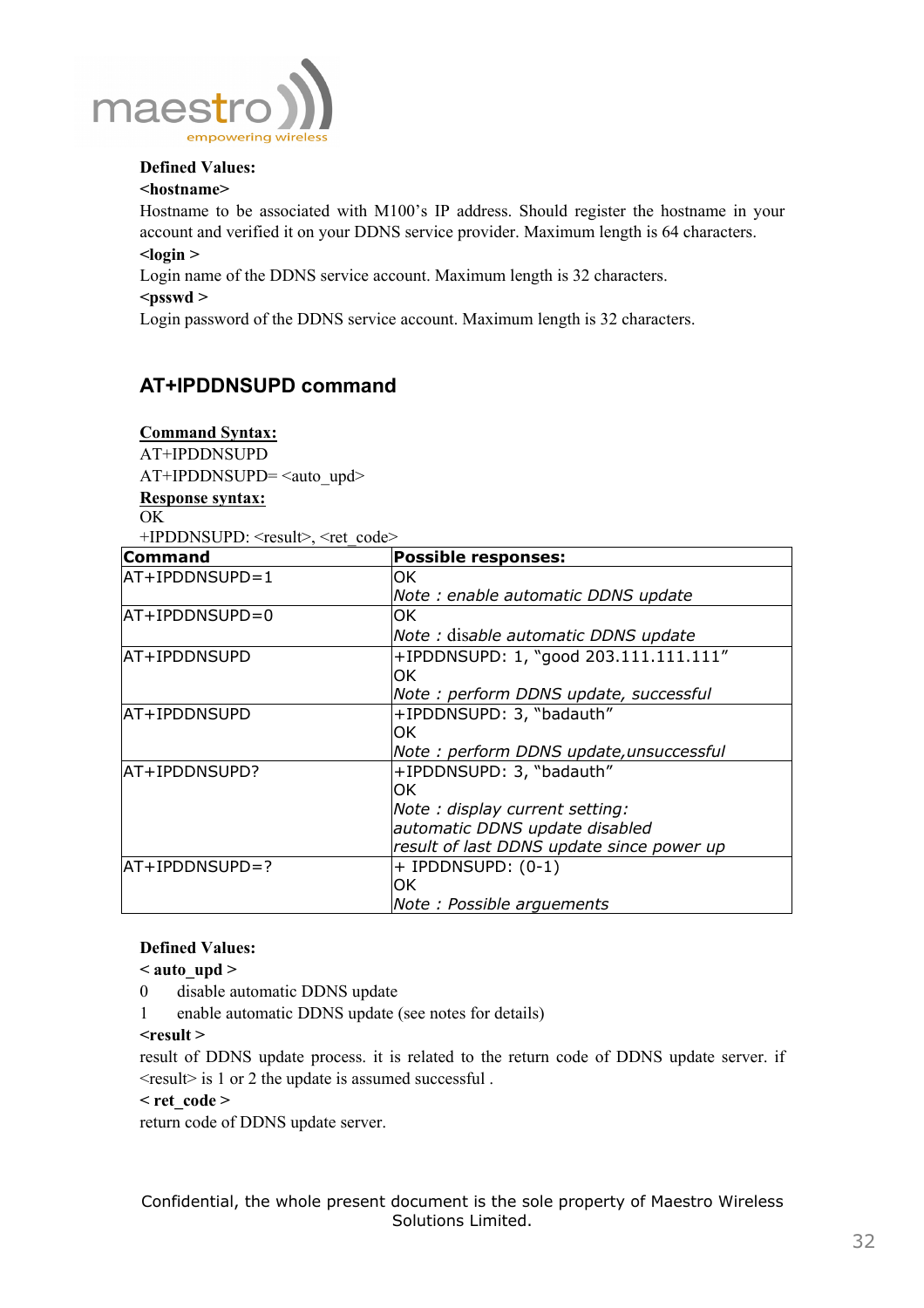**Defined Values:**

**<hostname>**

Hostname to be associated with M100's IP address. Should register the hostname in your account and verified it on your DDNS service provider. Maximum length is 64 characters.

**<login >**

Login name of the DDNS service account. Maximum length is 32 characters.

**<psswd >**

Login password of the DDNS service account. Maximum length is 32 characters.

## AT+IPDDNSUPD command

**Command Syntax:**

AT+IPDDNSUPD

AT+IPDDNSUPD= <auto_upd>

**Response syntax:**

OK

+IPDDNSUPD: <result>, <ret_code>

| Command | Possible responses: |
|---|---|
| AT+IPDDNSUPD=1 | OK<br>*Note : enable automatic DDNS update* |
| AT+IPDDNSUPD=0 | OK<br>*Note : disable automatic DDNS update* |
| AT+IPDDNSUPD | +IPDDNSUPD: 1, "good 203.111.111.111"<br>OK<br>*Note : perform DDNS update, successful* |
| AT+IPDDNSUPD | +IPDDNSUPD: 3, "badauth"<br>OK<br>*Note : perform DDNS update,unsuccessful* |
| AT+IPDDNSUPD? | +IPDDNSUPD: 3, "badauth"<br>OK<br>*Note : display current setting:*<br>*automatic DDNS update disabled*<br>*result of last DDNS update since power up* |
| AT+IPDDNSUPD=? | + IPDDNSUPD: (0-1)<br>OK<br>*Note : Possible arguements* |

**Defined Values:**

**< auto_upd >**

0 disable automatic DDNS update

1 enable automatic DDNS update (see notes for details)

**<result >**

result of DDNS update process. it is related to the return code of DDNS update server. if <result> is 1 or 2 the update is assumed successful .

**< ret_code >**

return code of DDNS update server.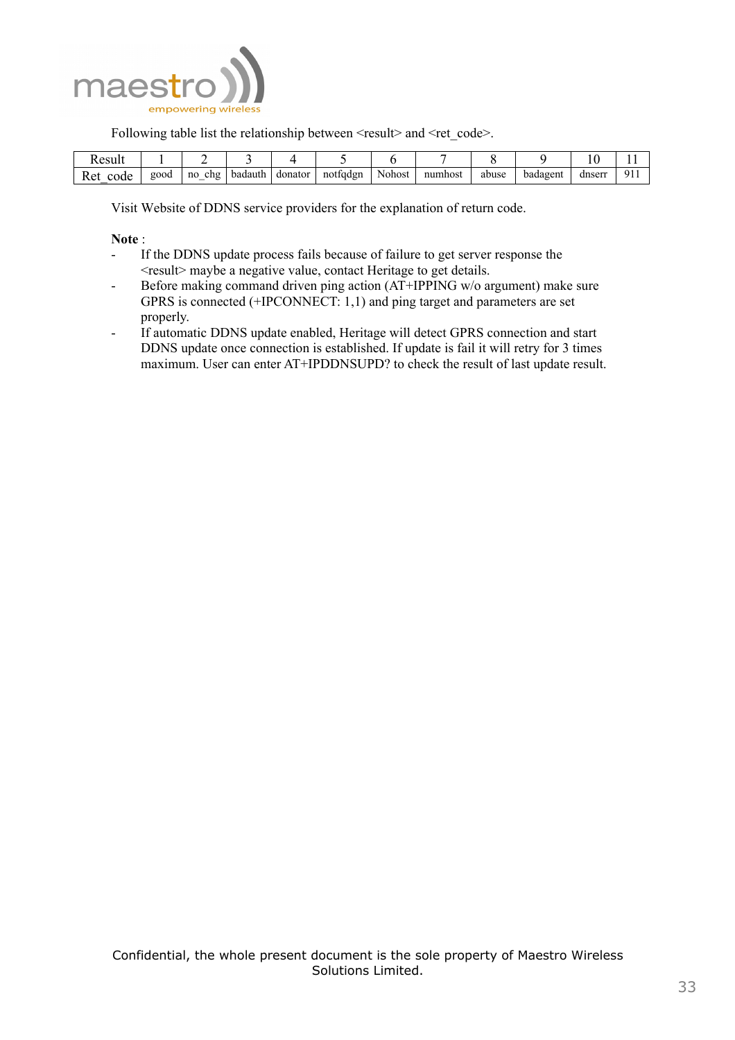Following table list the relationship between <result> and <ret_code>.

| Result | 1 | 2 | 3 | 4 | 5 | 6 | 7 | 8 | 9 | 10 | 11 |
|---|---|---|---|---|---|---|---|---|---|---|---|
| Ret_code | good | no_chg | badauth | donator | notfqdgn | Nohost | numhost | abuse | badagent | dnserr | 911 |

Visit Website of DDNS service providers for the explanation of return code.

**Note** :

- If the DDNS update process fails because of failure to get server response the <result> maybe a negative value, contact Heritage to get details.
- Before making command driven ping action (AT+IPPING w/o argument) make sure GPRS is connected (+IPCONNECT: 1,1) and ping target and parameters are set properly.
- If automatic DDNS update enabled, Heritage will detect GPRS connection and start DDNS update once connection is established. If update is fail it will retry for 3 times maximum. User can enter AT+IPDDNSUPD? to check the result of last update result.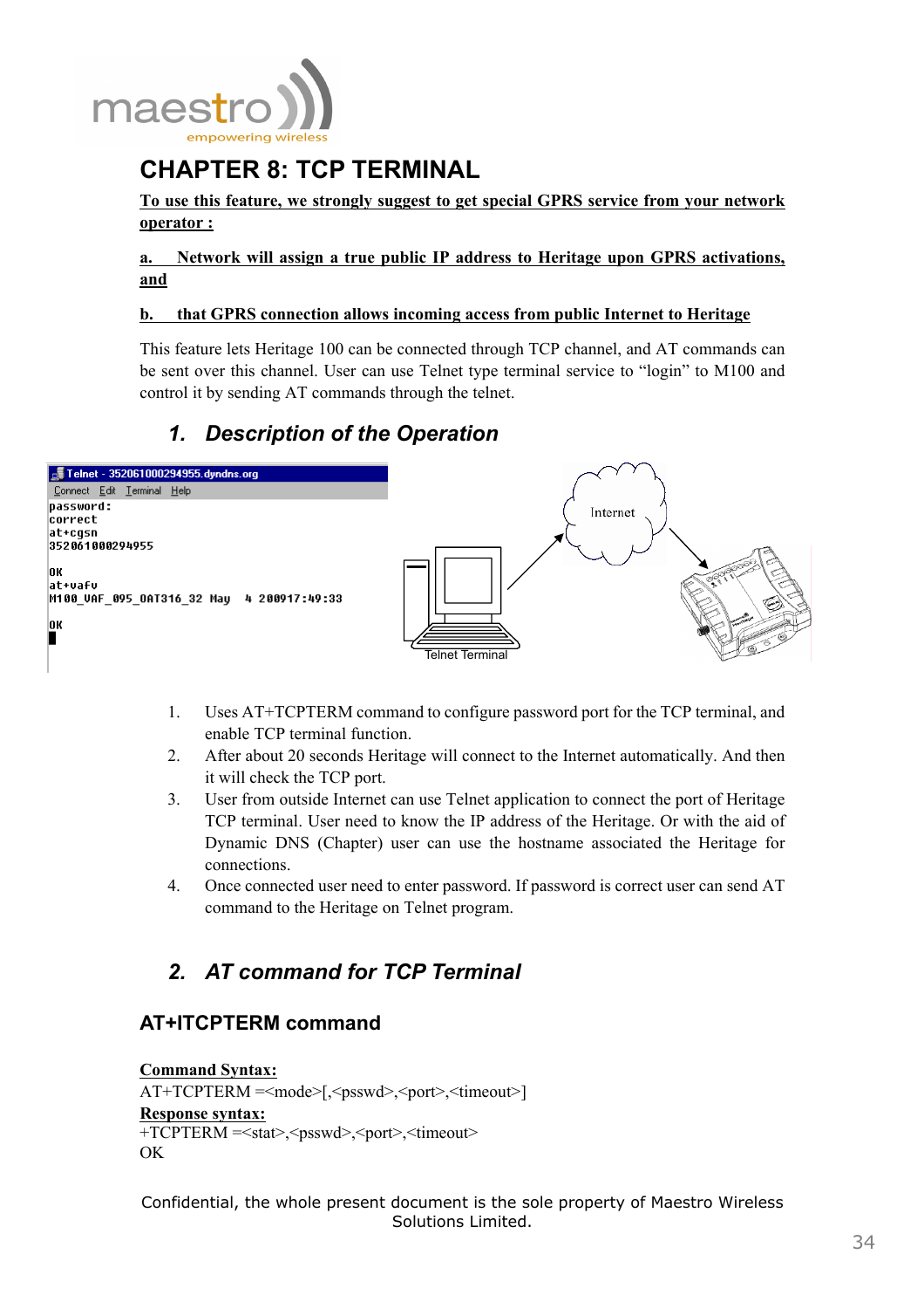# CHAPTER 8: TCP TERMINAL

**To use this feature, we strongly suggest to get special GPRS service from your network operator :**

**a. Network will assign a true public IP address to Heritage upon GPRS activations, and**

**b. that GPRS connection allows incoming access from public Internet to Heritage**

This feature lets Heritage 100 can be connected through TCP channel, and AT commands can be sent over this channel. User can use Telnet type terminal service to "login" to M100 and control it by sending AT commands through the telnet.

## 1. Description of the Operation

1. Uses AT+TCPTERM command to configure password port for the TCP terminal, and enable TCP terminal function.
2. After about 20 seconds Heritage will connect to the Internet automatically. And then it will check the TCP port.
3. User from outside Internet can use Telnet application to connect the port of Heritage TCP terminal. User need to know the IP address of the Heritage. Or with the aid of Dynamic DNS (Chapter) user can use the hostname associated the Heritage for connections.
4. Once connected user need to enter password. If password is correct user can send AT command to the Heritage on Telnet program.

## 2. AT command for TCP Terminal

### AT+ITCPTERM command

**Command Syntax:**
AT+TCPTERM =<mode>[,<psswd>,<port>,<timeout>]
**Response syntax:**
+TCPTERM =<stat>,<psswd>,<port>,<timeout>
OK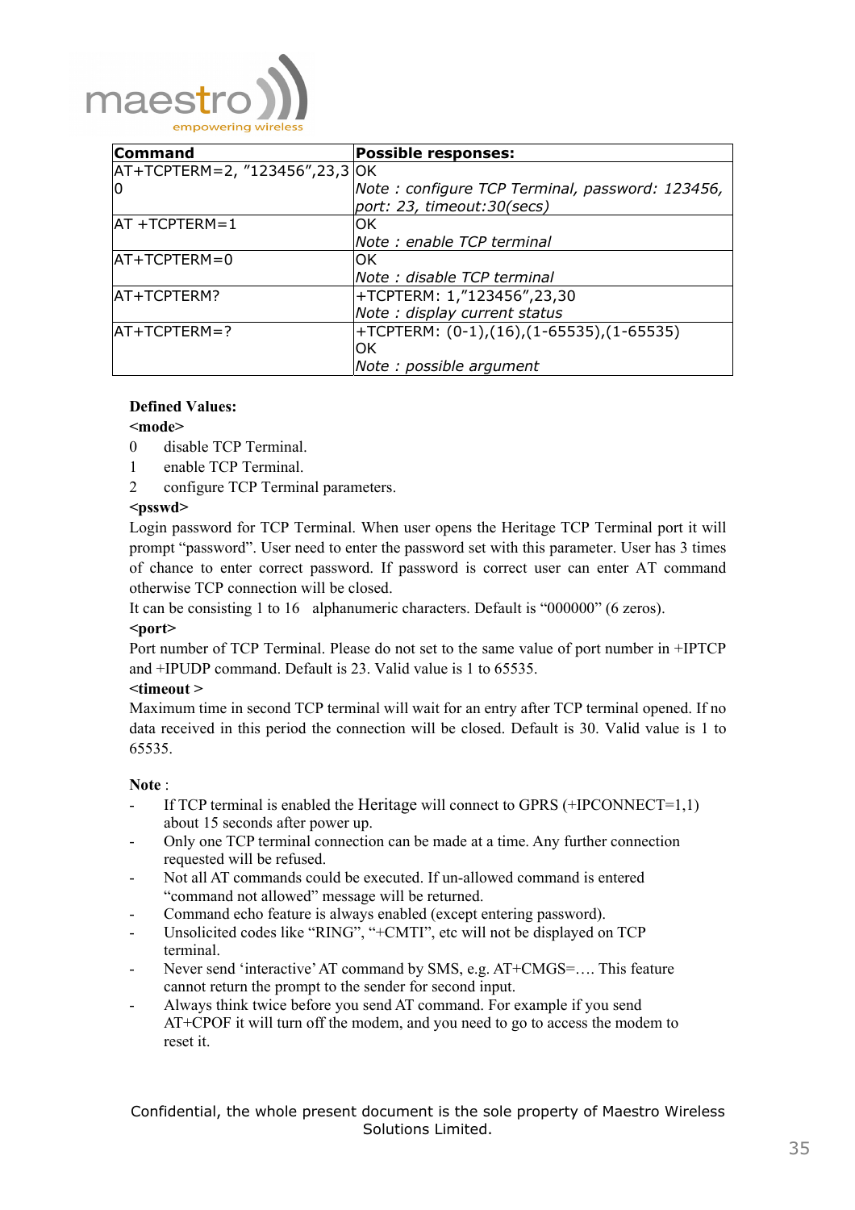| Command | Possible responses: |
|---|---|
| AT+TCPTERM=2, "123456",23,30 | OK<br>*Note : configure TCP Terminal, password: 123456, port: 23, timeout:30(secs)* |
| AT +TCPTERM=1 | OK<br>*Note : enable TCP terminal* |
| AT+TCPTERM=0 | OK<br>*Note : disable TCP terminal* |
| AT+TCPTERM? | +TCPTERM: 1,"123456",23,30<br>*Note : display current status* |
| AT+TCPTERM=? | +TCPTERM: (0-1),(16),(1-65535),(1-65535)<br>OK<br>*Note : possible argument* |

**Defined Values:**

**<mode>**

0 disable TCP Terminal.

1 enable TCP Terminal.

2 configure TCP Terminal parameters.

**<psswd>**

Login password for TCP Terminal. When user opens the Heritage TCP Terminal port it will prompt "password". User need to enter the password set with this parameter. User has 3 times of chance to enter correct password. If password is correct user can enter AT command otherwise TCP connection will be closed.

It can be consisting 1 to 16 alphanumeric characters. Default is "000000" (6 zeros).

**<port>**

Port number of TCP Terminal. Please do not set to the same value of port number in +IPTCP and +IPUDP command. Default is 23. Valid value is 1 to 65535.

**<timeout >**

Maximum time in second TCP terminal will wait for an entry after TCP terminal opened. If no data received in this period the connection will be closed. Default is 30. Valid value is 1 to 65535.

**Note** :

- If TCP terminal is enabled the Heritage will connect to GPRS (+IPCONNECT=1,1) about 15 seconds after power up.
- Only one TCP terminal connection can be made at a time. Any further connection requested will be refused.
- Not all AT commands could be executed. If un-allowed command is entered "command not allowed" message will be returned.
- Command echo feature is always enabled (except entering password).
- Unsolicited codes like "RING", "+CMTI", etc will not be displayed on TCP terminal.
- Never send 'interactive' AT command by SMS, e.g. AT+CMGS=…. This feature cannot return the prompt to the sender for second input.
- Always think twice before you send AT command. For example if you send AT+CPOF it will turn off the modem, and you need to go to access the modem to reset it.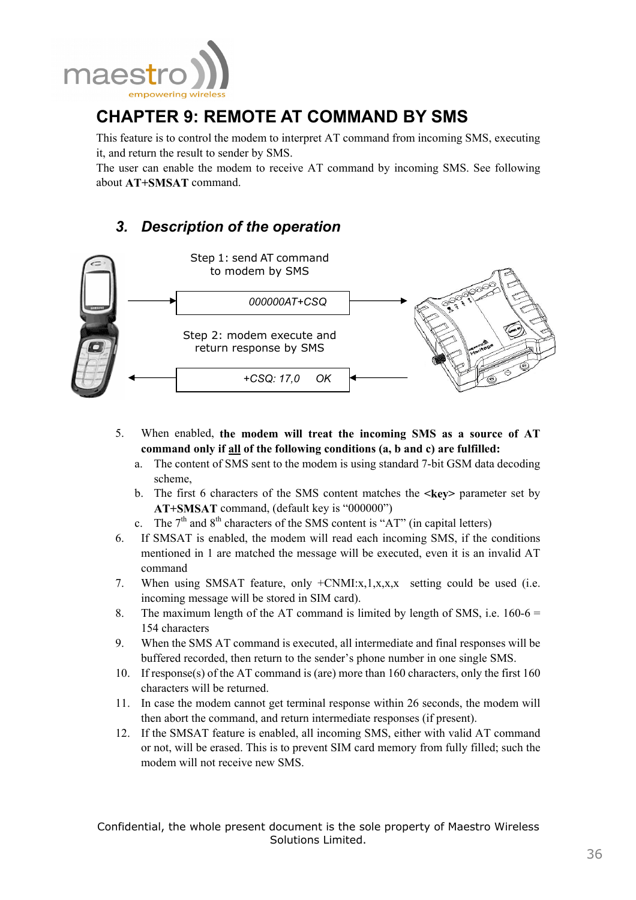# CHAPTER 9: REMOTE AT COMMAND BY SMS

This feature is to control the modem to interpret AT command from incoming SMS, executing it, and return the result to sender by SMS.
The user can enable the modem to receive AT command by incoming SMS. See following about **AT+SMSAT** command.

## 3. *Description of the operation*

Step 1: send AT command to modem by SMS

*000000AT+CSQ*

Step 2: modem execute and return response by SMS

*+CSQ: 17,0 OK*

5. When enabled, **the modem will treat the incoming SMS as a source of AT command only if <u>all</u> of the following conditions (a, b and c) are fulfilled:**
   a. The content of SMS sent to the modem is using standard 7-bit GSM data decoding scheme,
   b. The first 6 characters of the SMS content matches the **<key>** parameter set by **AT+SMSAT** command, (default key is "000000")
   c. The 7th and 8th characters of the SMS content is "AT" (in capital letters)
6. If SMSAT is enabled, the modem will read each incoming SMS, if the conditions mentioned in 1 are matched the message will be executed, even it is an invalid AT command
7. When using SMSAT feature, only +CNMI:x,1,x,x,x setting could be used (i.e. incoming message will be stored in SIM card).
8. The maximum length of the AT command is limited by length of SMS, i.e. 160-6 = 154 characters
9. When the SMS AT command is executed, all intermediate and final responses will be buffered recorded, then return to the sender's phone number in one single SMS.
10. If response(s) of the AT command is (are) more than 160 characters, only the first 160 characters will be returned.
11. In case the modem cannot get terminal response within 26 seconds, the modem will then abort the command, and return intermediate responses (if present).
12. If the SMSAT feature is enabled, all incoming SMS, either with valid AT command or not, will be erased. This is to prevent SIM card memory from fully filled; such the modem will not receive new SMS.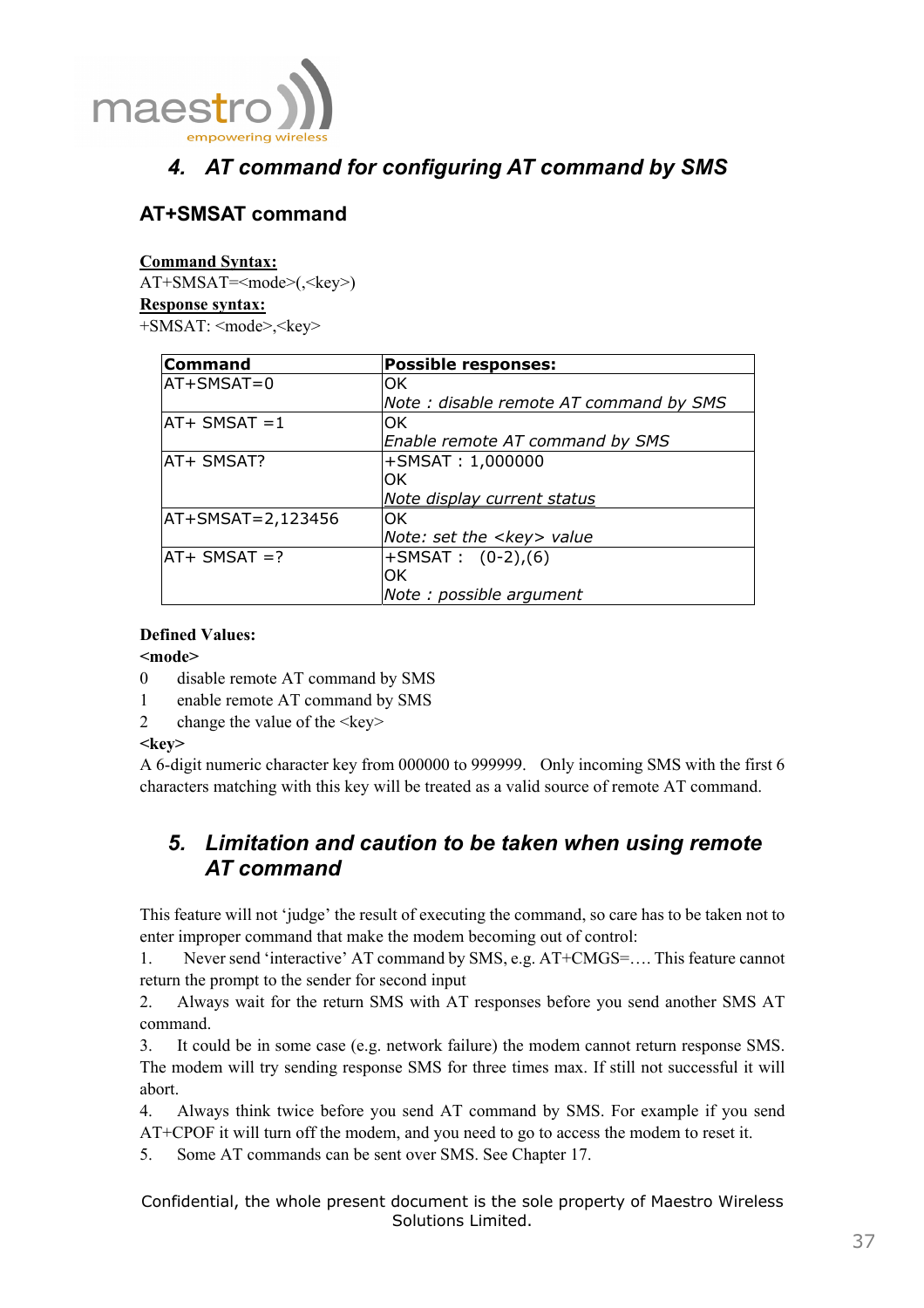## 4. AT command for configuring AT command by SMS

### AT+SMSAT command

**Command Syntax:**
AT+SMSAT=<mode>(,<key>)
**Response syntax:**
+SMSAT: <mode>,<key>

| Command | Possible responses: |
|---|---|
| AT+SMSAT=0 | OK<br>*Note : disable remote AT command by SMS* |
| AT+ SMSAT =1 | OK<br>*Enable remote AT command by SMS* |
| AT+ SMSAT? | +SMSAT : 1,000000<br>OK<br>*Note display current status* |
| AT+SMSAT=2,123456 | OK<br>*Note: set the <key> value* |
| AT+ SMSAT =? | +SMSAT :   (0-2),(6)<br>OK<br>*Note : possible argument* |

**Defined Values:**
**<mode>**
0 disable remote AT command by SMS
1 enable remote AT command by SMS
2 change the value of the <key>
**<key>**
A 6-digit numeric character key from 000000 to 999999. Only incoming SMS with the first 6 characters matching with this key will be treated as a valid source of remote AT command.

## 5. Limitation and caution to be taken when using remote AT command

This feature will not 'judge' the result of executing the command, so care has to be taken not to enter improper command that make the modem becoming out of control:

1. Never send 'interactive' AT command by SMS, e.g. AT+CMGS=…. This feature cannot return the prompt to the sender for second input
2. Always wait for the return SMS with AT responses before you send another SMS AT command.
3. It could be in some case (e.g. network failure) the modem cannot return response SMS. The modem will try sending response SMS for three times max. If still not successful it will abort.
4. Always think twice before you send AT command by SMS. For example if you send AT+CPOF it will turn off the modem, and you need to go to access the modem to reset it.
5. Some AT commands can be sent over SMS. See Chapter 17.

Confidential, the whole present document is the sole property of Maestro Wireless Solutions Limited.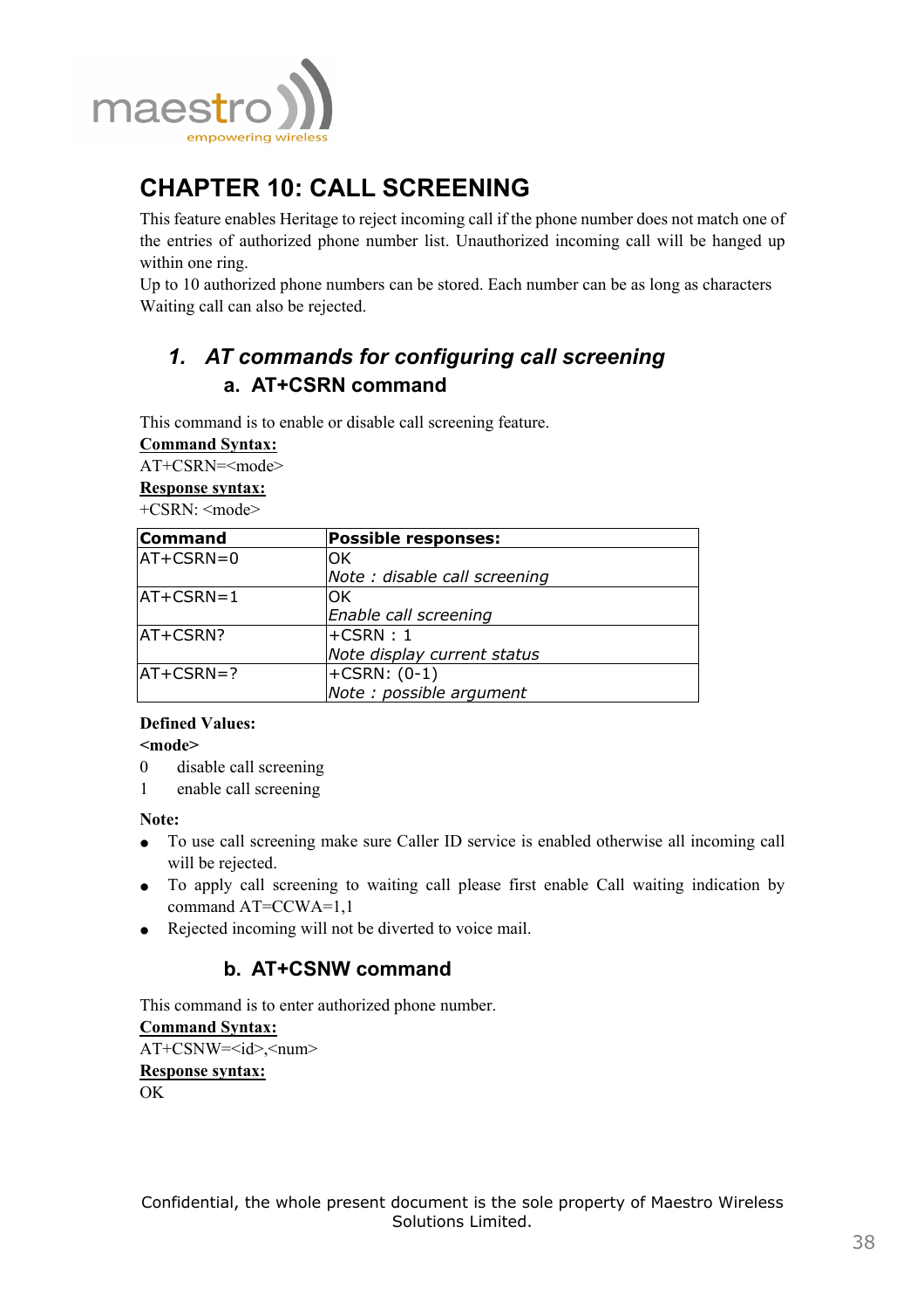# CHAPTER 10: CALL SCREENING

This feature enables Heritage to reject incoming call if the phone number does not match one of the entries of authorized phone number list. Unauthorized incoming call will be hanged up within one ring.
Up to 10 authorized phone numbers can be stored. Each number can be as long as characters Waiting call can also be rejected.

## 1. *AT commands for configuring call screening*

### a. AT+CSRN command

This command is to enable or disable call screening feature.

**Command Syntax:**
AT+CSRN=<mode>

**Response syntax:**
+CSRN: <mode>

| **Command** | **Possible responses:** |
|---|---|
| AT+CSRN=0 | OK<br>*Note : disable call screening* |
| AT+CSRN=1 | OK<br>*Enable call screening* |
| AT+CSRN? | +CSRN : 1<br>*Note display current status* |
| AT+CSRN=? | +CSRN: (0-1)<br>*Note : possible argument* |

**Defined Values:**

**<mode>**

0 disable call screening
1 enable call screening

**Note:**

- To use call screening make sure Caller ID service is enabled otherwise all incoming call will be rejected.
- To apply call screening to waiting call please first enable Call waiting indication by command AT=CCWA=1,1
- Rejected incoming will not be diverted to voice mail.

### b. AT+CSNW command

This command is to enter authorized phone number.

**Command Syntax:**
AT+CSNW=<id>,<num>

**Response syntax:**
OK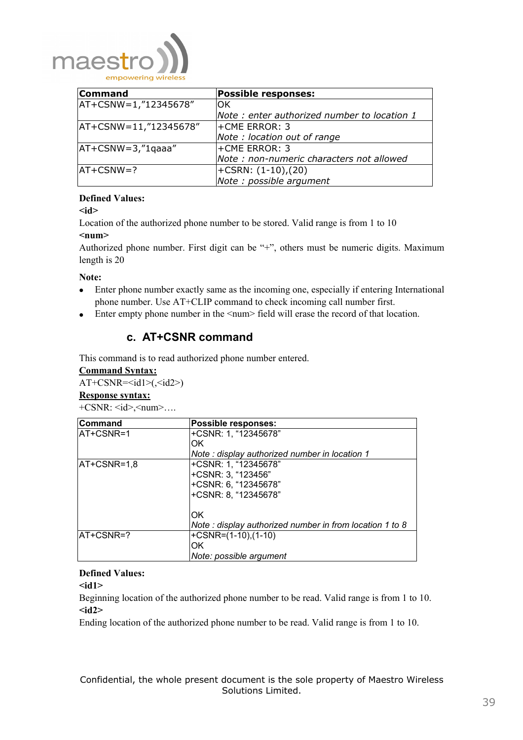| Command | Possible responses: |
|---|---|
| AT+CSNW=1,"12345678" | OK<br>*Note : enter authorized number to location 1* |
| AT+CSNW=11,"12345678" | +CME ERROR: 3<br>*Note : location out of range* |
| AT+CSNW=3,"1qaaa" | +CME ERROR: 3<br>*Note : non-numeric characters not allowed* |
| AT+CSNW=? | +CSRN: (1-10),(20)<br>*Note : possible argument* |

**Defined Values:**

**<id>**

Location of the authorized phone number to be stored. Valid range is from 1 to 10

**<num>**

Authorized phone number. First digit can be "+", others must be numeric digits. Maximum length is 20

**Note:**

- Enter phone number exactly same as the incoming one, especially if entering International phone number. Use AT+CLIP command to check incoming call number first.
- Enter empty phone number in the <num> field will erase the record of that location.

### c. AT+CSNR command

This command is to read authorized phone number entered.

**Command Syntax:**

AT+CSNR=<id1>(,<id2>)

**Response syntax:**

+CSNR: <id>,<num>….

| Command | Possible responses: |
|---|---|
| AT+CSNR=1 | +CSNR: 1, "12345678"<br>OK<br>*Note : display authorized number in location 1* |
| AT+CSNR=1,8 | +CSNR: 1, "12345678"<br>+CSNR: 3, "123456"<br>+CSNR: 6, "12345678"<br>+CSNR: 8, "12345678"<br><br>OK<br>*Note : display authorized number in from location 1 to 8* |
| AT+CSNR=? | +CSNR=(1-10),(1-10)<br>OK<br>*Note: possible argument* |

**Defined Values:**

**<id1>**

Beginning location of the authorized phone number to be read. Valid range is from 1 to 10.

**<id2>**

Ending location of the authorized phone number to be read. Valid range is from 1 to 10.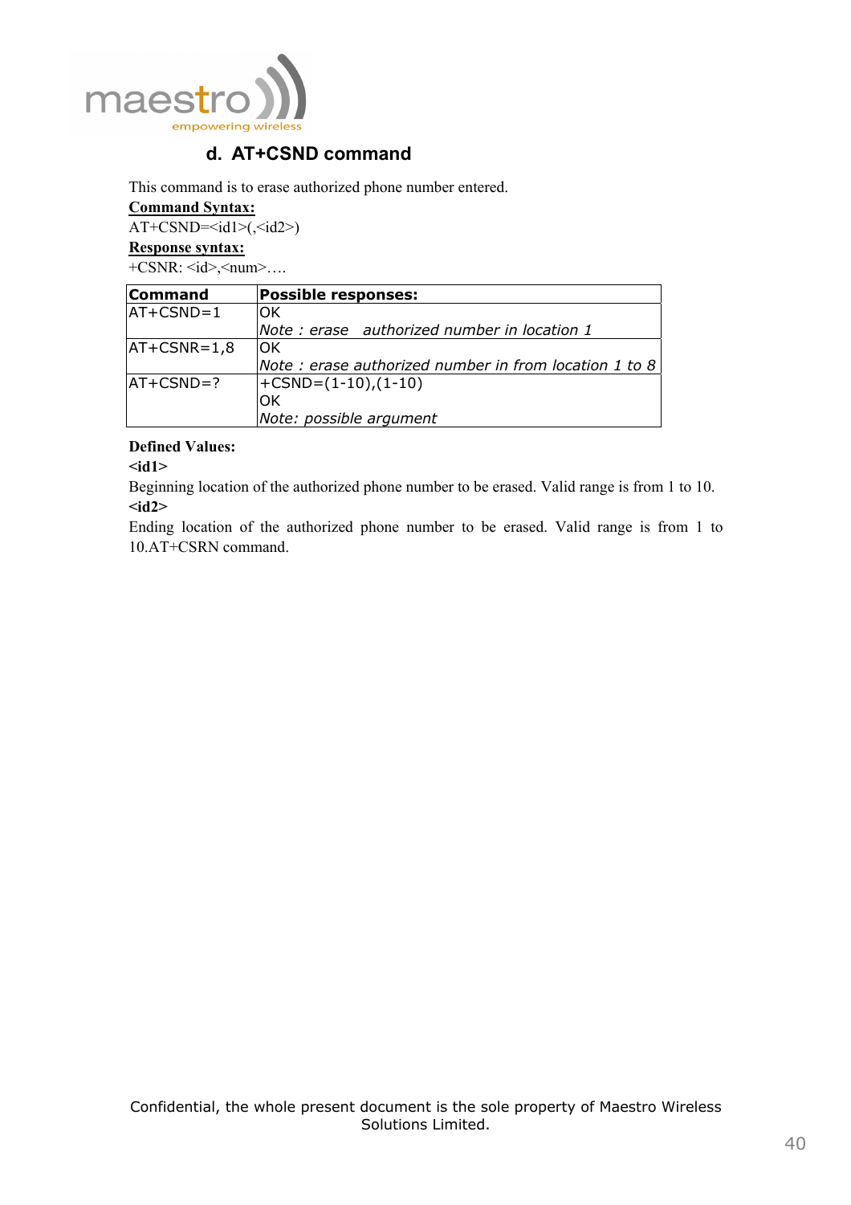## d. AT+CSND command

This command is to erase authorized phone number entered.

**Command Syntax:**

AT+CSND=<id1>(,<id2>)

**Response syntax:**

+CSNR: <id>,<num>….

| Command | Possible responses: |
|---|---|
| AT+CSND=1 | OK<br>*Note : erase authorized number in location 1* |
| AT+CSNR=1,8 | OK<br>*Note : erase authorized number in from location 1 to 8* |
| AT+CSND=? | +CSND=(1-10),(1-10)<br>OK<br>*Note: possible argument* |

**Defined Values:**

**<id1>**

Beginning location of the authorized phone number to be erased. Valid range is from 1 to 10.

**<id2>**

Ending location of the authorized phone number to be erased. Valid range is from 1 to 10.AT+CSRN command.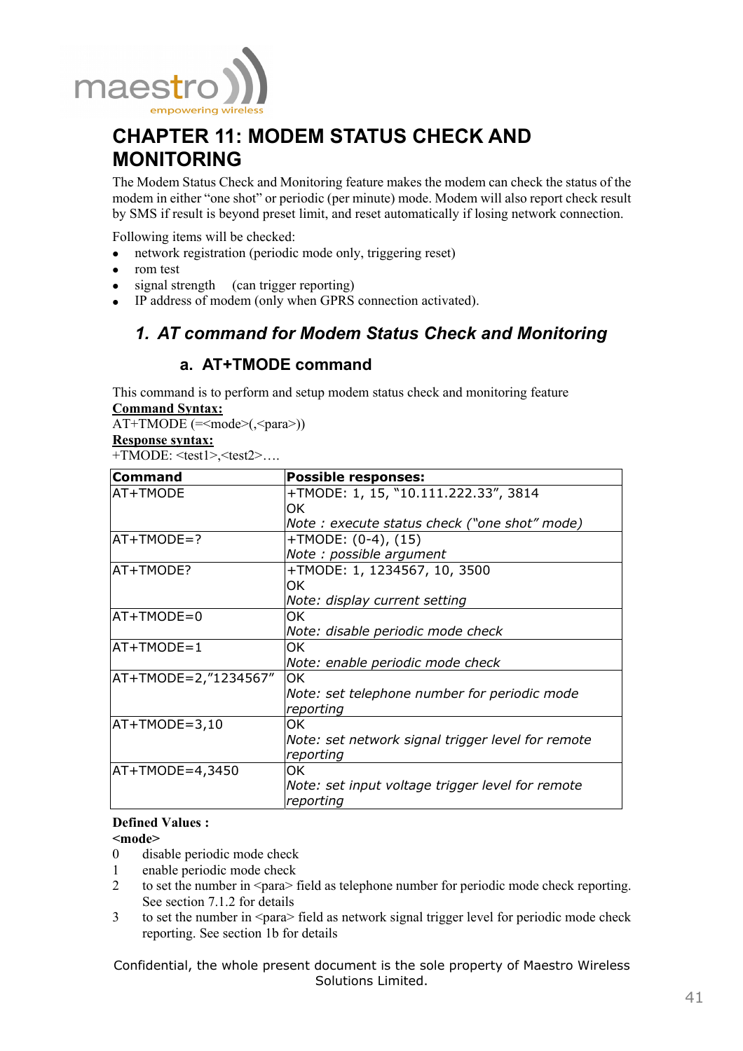# CHAPTER 11: MODEM STATUS CHECK AND MONITORING

The Modem Status Check and Monitoring feature makes the modem can check the status of the modem in either "one shot" or periodic (per minute) mode. Modem will also report check result by SMS if result is beyond preset limit, and reset automatically if losing network connection.

Following items will be checked:

- network registration (periodic mode only, triggering reset)
- rom test
- signal strength (can trigger reporting)
- IP address of modem (only when GPRS connection activated).

## 1. AT command for Modem Status Check and Monitoring

### a. AT+TMODE command

This command is to perform and setup modem status check and monitoring feature

**Command Syntax:**

AT+TMODE (=<mode>(,<para>))

**Response syntax:**

+TMODE: <test1>,<test2>….

| Command | Possible responses: |
|---|---|
| AT+TMODE | +TMODE: 1, 15, "10.111.222.33", 3814<br>OK<br>*Note : execute status check ("one shot" mode)* |
| AT+TMODE=? | +TMODE: (0-4), (15)<br>*Note : possible argument* |
| AT+TMODE? | +TMODE: 1, 1234567, 10, 3500<br>OK<br>*Note: display current setting* |
| AT+TMODE=0 | OK<br>*Note: disable periodic mode check* |
| AT+TMODE=1 | OK<br>*Note: enable periodic mode check* |
| AT+TMODE=2,"1234567" | OK<br>*Note: set telephone number for periodic mode reporting* |
| AT+TMODE=3,10 | OK<br>*Note: set network signal trigger level for remote reporting* |
| AT+TMODE=4,3450 | OK<br>*Note: set input voltage trigger level for remote reporting* |

**Defined Values :**

**<mode>**

0 disable periodic mode check

1 enable periodic mode check

2 to set the number in <para> field as telephone number for periodic mode check reporting. See section 7.1.2 for details

3 to set the number in <para> field as network signal trigger level for periodic mode check reporting. See section 1b for details

Confidential, the whole present document is the sole property of Maestro Wireless Solutions Limited.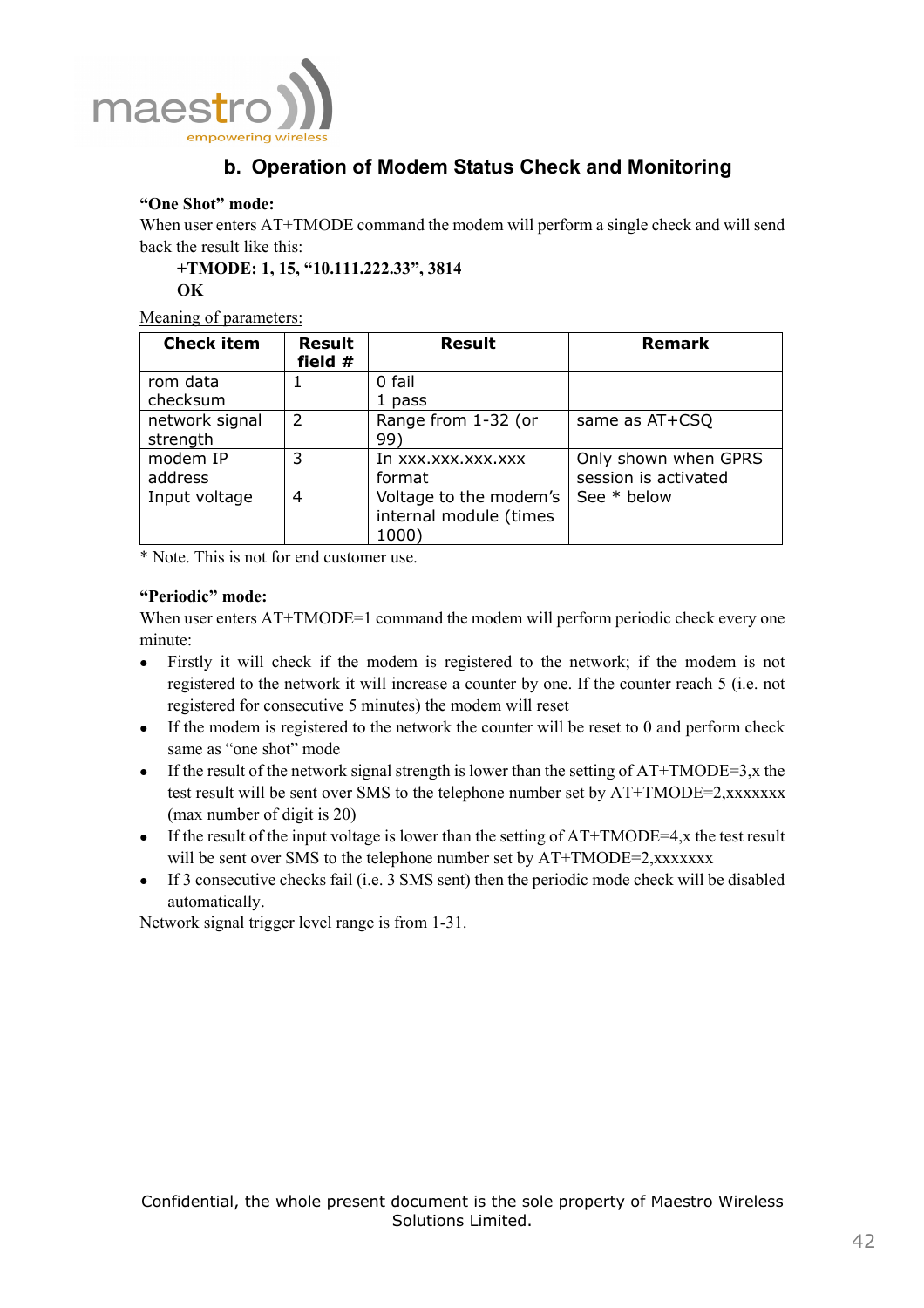## b. Operation of Modem Status Check and Monitoring

**"One Shot" mode:**

When user enters AT+TMODE command the modem will perform a single check and will send back the result like this:

**+TMODE: 1, 15, "10.111.222.33", 3814**
**OK**

Meaning of parameters:

| Check item | Result field # | Result | Remark |
|---|---|---|---|
| rom data checksum | 1 | 0 fail<br>1 pass | |
| network signal strength | 2 | Range from 1-32 (or 99) | same as AT+CSQ |
| modem IP address | 3 | In xxx.xxx.xxx.xxx format | Only shown when GPRS session is activated |
| Input voltage | 4 | Voltage to the modem's internal module (times 1000) | See * below |

* Note. This is not for end customer use.

**"Periodic" mode:**

When user enters AT+TMODE=1 command the modem will perform periodic check every one minute:

- Firstly it will check if the modem is registered to the network; if the modem is not registered to the network it will increase a counter by one. If the counter reach 5 (i.e. not registered for consecutive 5 minutes) the modem will reset
- If the modem is registered to the network the counter will be reset to 0 and perform check same as "one shot" mode
- If the result of the network signal strength is lower than the setting of AT+TMODE=3,x the test result will be sent over SMS to the telephone number set by AT+TMODE=2,xxxxxxx (max number of digit is 20)
- If the result of the input voltage is lower than the setting of AT+TMODE=4,x the test result will be sent over SMS to the telephone number set by AT+TMODE=2,xxxxxxx
- If 3 consecutive checks fail (i.e. 3 SMS sent) then the periodic mode check will be disabled automatically.

Network signal trigger level range is from 1-31.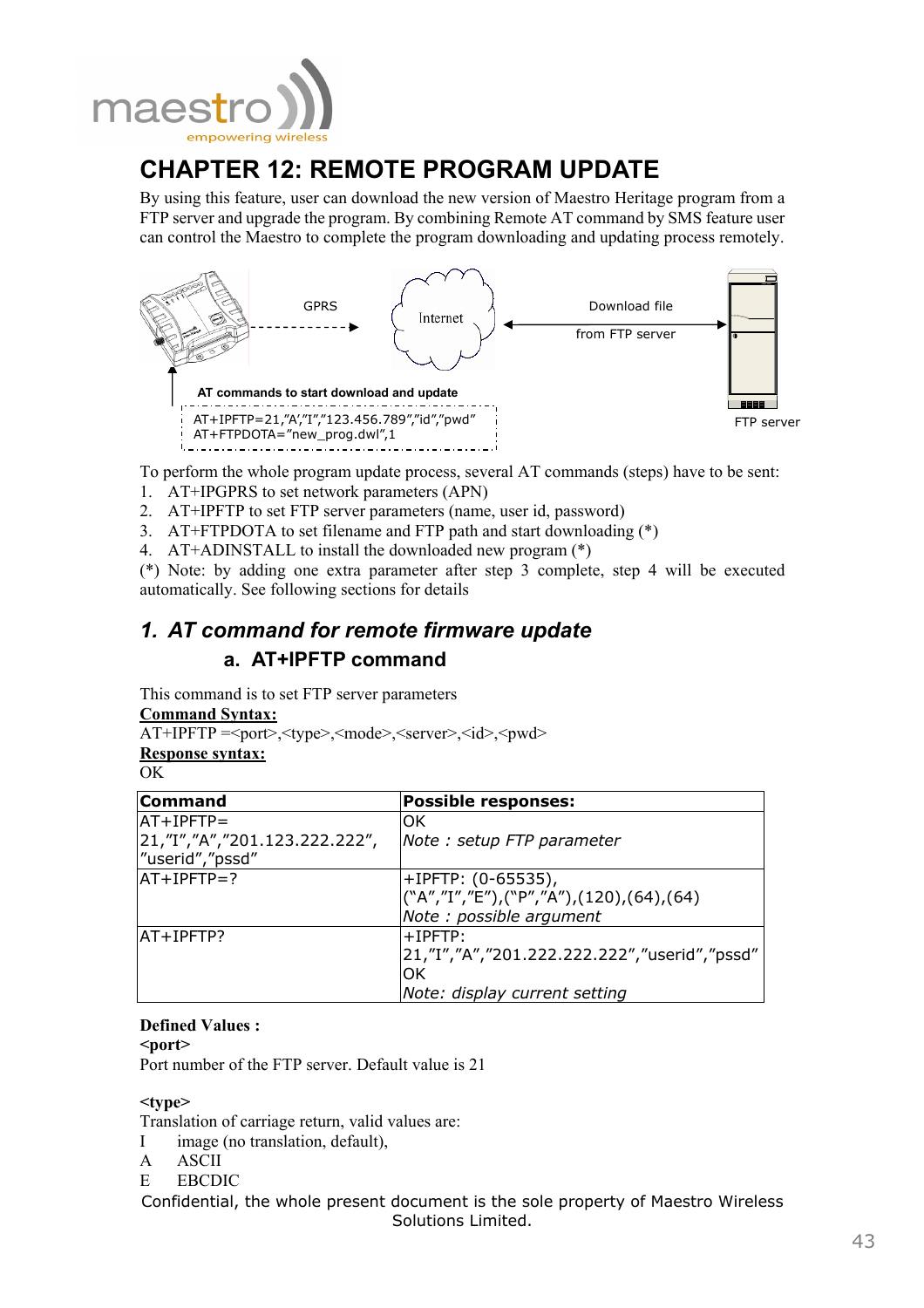# CHAPTER 12: REMOTE PROGRAM UPDATE

By using this feature, user can download the new version of Maestro Heritage program from a FTP server and upgrade the program. By combining Remote AT command by SMS feature user can control the Maestro to complete the program downloading and updating process remotely.

GPRS

Internet

Download file from FTP server

FTP server

AT commands to start download and update

```
AT+IPFTP=21,"A","I","123.456.789","id","pwd"
AT+FTPDOTA="new_prog.dwl",1
```

To perform the whole program update process, several AT commands (steps) have to be sent:

1. AT+IPGPRS to set network parameters (APN)
2. AT+IPFTP to set FTP server parameters (name, user id, password)
3. AT+FTPDOTA to set filename and FTP path and start downloading (*)
4. AT+ADINSTALL to install the downloaded new program (*)

(*) Note: by adding one extra parameter after step 3 complete, step 4 will be executed automatically. See following sections for details

## 1. *AT command for remote firmware update*

### a. AT+IPFTP command

This command is to set FTP server parameters

**Command Syntax:**

AT+IPFTP =<port>,<type>,<mode>,<server>,<id>,<pwd>

**Response syntax:**

OK

| Command | Possible responses: |
|---|---|
| AT+IPFTP= 21,"I","A","201.123.222.222", "userid","pssd" | OK *Note : setup FTP parameter* |
| AT+IPFTP=? | +IPFTP: (0-65535), ("A","I","E"),("P","A"),(120),(64),(64) *Note : possible argument* |
| AT+IPFTP? | +IPFTP: 21,"I","A","201.222.222.222","userid","pssd" OK *Note: display current setting* |

**Defined Values :**

**<port>**

Port number of the FTP server. Default value is 21

**<type>**

Translation of carriage return, valid values are:

I image (no translation, default),

A ASCII

E EBCDIC

Confidential, the whole present document is the sole property of Maestro Wireless Solutions Limited.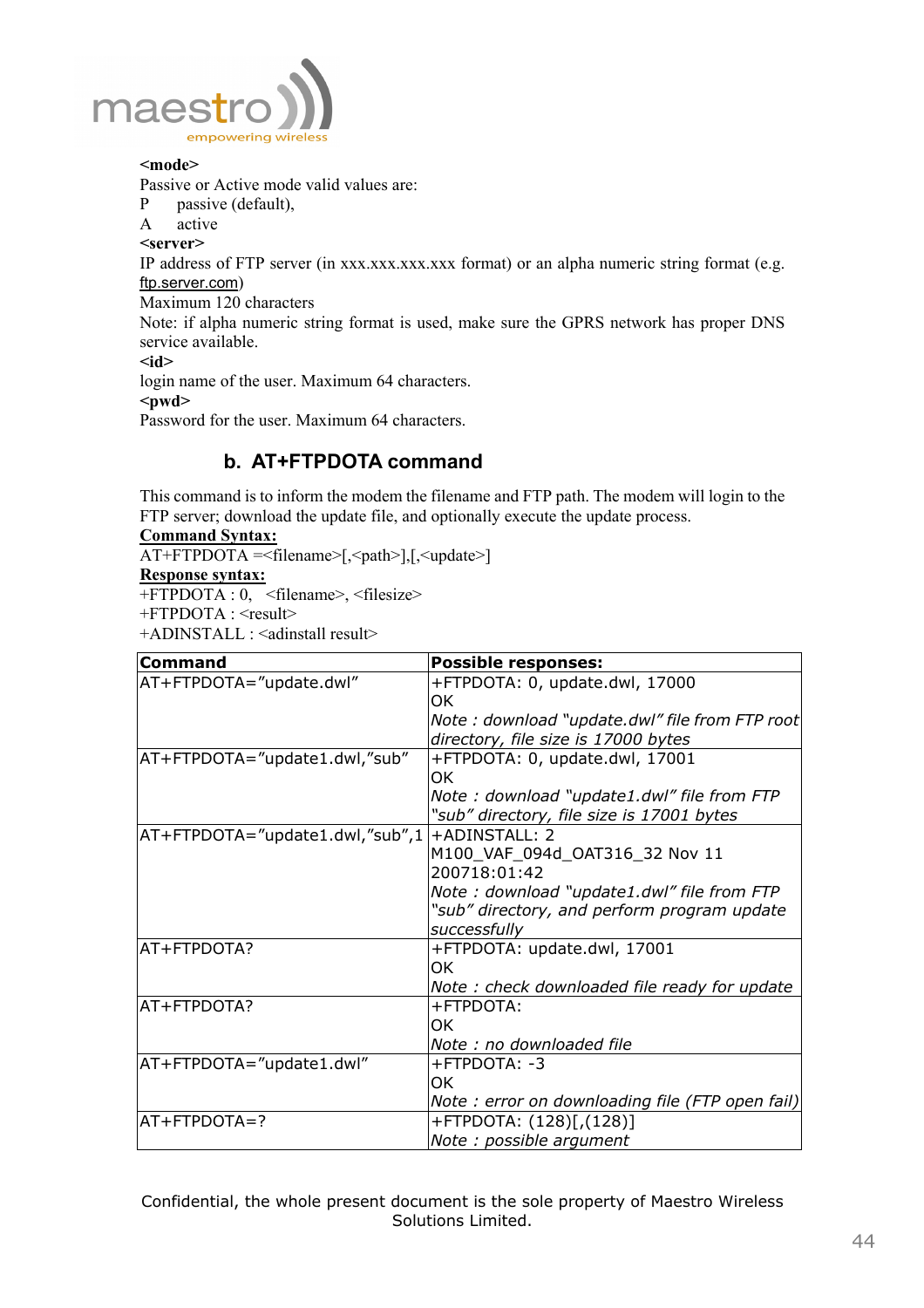**<mode>**
Passive or Active mode valid values are:
P passive (default),
A active
**<server>**
IP address of FTP server (in xxx.xxx.xxx.xxx format) or an alpha numeric string format (e.g. ftp.server.com)
Maximum 120 characters
Note: if alpha numeric string format is used, make sure the GPRS network has proper DNS service available.
**<id>**
login name of the user. Maximum 64 characters.
**<pwd>**
Password for the user. Maximum 64 characters.

## b. AT+FTPDOTA command

This command is to inform the modem the filename and FTP path. The modem will login to the FTP server; download the update file, and optionally execute the update process.

**Command Syntax:**
AT+FTPDOTA =<filename>[,<path>],[,<update>]
**Response syntax:**
+FTPDOTA : 0, <filename>, <filesize>
+FTPDOTA : <result>
+ADINSTALL : <adinstall result>

| Command | Possible responses: |
|---|---|
| AT+FTPDOTA="update.dwl" | +FTPDOTA: 0, update.dwl, 17000<br>OK<br>*Note : download "update.dwl" file from FTP root directory, file size is 17000 bytes* |
| AT+FTPDOTA="update1.dwl,"sub" | +FTPDOTA: 0, update.dwl, 17001<br>OK<br>*Note : download "update1.dwl" file from FTP "sub" directory, file size is 17001 bytes* |
| AT+FTPDOTA="update1.dwl,"sub",1 | +ADINSTALL: 2<br>M100_VAF_094d_OAT316_32 Nov 11 200718:01:42<br>*Note : download "update1.dwl" file from FTP "sub" directory, and perform program update successfully* |
| AT+FTPDOTA? | +FTPDOTA: update.dwl, 17001<br>OK<br>*Note : check downloaded file ready for update* |
| AT+FTPDOTA? | +FTPDOTA:<br>OK<br>*Note : no downloaded file* |
| AT+FTPDOTA="update1.dwl" | +FTPDOTA: -3<br>OK<br>*Note : error on downloading file (FTP open fail)* |
| AT+FTPDOTA=? | +FTPDOTA: (128)[,(128)]<br>*Note : possible argument* |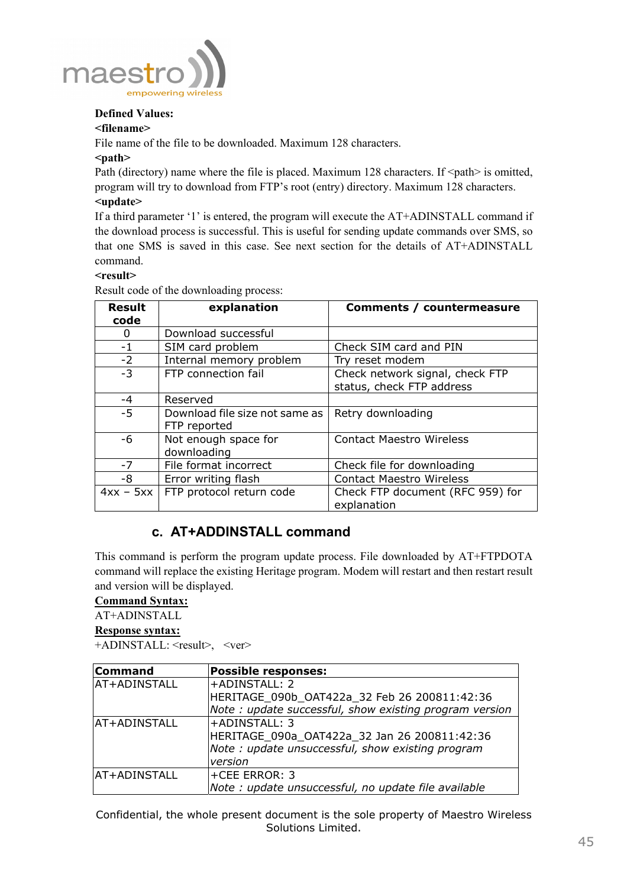**Defined Values:**

**<filename>**

File name of the file to be downloaded. Maximum 128 characters.

**<path>**

Path (directory) name where the file is placed. Maximum 128 characters. If <path> is omitted, program will try to download from FTP's root (entry) directory. Maximum 128 characters.

**<update>**

If a third parameter '1' is entered, the program will execute the AT+ADINSTALL command if the download process is successful. This is useful for sending update commands over SMS, so that one SMS is saved in this case. See next section for the details of AT+ADINSTALL command.

**<result>**

Result code of the downloading process:

| Result code | explanation | Comments / countermeasure |
|---|---|---|
| 0 | Download successful | |
| -1 | SIM card problem | Check SIM card and PIN |
| -2 | Internal memory problem | Try reset modem |
| -3 | FTP connection fail | Check network signal, check FTP status, check FTP address |
| -4 | Reserved | |
| -5 | Download file size not same as FTP reported | Retry downloading |
| -6 | Not enough space for downloading | Contact Maestro Wireless |
| -7 | File format incorrect | Check file for downloading |
| -8 | Error writing flash | Contact Maestro Wireless |
| 4xx – 5xx | FTP protocol return code | Check FTP document (RFC 959) for explanation |

### c. AT+ADDINSTALL command

This command is perform the program update process. File downloaded by AT+FTPDOTA command will replace the existing Heritage program. Modem will restart and then restart result and version will be displayed.

**Command Syntax:**

AT+ADINSTALL

**Response syntax:**

+ADINSTALL: <result>, <ver>

| **Command** | **Possible responses:** |
|---|---|
| AT+ADINSTALL | +ADINSTALL: 2<br>HERITAGE_090b_OAT422a_32 Feb 26 200811:42:36<br>*Note : update successful, show existing program version* |
| AT+ADINSTALL | +ADINSTALL: 3<br>HERITAGE_090a_OAT422a_32 Jan 26 200811:42:36<br>*Note : update unsuccessful, show existing program version* |
| AT+ADINSTALL | +CEE ERROR: 3<br>*Note : update unsuccessful, no update file available* |

Confidential, the whole present document is the sole property of Maestro Wireless Solutions Limited.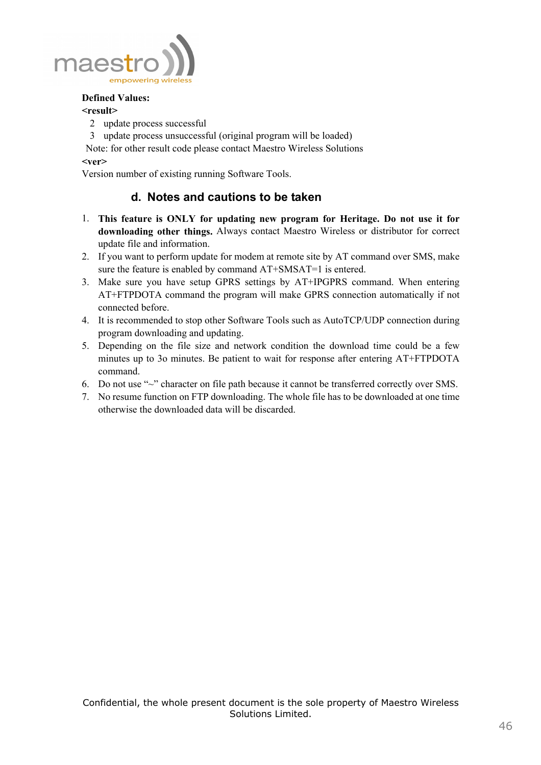**Defined Values:**

**<result>**

2 update process successful

3 update process unsuccessful (original program will be loaded)

Note: for other result code please contact Maestro Wireless Solutions

**<ver>**

Version number of existing running Software Tools.

### d. Notes and cautions to be taken

1. **This feature is ONLY for updating new program for Heritage. Do not use it for downloading other things.** Always contact Maestro Wireless or distributor for correct update file and information.
2. If you want to perform update for modem at remote site by AT command over SMS, make sure the feature is enabled by command AT+SMSAT=1 is entered.
3. Make sure you have setup GPRS settings by AT+IPGPRS command. When entering AT+FTPDOTA command the program will make GPRS connection automatically if not connected before.
4. It is recommended to stop other Software Tools such as AutoTCP/UDP connection during program downloading and updating.
5. Depending on the file size and network condition the download time could be a few minutes up to 3o minutes. Be patient to wait for response after entering AT+FTPDOTA command.
6. Do not use "~" character on file path because it cannot be transferred correctly over SMS.
7. No resume function on FTP downloading. The whole file has to be downloaded at one time otherwise the downloaded data will be discarded.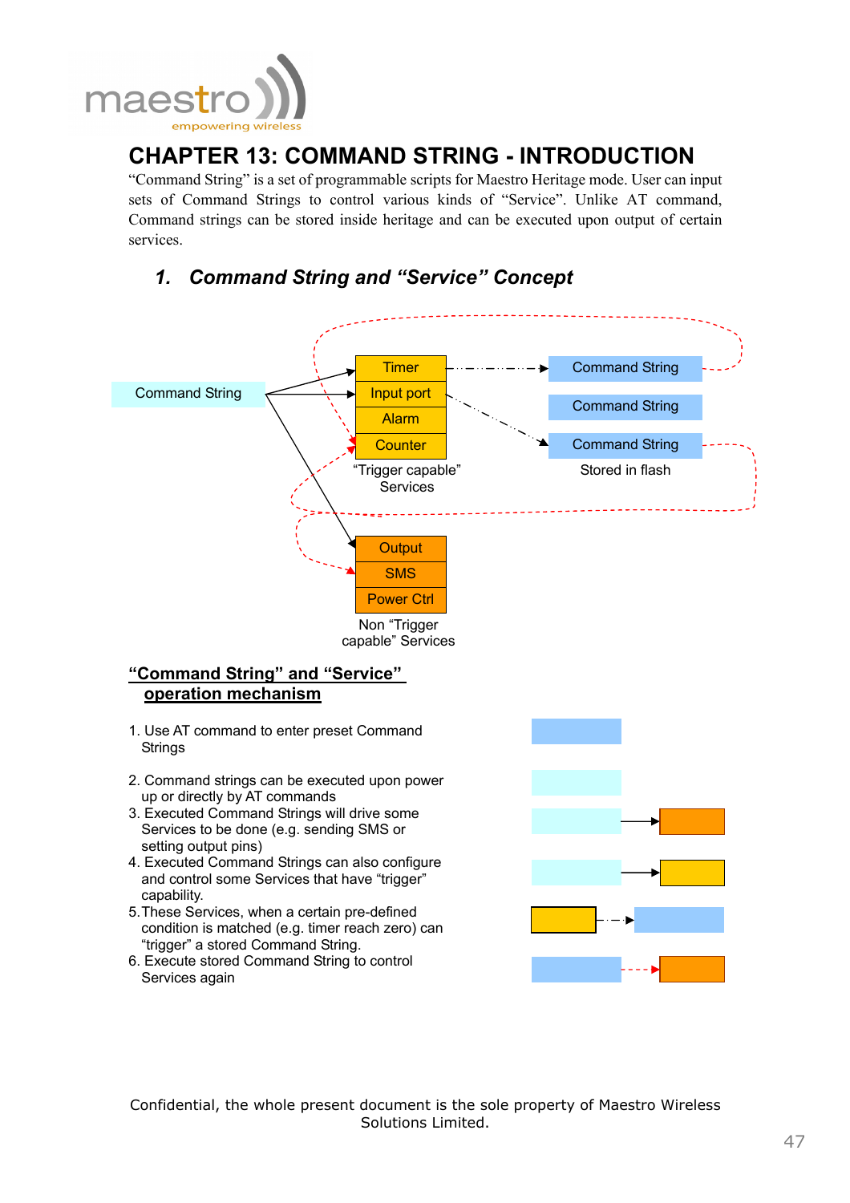# CHAPTER 13: COMMAND STRING - INTRODUCTION

"Command String" is a set of programmable scripts for Maestro Heritage mode. User can input sets of Command Strings to control various kinds of "Service". Unlike AT command, Command strings can be stored inside heritage and can be executed upon output of certain services.

## 1. *Command String and "Service" Concept*

Command String

Timer
Input port
Alarm
Counter

"Trigger capable" Services

Command String
Command String
Command String

Stored in flash

Output
SMS
Power Ctrl

Non "Trigger capable" Services

**"Command String" and "Service" operation mechanism**

1. Use AT command to enter preset Command Strings
2. Command strings can be executed upon power up or directly by AT commands
3. Executed Command Strings will drive some Services to be done (e.g. sending SMS or setting output pins)
4. Executed Command Strings can also configure and control some Services that have "trigger" capability.
5. These Services, when a certain pre-defined condition is matched (e.g. timer reach zero) can "trigger" a stored Command String.
6. Execute stored Command String to control Services again

Confidential, the whole present document is the sole property of Maestro Wireless Solutions Limited.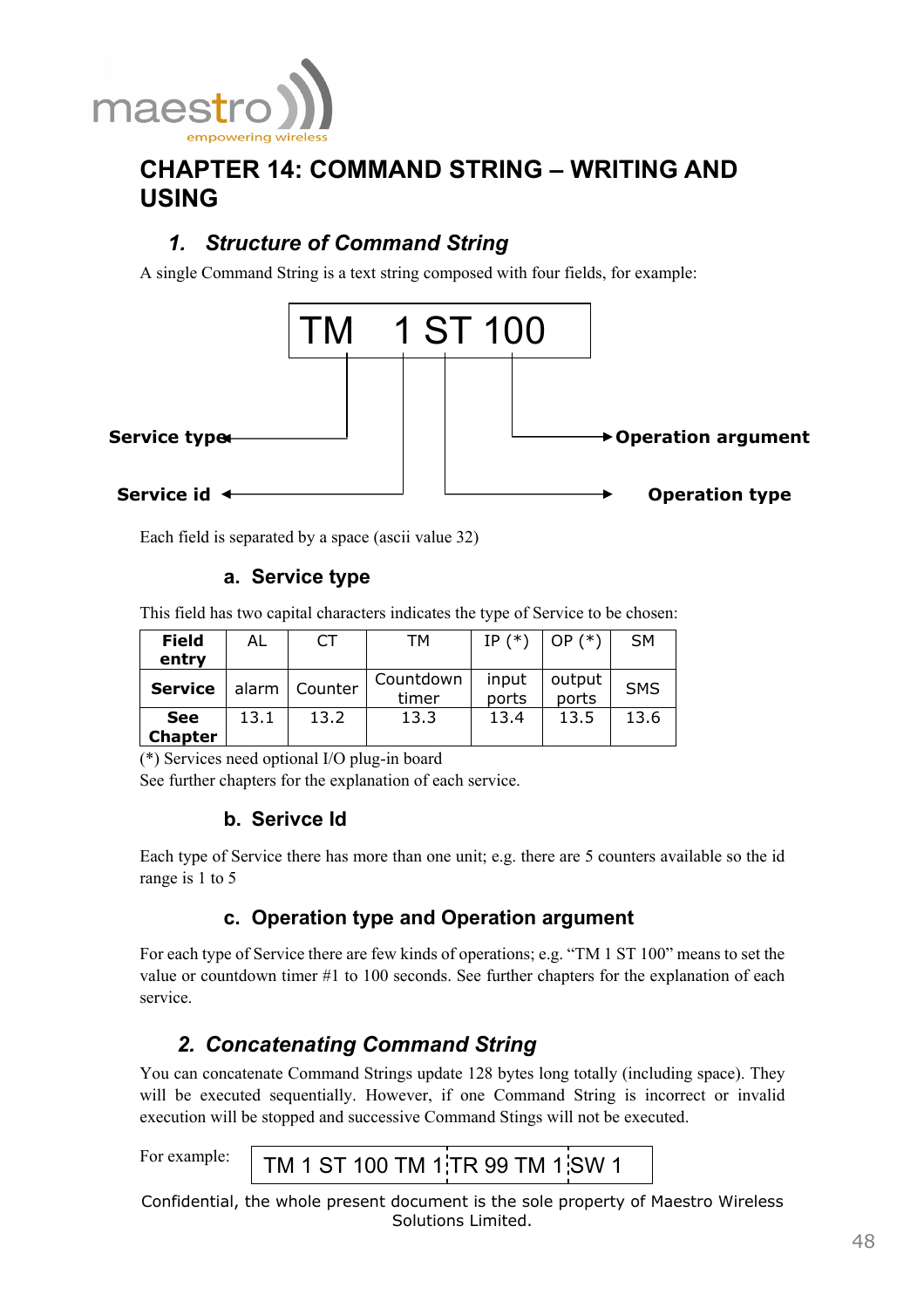# CHAPTER 14: COMMAND STRING – WRITING AND USING

## 1. *Structure of Command String*

A single Command String is a text string composed with four fields, for example:

```
TM   1 ST 100
```

- Service type → TM
- Service id → 1
- Operation type → ST
- Operation argument → 100

Each field is separated by a space (ascii value 32)

### a. Service type

This field has two capital characters indicates the type of Service to be chosen:

| Field entry | AL | CT | TM | IP (*) | OP (*) | SM |
|---|---|---|---|---|---|---|
| **Service** | alarm | Counter | Countdown timer | input ports | output ports | SMS |
| **See Chapter** | 13.1 | 13.2 | 13.3 | 13.4 | 13.5 | 13.6 |

(*) Services need optional I/O plug-in board

See further chapters for the explanation of each service.

### b. Serivce Id

Each type of Service there has more than one unit; e.g. there are 5 counters available so the id range is 1 to 5

### c. Operation type and Operation argument

For each type of Service there are few kinds of operations; e.g. "TM 1 ST 100" means to set the value or countdown timer #1 to 100 seconds. See further chapters for the explanation of each service.

## 2. *Concatenating Command String*

You can concatenate Command Strings update 128 bytes long totally (including space). They will be executed sequentially. However, if one Command String is incorrect or invalid execution will be stopped and successive Command Stings will not be executed.

For example:

```
TM 1 ST 100 TM 1 TR 99 TM 1 SW 1
```

Confidential, the whole present document is the sole property of Maestro Wireless Solutions Limited.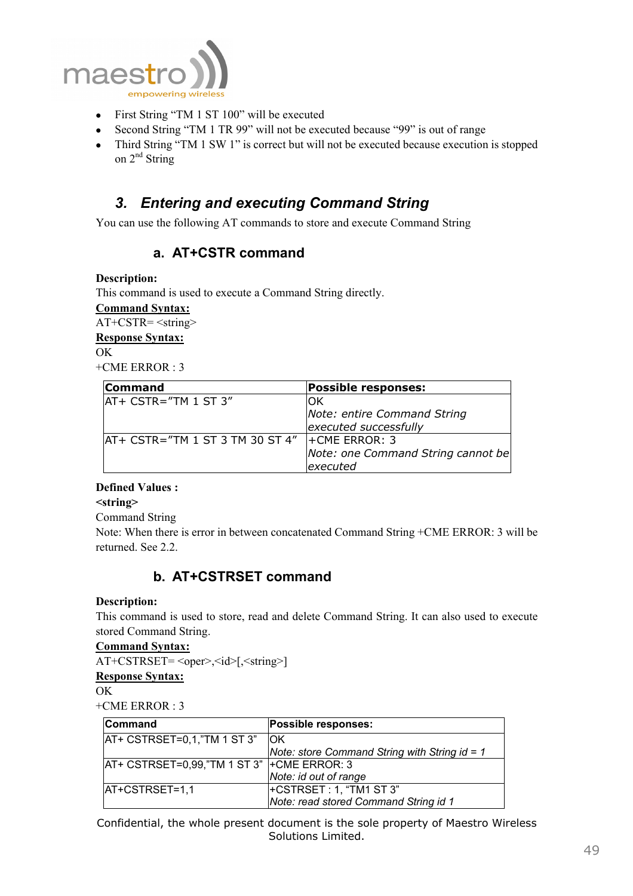- First String “TM 1 ST 100” will be executed
- Second String “TM 1 TR 99” will not be executed because “99” is out of range
- Third String “TM 1 SW 1” is correct but will not be executed because execution is stopped on 2nd String

## 3. Entering and executing Command String

You can use the following AT commands to store and execute Command String

### a. AT+CSTR command

**Description:**

This command is used to execute a Command String directly.

**Command Syntax:**

AT+CSTR= <string>

**Response Syntax:**

OK

+CME ERROR : 3

| Command | Possible responses: |
|---|---|
| AT+ CSTR=”TM 1 ST 3” | OK *Note: entire Command String executed successfully* |
| AT+ CSTR=”TM 1 ST 3 TM 30 ST 4” | +CME ERROR: 3 *Note: one Command String cannot be executed* |

**Defined Values :**

**<string>**

Command String

Note: When there is error in between concatenated Command String +CME ERROR: 3 will be returned. See 2.2.

### b. AT+CSTRSET command

**Description:**

This command is used to store, read and delete Command String. It can also used to execute stored Command String.

**Command Syntax:**

AT+CSTRSET= <oper>,<id>[,<string>]

**Response Syntax:**

OK

+CME ERROR : 3

| Command | Possible responses: |
|---|---|
| AT+ CSTRSET=0,1,”TM 1 ST 3” | OK *Note: store Command String with String id = 1* |
| AT+ CSTRSET=0,99,”TM 1 ST 3” | +CME ERROR: 3 *Note: id out of range* |
| AT+CSTRSET=1,1 | +CSTRSET : 1, “TM1 ST 3” *Note: read stored Command String id 1* |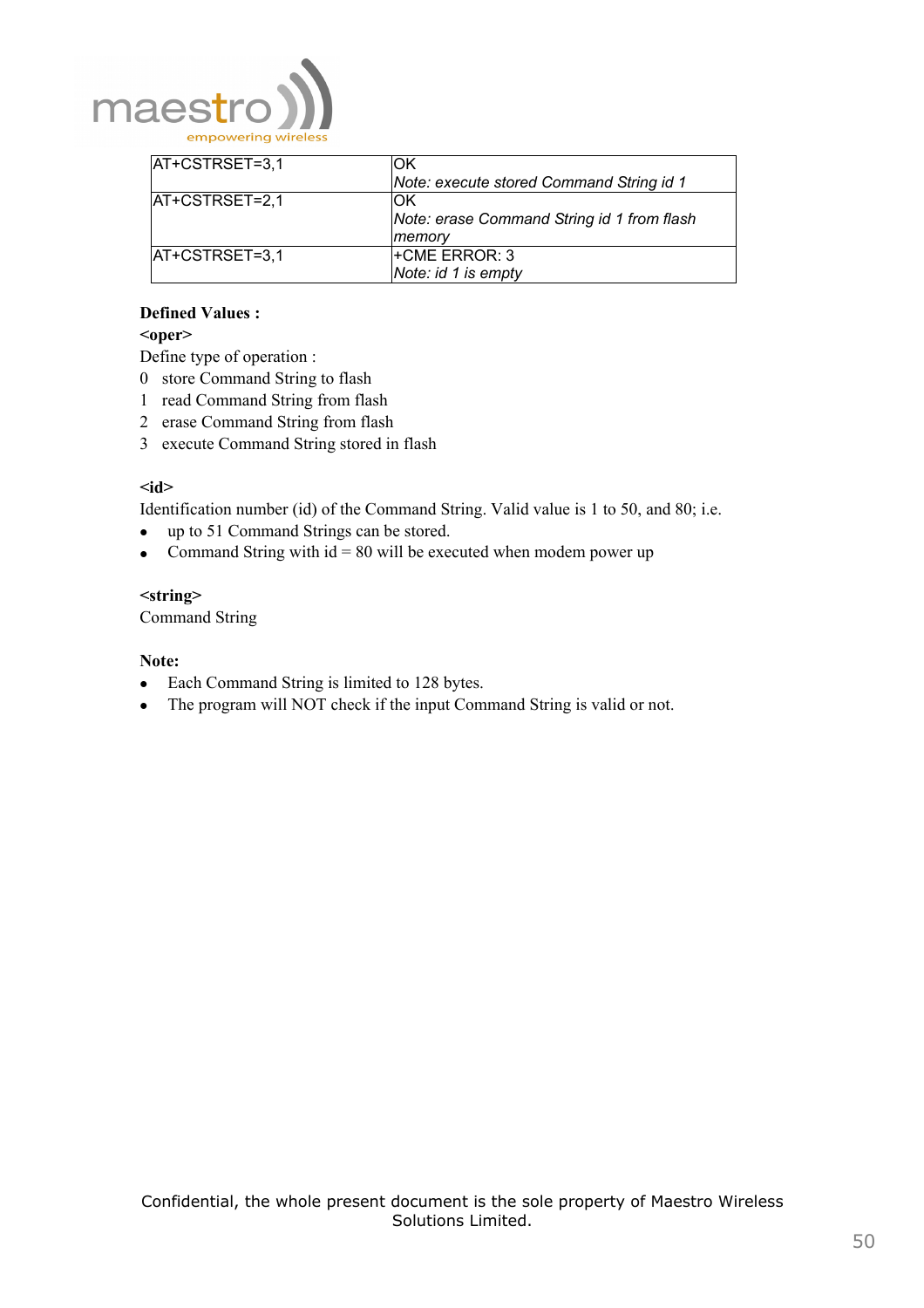| | |
|---|---|
| AT+CSTRSET=3,1 | OK<br>*Note: execute stored Command String id 1* |
| AT+CSTRSET=2,1 | OK<br>*Note: erase Command String id 1 from flash memory* |
| AT+CSTRSET=3,1 | +CME ERROR: 3<br>*Note: id 1 is empty* |

**Defined Values :**

**<oper>**

Define type of operation :

0 store Command String to flash
1 read Command String from flash
2 erase Command String from flash
3 execute Command String stored in flash

**<id>**

Identification number (id) of the Command String. Valid value is 1 to 50, and 80; i.e.

- up to 51 Command Strings can be stored.
- Command String with id = 80 will be executed when modem power up

**<string>**

Command String

**Note:**

- Each Command String is limited to 128 bytes.
- The program will NOT check if the input Command String is valid or not.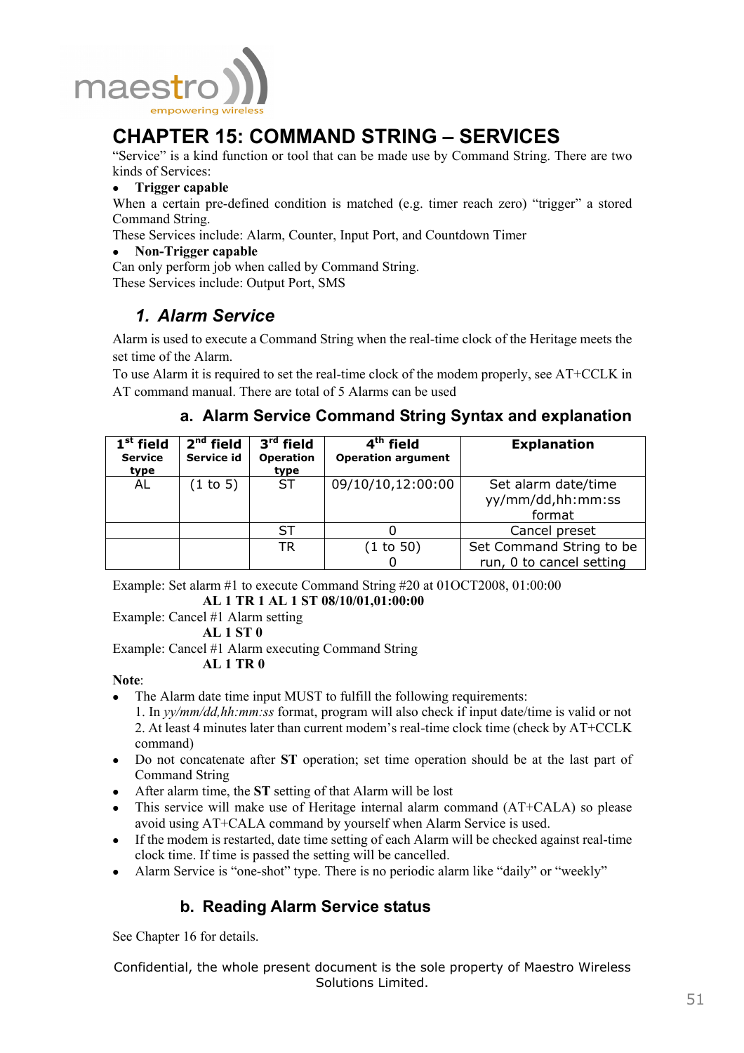# CHAPTER 15: COMMAND STRING – SERVICES

"Service" is a kind function or tool that can be made use by Command String. There are two kinds of Services:

- **Trigger capable**

When a certain pre-defined condition is matched (e.g. timer reach zero) "trigger" a stored Command String.

These Services include: Alarm, Counter, Input Port, and Countdown Timer

- **Non-Trigger capable**

Can only perform job when called by Command String.

These Services include: Output Port, SMS

## *1. Alarm Service*

Alarm is used to execute a Command String when the real-time clock of the Heritage meets the set time of the Alarm.

To use Alarm it is required to set the real-time clock of the modem properly, see AT+CCLK in AT command manual. There are total of 5 Alarms can be used

### a. Alarm Service Command String Syntax and explanation

| 1st field Service type | 2nd field Service id | 3rd field Operation type | 4th field Operation argument | Explanation |
|---|---|---|---|---|
| AL | (1 to 5) | ST | 09/10/10,12:00:00 | Set alarm date/time yy/mm/dd,hh:mm:ss format |
| | | ST | 0 | Cancel preset |
| | | TR | (1 to 50) 0 | Set Command String to be run, 0 to cancel setting |

Example: Set alarm #1 to execute Command String #20 at 01OCT2008, 01:00:00

**AL 1 TR 1 AL 1 ST 08/10/01,01:00:00**

Example: Cancel #1 Alarm setting

**AL 1 ST 0**

Example: Cancel #1 Alarm executing Command String

**AL 1 TR 0**

**Note**:

- The Alarm date time input MUST to fulfill the following requirements:
  1. In *yy/mm/dd,hh:mm:ss* format, program will also check if input date/time is valid or not
  2. At least 4 minutes later than current modem's real-time clock time (check by AT+CCLK command)
- Do not concatenate after **ST** operation; set time operation should be at the last part of Command String
- After alarm time, the **ST** setting of that Alarm will be lost
- This service will make use of Heritage internal alarm command (AT+CALA) so please avoid using AT+CALA command by yourself when Alarm Service is used.
- If the modem is restarted, date time setting of each Alarm will be checked against real-time clock time. If time is passed the setting will be cancelled.
- Alarm Service is "one-shot" type. There is no periodic alarm like "daily" or "weekly"

### b. Reading Alarm Service status

See Chapter 16 for details.

Confidential, the whole present document is the sole property of Maestro Wireless Solutions Limited.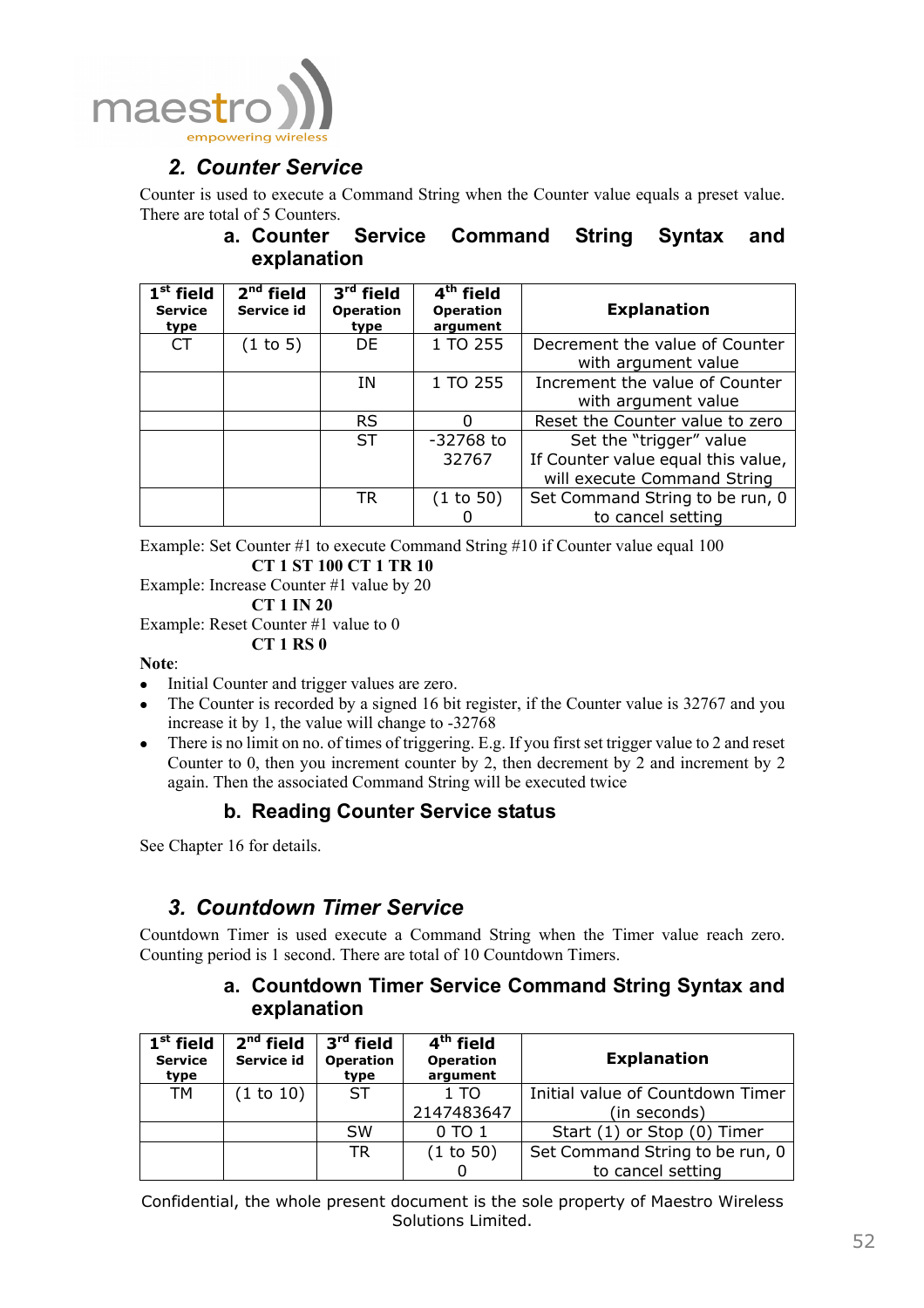## 2. Counter Service

Counter is used to execute a Command String when the Counter value equals a preset value. There are total of 5 Counters.

### a. Counter Service Command String Syntax and explanation

| 1st field Service type | 2nd field Service id | 3rd field Operation type | 4th field Operation argument | Explanation |
|---|---|---|---|---|
| CT | (1 to 5) | DE | 1 TO 255 | Decrement the value of Counter with argument value |
| | | IN | 1 TO 255 | Increment the value of Counter with argument value |
| | | RS | 0 | Reset the Counter value to zero |
| | | ST | -32768 to 32767 | Set the "trigger" value If Counter value equal this value, will execute Command String |
| | | TR | (1 to 50) 0 | Set Command String to be run, 0 to cancel setting |

Example: Set Counter #1 to execute Command String #10 if Counter value equal 100

**CT 1 ST 100 CT 1 TR 10**

Example: Increase Counter #1 value by 20

**CT 1 IN 20**

Example: Reset Counter #1 value to 0

**CT 1 RS 0**

**Note**:

- Initial Counter and trigger values are zero.
- The Counter is recorded by a signed 16 bit register, if the Counter value is 32767 and you increase it by 1, the value will change to -32768
- There is no limit on no. of times of triggering. E.g. If you first set trigger value to 2 and reset Counter to 0, then you increment counter by 2, then decrement by 2 and increment by 2 again. Then the associated Command String will be executed twice

### b. Reading Counter Service status

See Chapter 16 for details.

## 3. Countdown Timer Service

Countdown Timer is used execute a Command String when the Timer value reach zero. Counting period is 1 second. There are total of 10 Countdown Timers.

### a. Countdown Timer Service Command String Syntax and explanation

| 1st field Service type | 2nd field Service id | 3rd field Operation type | 4th field Operation argument | Explanation |
|---|---|---|---|---|
| TM | (1 to 10) | ST | 1 TO 2147483647 | Initial value of Countdown Timer (in seconds) |
| | | SW | 0 TO 1 | Start (1) or Stop (0) Timer |
| | | TR | (1 to 50) 0 | Set Command String to be run, 0 to cancel setting |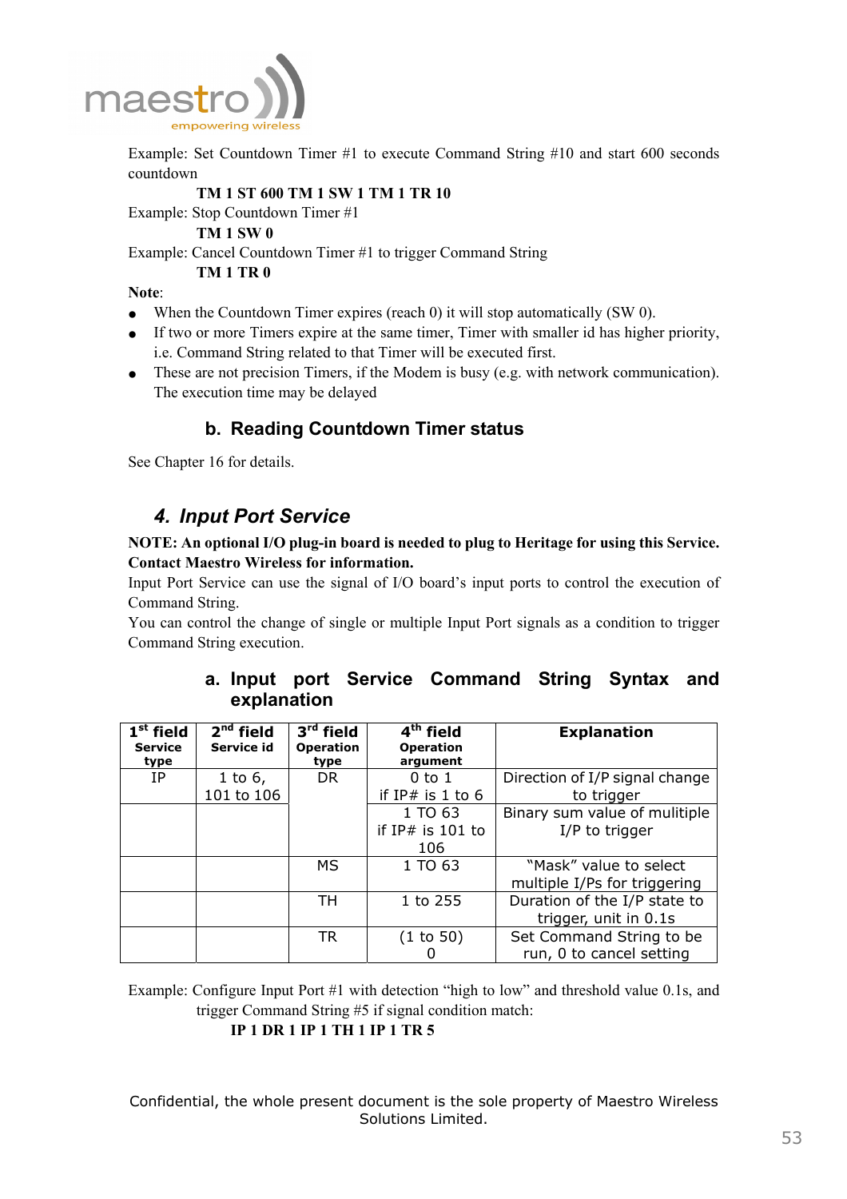Example: Set Countdown Timer #1 to execute Command String #10 and start 600 seconds countdown

**TM 1 ST 600 TM 1 SW 1 TM 1 TR 10**

Example: Stop Countdown Timer #1

**TM 1 SW 0**

Example: Cancel Countdown Timer #1 to trigger Command String

**TM 1 TR 0**

**Note**:

- When the Countdown Timer expires (reach 0) it will stop automatically (SW 0).
- If two or more Timers expire at the same timer, Timer with smaller id has higher priority, i.e. Command String related to that Timer will be executed first.
- These are not precision Timers, if the Modem is busy (e.g. with network communication). The execution time may be delayed

### b. Reading Countdown Timer status

See Chapter 16 for details.

## *4. Input Port Service*

**NOTE: An optional I/O plug-in board is needed to plug to Heritage for using this Service. Contact Maestro Wireless for information.**

Input Port Service can use the signal of I/O board's input ports to control the execution of Command String.

You can control the change of single or multiple Input Port signals as a condition to trigger Command String execution.

### a. Input port Service Command String Syntax and explanation

| 1st field Service type | 2nd field Service id | 3rd field Operation type | 4th field Operation argument | Explanation |
|---|---|---|---|---|
| IP | 1 to 6, 101 to 106 | DR | 0 to 1 if IP# is 1 to 6 | Direction of I/P signal change to trigger |
| | | | 1 TO 63 if IP# is 101 to 106 | Binary sum value of mulitiple I/P to trigger |
| | | MS | 1 TO 63 | "Mask" value to select multiple I/Ps for triggering |
| | | TH | 1 to 255 | Duration of the I/P state to trigger, unit in 0.1s |
| | | TR | (1 to 50) 0 | Set Command String to be run, 0 to cancel setting |

Example: Configure Input Port #1 with detection "high to low" and threshold value 0.1s, and trigger Command String #5 if signal condition match:

**IP 1 DR 1 IP 1 TH 1 IP 1 TR 5**

Confidential, the whole present document is the sole property of Maestro Wireless Solutions Limited.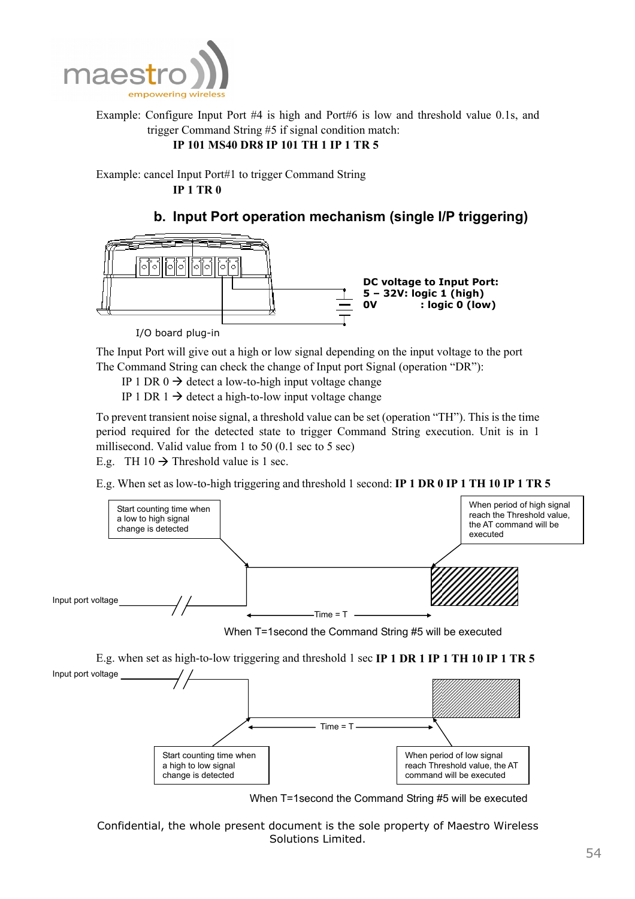Example: Configure Input Port #4 is high and Port#6 is low and threshold value 0.1s, and trigger Command String #5 if signal condition match:

**IP 101 MS40 DR8 IP 101 TH 1 IP 1 TR 5**

Example: cancel Input Port#1 to trigger Command String

**IP 1 TR 0**

## b. Input Port operation mechanism (single I/P triggering)

**DC voltage to Input Port:**
**5 – 32V: logic 1 (high)**
**0V : logic 0 (low)**

I/O board plug-in

The Input Port will give out a high or low signal depending on the input voltage to the port
The Command String can check the change of Input port Signal (operation "DR"):

IP 1 DR 0 → detect a low-to-high input voltage change
IP 1 DR 1 → detect a high-to-low input voltage change

To prevent transient noise signal, a threshold value can be set (operation "TH"). This is the time period required for the detected state to trigger Command String execution. Unit is in 1 millisecond. Valid value from 1 to 50 (0.1 sec to 5 sec)
E.g. TH 10 → Threshold value is 1 sec.

E.g. When set as low-to-high triggering and threshold 1 second: **IP 1 DR 0 IP 1 TH 10 IP 1 TR 5**

Start counting time when a low to high signal change is detected

When period of high signal reach the Threshold value, the AT command will be executed

Input port voltage

Time = T

When T=1second the Command String #5 will be executed

E.g. when set as high-to-low triggering and threshold 1 sec **IP 1 DR 1 IP 1 TH 10 IP 1 TR 5**

Input port voltage

Time = T

Start counting time when a high to low signal change is detected

When period of low signal reach Threshold value, the AT command will be executed

When T=1second the Command String #5 will be executed

Confidential, the whole present document is the sole property of Maestro Wireless Solutions Limited.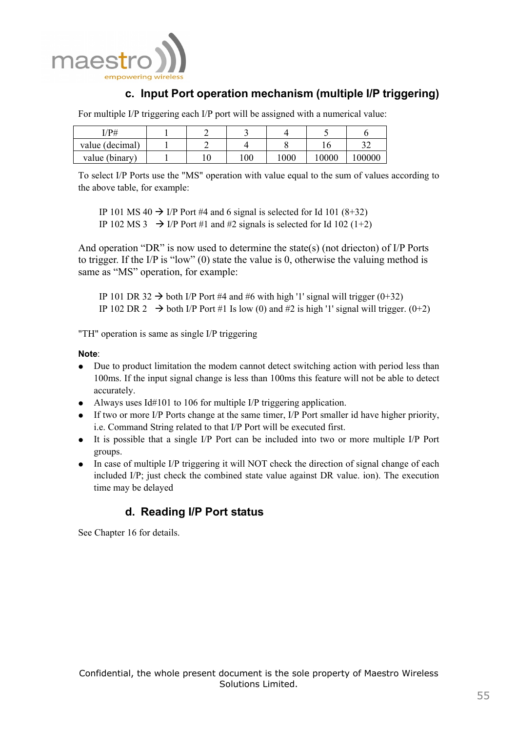### c. Input Port operation mechanism (multiple I/P triggering)

For multiple I/P triggering each I/P port will be assigned with a numerical value:

| I/P# | 1 | 2 | 3 | 4 | 5 | 6 |
|---|---|---|---|---|---|---|
| value (decimal) | 1 | 2 | 4 | 8 | 16 | 32 |
| value (binary) | 1 | 10 | 100 | 1000 | 10000 | 100000 |

To select I/P Ports use the "MS" operation with value equal to the sum of values according to the above table, for example:

IP 101 MS 40 → I/P Port #4 and 6 signal is selected for Id 101 (8+32)
IP 102 MS 3 → I/P Port #1 and #2 signals is selected for Id 102 (1+2)

And operation “DR” is now used to determine the state(s) (not driecton) of I/P Ports to trigger. If the I/P is “low” (0) state the value is 0, otherwise the valuing method is same as “MS” operation, for example:

IP 101 DR 32 → both I/P Port #4 and #6 with high '1' signal will trigger (0+32)
IP 102 DR 2 → both I/P Port #1 Is low (0) and #2 is high '1' signal will trigger. (0+2)

"TH" operation is same as single I/P triggering

**Note**:

- Due to product limitation the modem cannot detect switching action with period less than 100ms. If the input signal change is less than 100ms this feature will not be able to detect accurately.
- Always uses Id#101 to 106 for multiple I/P triggering application.
- If two or more I/P Ports change at the same timer, I/P Port smaller id have higher priority, i.e. Command String related to that I/P Port will be executed first.
- It is possible that a single I/P Port can be included into two or more multiple I/P Port groups.
- In case of multiple I/P triggering it will NOT check the direction of signal change of each included I/P; just check the combined state value against DR value. ion). The execution time may be delayed

### d. Reading I/P Port status

See Chapter 16 for details.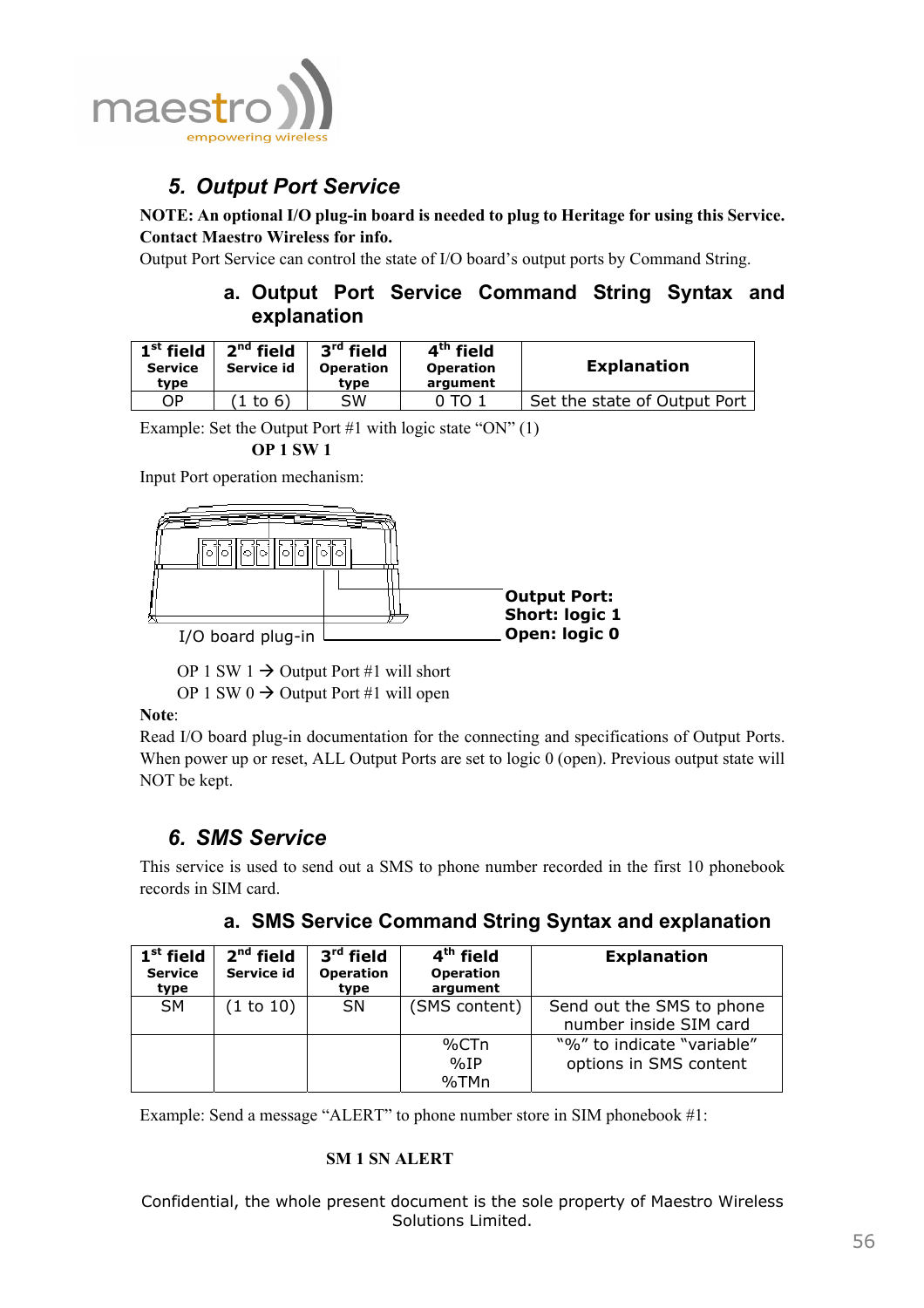## 5. Output Port Service

**NOTE: An optional I/O plug-in board is needed to plug to Heritage for using this Service. Contact Maestro Wireless for info.**

Output Port Service can control the state of I/O board's output ports by Command String.

### a. Output Port Service Command String Syntax and explanation

| 1st field Service type | 2nd field Service id | 3rd field Operation type | 4th field Operation argument | Explanation |
|---|---|---|---|---|
| OP | (1 to 6) | SW | 0 TO 1 | Set the state of Output Port |

Example: Set the Output Port #1 with logic state "ON" (1)

**OP 1 SW 1**

Input Port operation mechanism:

I/O board plug-in

**Output Port:**
**Short: logic 1**
**Open: logic 0**

OP 1 SW 1 → Output Port #1 will short
OP 1 SW 0 → Output Port #1 will open

**Note**:

Read I/O board plug-in documentation for the connecting and specifications of Output Ports. When power up or reset, ALL Output Ports are set to logic 0 (open). Previous output state will NOT be kept.

## 6. SMS Service

This service is used to send out a SMS to phone number recorded in the first 10 phonebook records in SIM card.

### a. SMS Service Command String Syntax and explanation

| 1st field Service type | 2nd field Service id | 3rd field Operation type | 4th field Operation argument | Explanation |
|---|---|---|---|---|
| SM | (1 to 10) | SN | (SMS content) | Send out the SMS to phone number inside SIM card |
| | | | %CTn %IP %TMn | "%" to indicate "variable" options in SMS content |

Example: Send a message "ALERT" to phone number store in SIM phonebook #1:

**SM 1 SN ALERT**

Confidential, the whole present document is the sole property of Maestro Wireless Solutions Limited.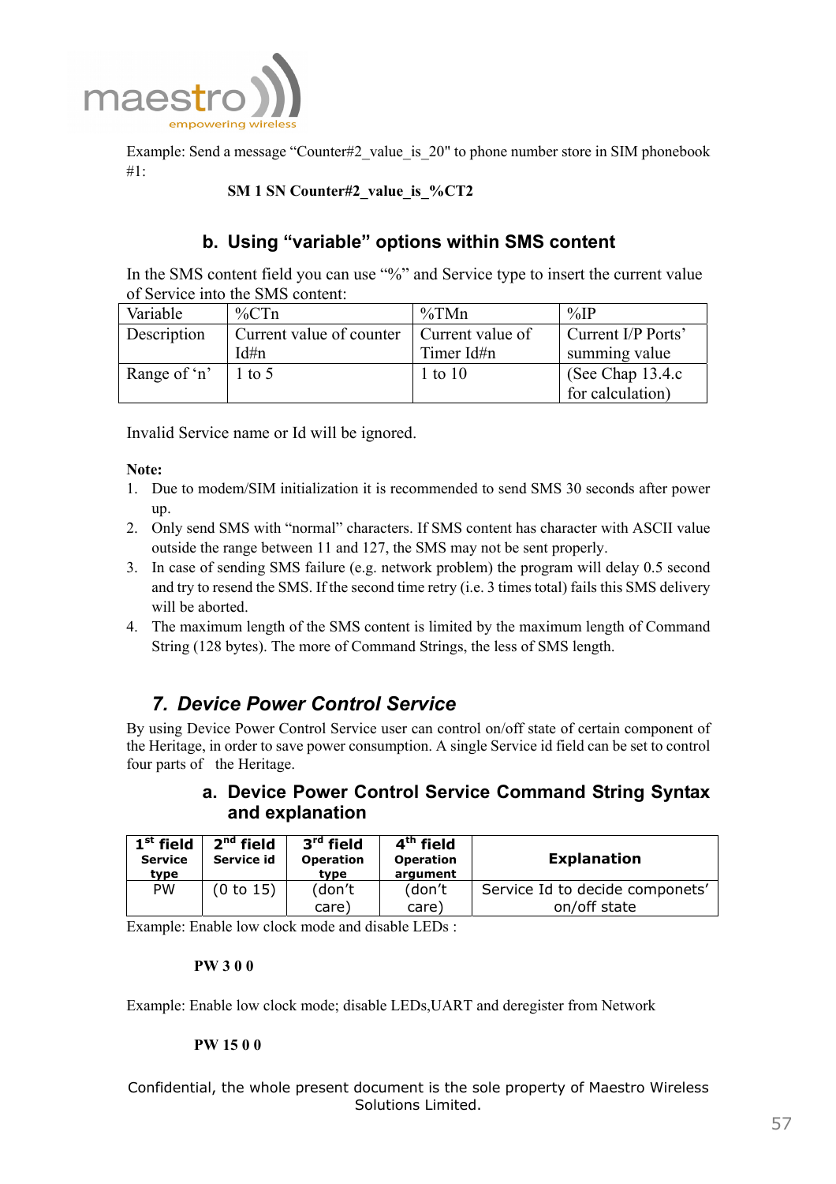Example: Send a message "Counter#2_value_is_20" to phone number store in SIM phonebook #1:

**SM 1 SN Counter#2_value_is_%CT2**

### b. Using "variable" options within SMS content

In the SMS content field you can use "%" and Service type to insert the current value of Service into the SMS content:

| Variable | %CTn | %TMn | %IP |
|---|---|---|---|
| Description | Current value of counter Id#n | Current value of Timer Id#n | Current I/P Ports' summing value |
| Range of 'n' | 1 to 5 | 1 to 10 | (See Chap 13.4.c for calculation) |

Invalid Service name or Id will be ignored.

**Note:**

1. Due to modem/SIM initialization it is recommended to send SMS 30 seconds after power up.
2. Only send SMS with "normal" characters. If SMS content has character with ASCII value outside the range between 11 and 127, the SMS may not be sent properly.
3. In case of sending SMS failure (e.g. network problem) the program will delay 0.5 second and try to resend the SMS. If the second time retry (i.e. 3 times total) fails this SMS delivery will be aborted.
4. The maximum length of the SMS content is limited by the maximum length of Command String (128 bytes). The more of Command Strings, the less of SMS length.

## *7. Device Power Control Service*

By using Device Power Control Service user can control on/off state of certain component of the Heritage, in order to save power consumption. A single Service id field can be set to control four parts of the Heritage.

### a. Device Power Control Service Command String Syntax and explanation

| 1st field Service type | 2nd field Service id | 3rd field Operation type | 4th field Operation argument | Explanation |
|---|---|---|---|---|
| PW | (0 to 15) | (don't care) | (don't care) | Service Id to decide componets' on/off state |

Example: Enable low clock mode and disable LEDs :

**PW 3 0 0**

Example: Enable low clock mode; disable LEDs,UART and deregister from Network

**PW 15 0 0**

Confidential, the whole present document is the sole property of Maestro Wireless Solutions Limited.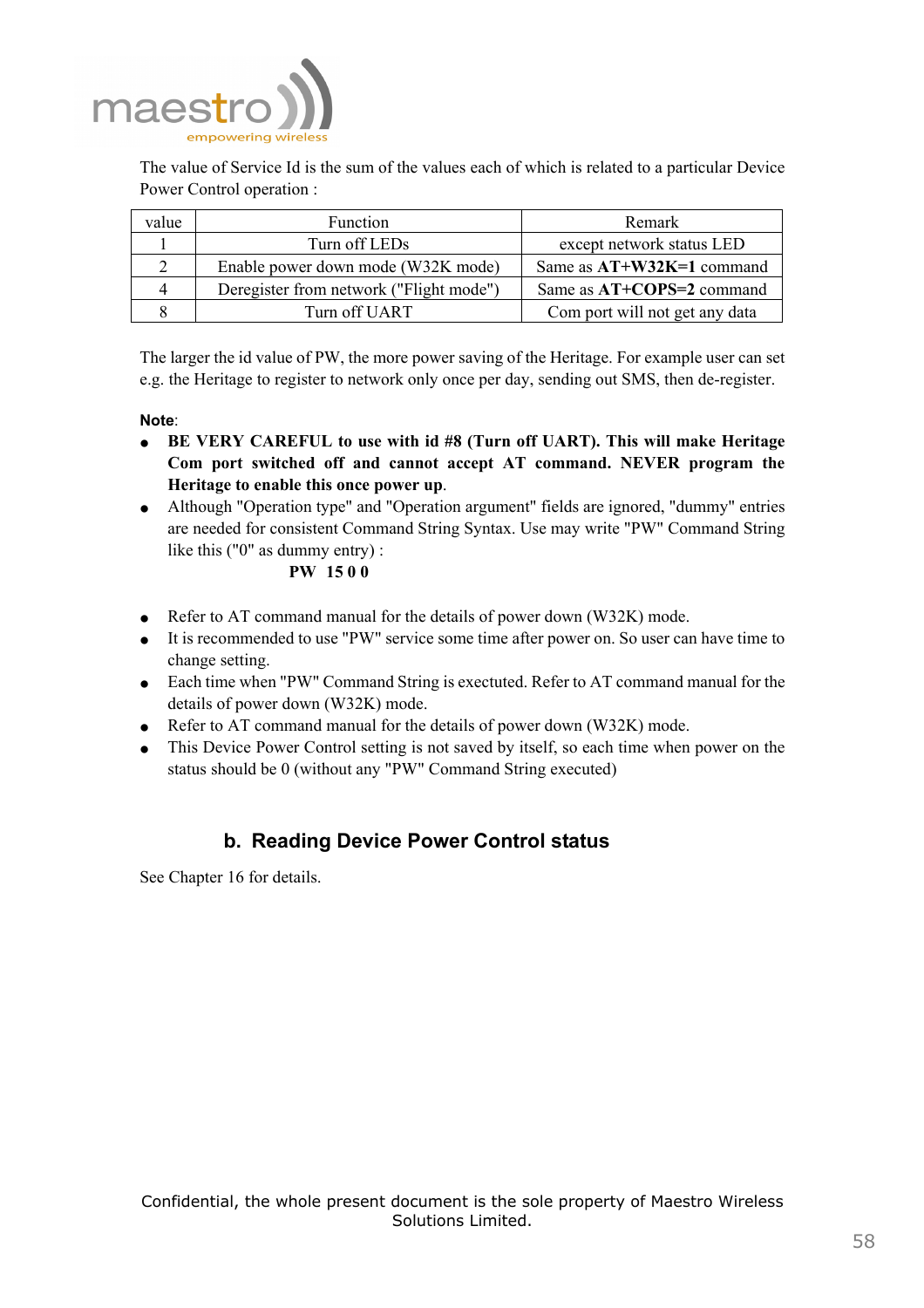The value of Service Id is the sum of the values each of which is related to a particular Device Power Control operation :

| value | Function | Remark |
|---|---|---|
| 1 | Turn off LEDs | except network status LED |
| 2 | Enable power down mode (W32K mode) | Same as **AT+W32K=1** command |
| 4 | Deregister from network ("Flight mode") | Same as **AT+COPS=2** command |
| 8 | Turn off UART | Com port will not get any data |

The larger the id value of PW, the more power saving of the Heritage. For example user can set e.g. the Heritage to register to network only once per day, sending out SMS, then de-register.

**Note**:

- **BE VERY CAREFUL to use with id #8 (Turn off UART). This will make Heritage Com port switched off and cannot accept AT command. NEVER program the Heritage to enable this once power up**.
- Although "Operation type" and "Operation argument" fields are ignored, "dummy" entries are needed for consistent Command String Syntax. Use may write "PW" Command String like this ("0" as dummy entry) :

  **PW 15 0 0**

- Refer to AT command manual for the details of power down (W32K) mode.
- It is recommended to use "PW" service some time after power on. So user can have time to change setting.
- Each time when "PW" Command String is exectuted. Refer to AT command manual for the details of power down (W32K) mode.
- Refer to AT command manual for the details of power down (W32K) mode.
- This Device Power Control setting is not saved by itself, so each time when power on the status should be 0 (without any "PW" Command String executed)

## b. Reading Device Power Control status

See Chapter 16 for details.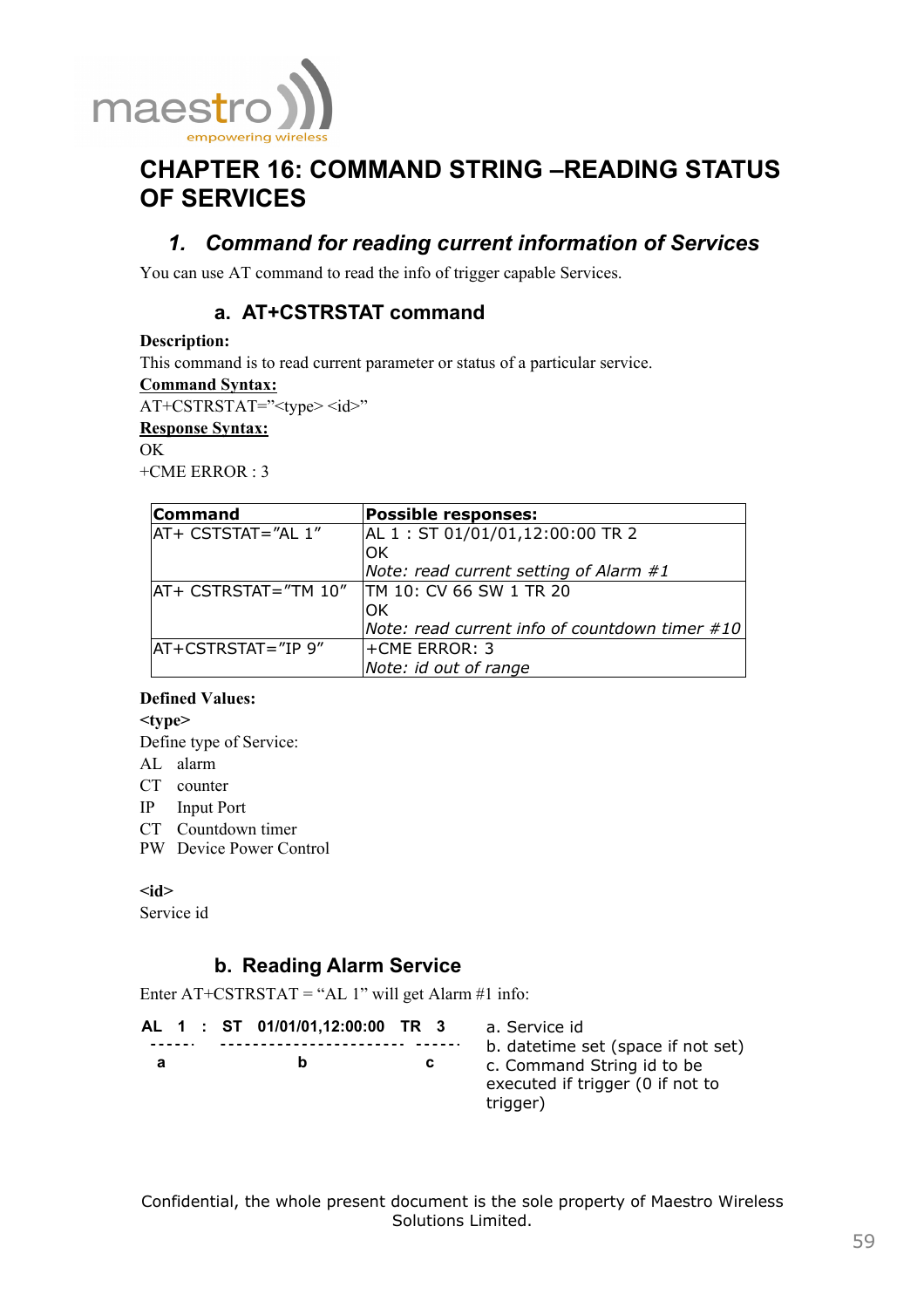# CHAPTER 16: COMMAND STRING –READING STATUS OF SERVICES

## 1. Command for reading current information of Services

You can use AT command to read the info of trigger capable Services.

### a. AT+CSTRSTAT command

**Description:**

This command is to read current parameter or status of a particular service.

**Command Syntax:**

AT+CSTRSTAT="<type> <id>"

**Response Syntax:**

OK

+CME ERROR : 3

| Command | Possible responses: |
|---|---|
| AT+ CSTSTAT="AL 1" | AL 1 : ST 01/01/01,12:00:00 TR 2<br>OK<br>*Note: read current setting of Alarm #1* |
| AT+ CSTRSTAT="TM 10" | TM 10: CV 66 SW 1 TR 20<br>OK<br>*Note: read current info of countdown timer #10* |
| AT+CSTRSTAT="IP 9" | +CME ERROR: 3<br>*Note: id out of range* |

**Defined Values:**

**<type>**

Define type of Service:

AL alarm
CT counter
IP Input Port
CT Countdown timer
PW Device Power Control

**<id>**

Service id

### b. Reading Alarm Service

Enter AT+CSTRSTAT = "AL 1" will get Alarm #1 info:

```
AL  1  :  ST  01/01/01,12:00:00  TR  3
-----     ----------------------  ------
  a                 b                c
```

a. Service id
b. datetime set (space if not set)
c. Command String id to be executed if trigger (0 if not to trigger)

Confidential, the whole present document is the sole property of Maestro Wireless Solutions Limited.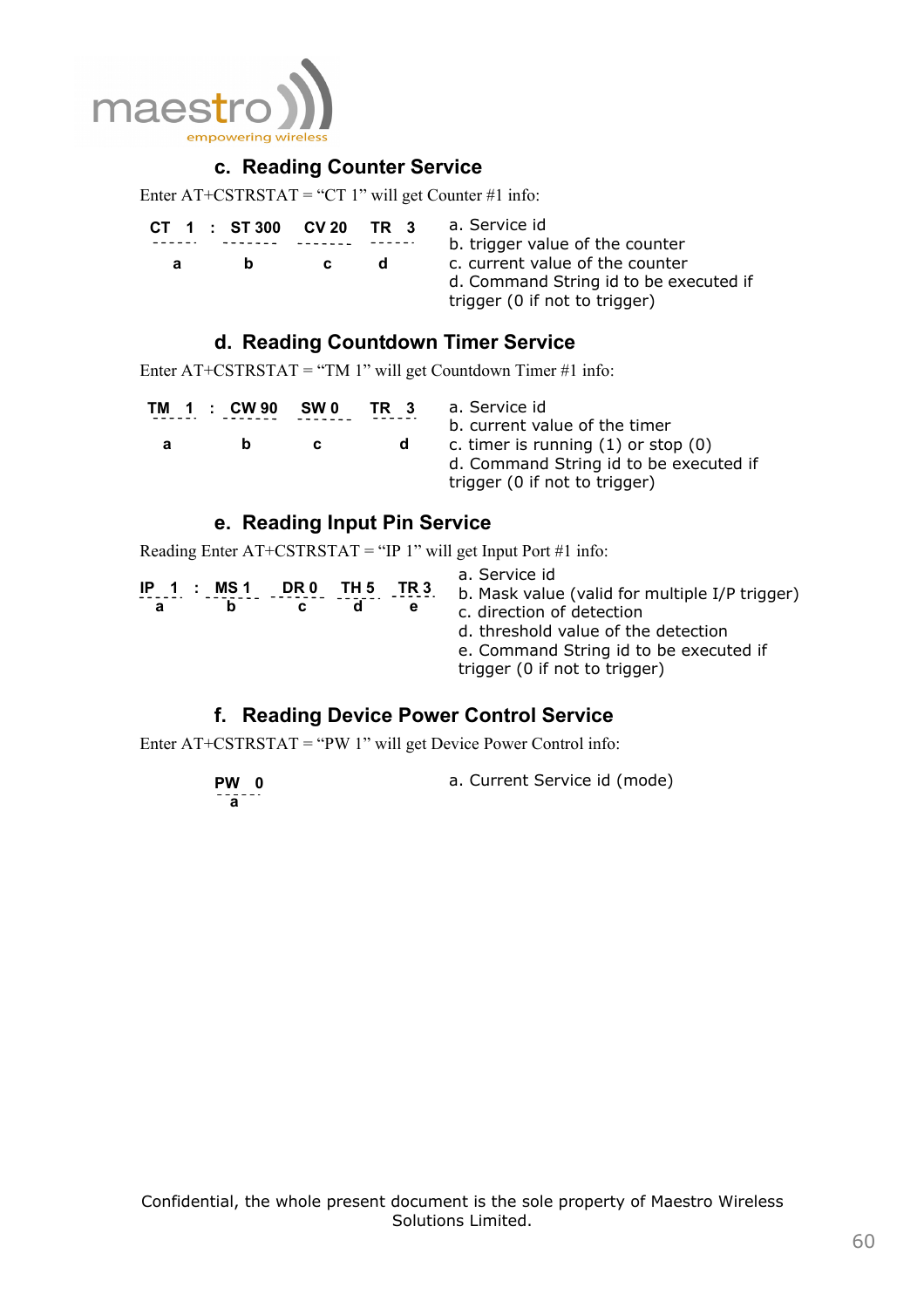### c. Reading Counter Service

Enter AT+CSTRSTAT = "CT 1" will get Counter #1 info:

```
CT  1  :  ST 300   CV 20   TR  3
------   -------   -------  ------
  a         b         c       d
```

a. Service id
b. trigger value of the counter
c. current value of the counter
d. Command String id to be executed if trigger (0 if not to trigger)

### d. Reading Countdown Timer Service

Enter AT+CSTRSTAT = "TM 1" will get Countdown Timer #1 info:

```
TM  1  :  CW 90   SW 0    TR  3
------   -------  ------   ------
  a         b        c        d
```

a. Service id
b. current value of the timer
c. timer is running (1) or stop (0)
d. Command String id to be executed if trigger (0 if not to trigger)

### e. Reading Input Pin Service

Reading Enter AT+CSTRSTAT = "IP 1" will get Input Port #1 info:

```
IP  1  :  MS 1   DR 0   TH 5   TR 3
   a        b       c      d      e
```

a. Service id
b. Mask value (valid for multiple I/P trigger)
c. direction of detection
d. threshold value of the detection
e. Command String id to be executed if trigger (0 if not to trigger)

### f. Reading Device Power Control Service

Enter AT+CSTRSTAT = "PW 1" will get Device Power Control info:

```
PW  0
 a
```

a. Current Service id (mode)

Confidential, the whole present document is the sole property of Maestro Wireless Solutions Limited.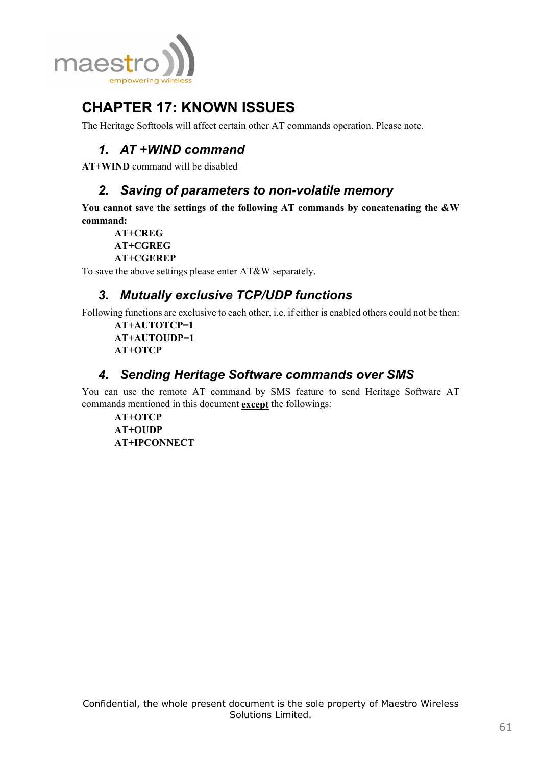# CHAPTER 17: KNOWN ISSUES

The Heritage Softtools will affect certain other AT commands operation. Please note.

## 1. AT +WIND command

**AT+WIND** command will be disabled

## 2. Saving of parameters to non-volatile memory

**You cannot save the settings of the following AT commands by concatenating the &W command:**

**AT+CREG**
**AT+CGREG**
**AT+CGEREP**

To save the above settings please enter AT&W separately.

## 3. Mutually exclusive TCP/UDP functions

Following functions are exclusive to each other, i.e. if either is enabled others could not be then:

**AT+AUTOTCP=1**
**AT+AUTOUDP=1**
**AT+OTCP**

## 4. Sending Heritage Software commands over SMS

You can use the remote AT command by SMS feature to send Heritage Software AT commands mentioned in this document **except** the followings:

**AT+OTCP**
**AT+OUDP**
**AT+IPCONNECT**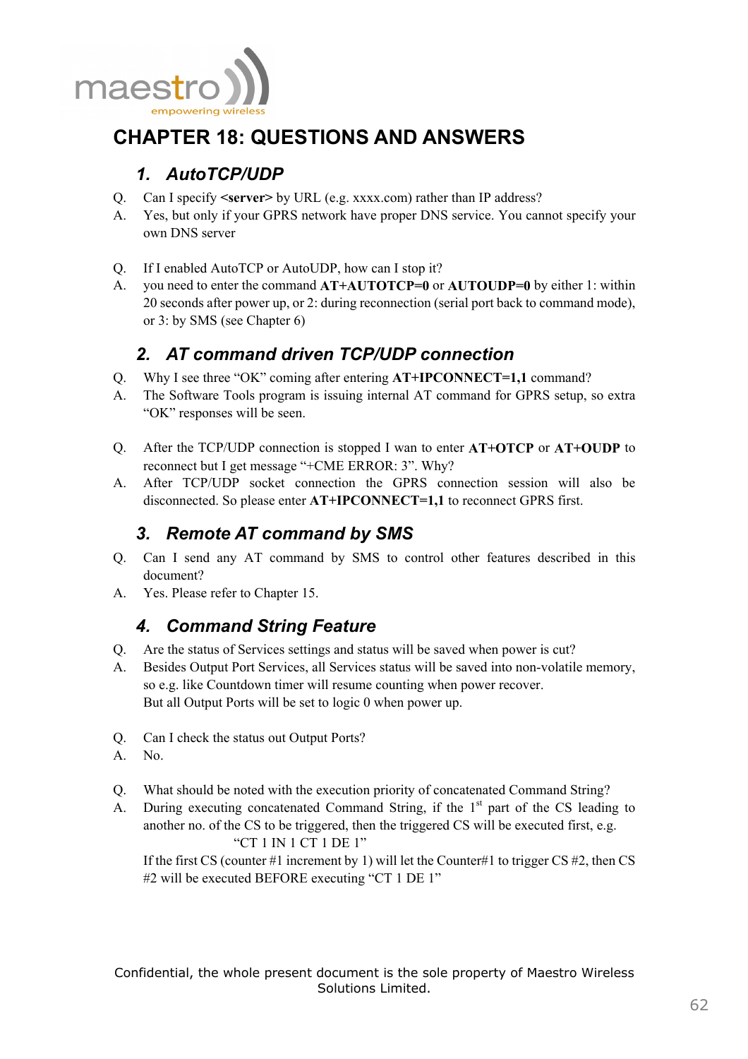# CHAPTER 18: QUESTIONS AND ANSWERS

## 1. AutoTCP/UDP

Q. Can I specify **<server>** by URL (e.g. xxxx.com) rather than IP address?

A. Yes, but only if your GPRS network have proper DNS service. You cannot specify your own DNS server

Q. If I enabled AutoTCP or AutoUDP, how can I stop it?

A. you need to enter the command **AT+AUTOTCP=0** or **AUTOUDP=0** by either 1: within 20 seconds after power up, or 2: during reconnection (serial port back to command mode), or 3: by SMS (see Chapter 6)

## 2. AT command driven TCP/UDP connection

Q. Why I see three "OK" coming after entering **AT+IPCONNECT=1,1** command?

A. The Software Tools program is issuing internal AT command for GPRS setup, so extra "OK" responses will be seen.

Q. After the TCP/UDP connection is stopped I wan to enter **AT+OTCP** or **AT+OUDP** to reconnect but I get message "+CME ERROR: 3". Why?

A. After TCP/UDP socket connection the GPRS connection session will also be disconnected. So please enter **AT+IPCONNECT=1,1** to reconnect GPRS first.

## 3. Remote AT command by SMS

Q. Can I send any AT command by SMS to control other features described in this document?

A. Yes. Please refer to Chapter 15.

## 4. Command String Feature

Q. Are the status of Services settings and status will be saved when power is cut?

A. Besides Output Port Services, all Services status will be saved into non-volatile memory, so e.g. like Countdown timer will resume counting when power recover.
But all Output Ports will be set to logic 0 when power up.

Q. Can I check the status out Output Ports?

A. No.

Q. What should be noted with the execution priority of concatenated Command String?

A. During executing concatenated Command String, if the 1st part of the CS leading to another no. of the CS to be triggered, then the triggered CS will be executed first, e.g.

"CT 1 IN 1 CT 1 DE 1"

If the first CS (counter #1 increment by 1) will let the Counter#1 to trigger CS #2, then CS #2 will be executed BEFORE executing "CT 1 DE 1"

Confidential, the whole present document is the sole property of Maestro Wireless Solutions Limited.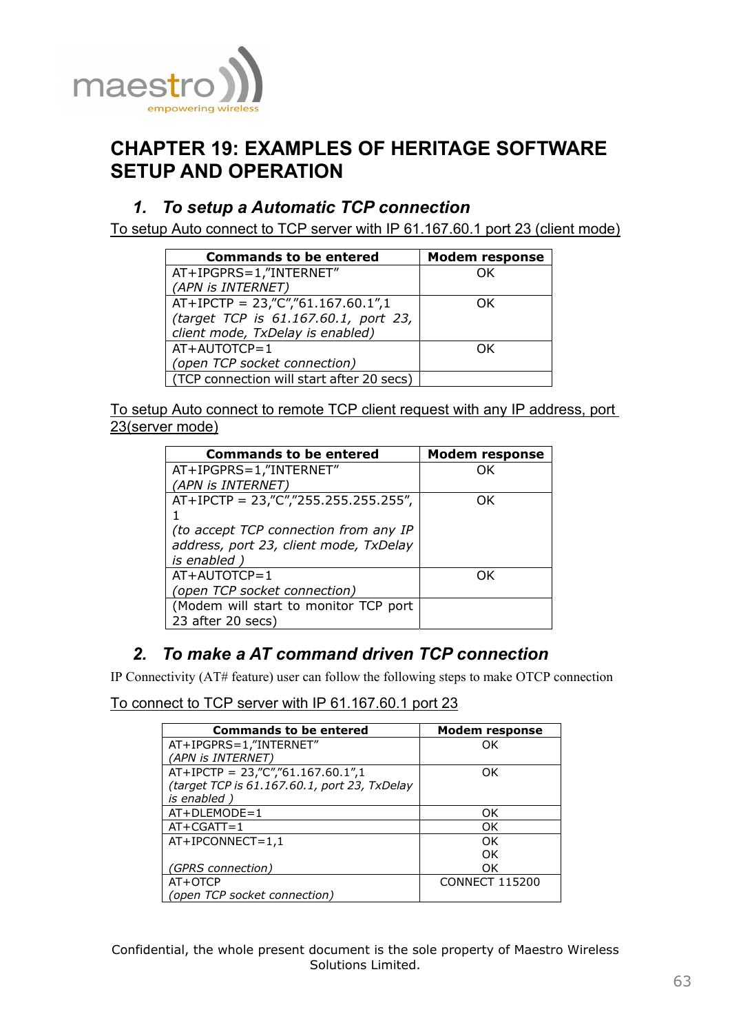# CHAPTER 19: EXAMPLES OF HERITAGE SOFTWARE SETUP AND OPERATION

## 1. To setup a Automatic TCP connection

To setup Auto connect to TCP server with IP 61.167.60.1 port 23 (client mode)

| Commands to be entered | Modem response |
|---|---|
| AT+IPGPRS=1,"INTERNET"<br>*(APN is INTERNET)* | OK |
| AT+IPCTP = 23,"C","61.167.60.1",1<br>*(target TCP is 61.167.60.1, port 23, client mode, TxDelay is enabled)* | OK |
| AT+AUTOTCP=1<br>*(open TCP socket connection)* | OK |
| (TCP connection will start after 20 secs) | |

To setup Auto connect to remote TCP client request with any IP address, port 23(server mode)

| Commands to be entered | Modem response |
|---|---|
| AT+IPGPRS=1,"INTERNET"<br>*(APN is INTERNET)* | OK |
| AT+IPCTP = 23,"C","255.255.255.255", 1<br>*(to accept TCP connection from any IP address, port 23, client mode, TxDelay is enabled )* | OK |
| AT+AUTOTCP=1<br>*(open TCP socket connection)* | OK |
| (Modem will start to monitor TCP port 23 after 20 secs) | |

## 2. To make a AT command driven TCP connection

IP Connectivity (AT# feature) user can follow the following steps to make OTCP connection

To connect to TCP server with IP 61.167.60.1 port 23

| Commands to be entered | Modem response |
|---|---|
| AT+IPGPRS=1,"INTERNET"<br>*(APN is INTERNET)* | OK |
| AT+IPCTP = 23,"C","61.167.60.1",1<br>*(target TCP is 61.167.60.1, port 23, TxDelay is enabled )* | OK |
| AT+DLEMODE=1 | OK |
| AT+CGATT=1 | OK |
| AT+IPCONNECT=1,1<br><br>*(GPRS connection)* | OK<br>OK<br>OK |
| AT+OTCP<br>*(open TCP socket connection)* | CONNECT 115200 |

Confidential, the whole present document is the sole property of Maestro Wireless Solutions Limited.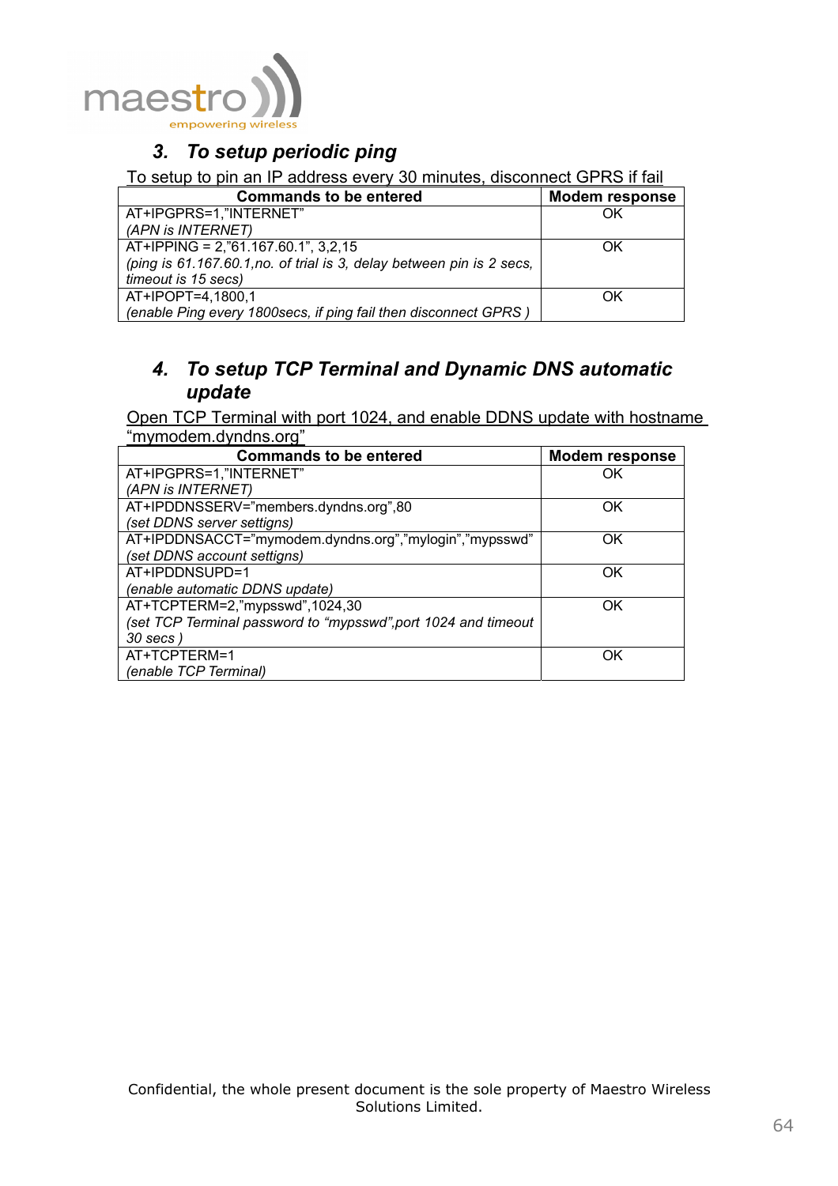## 3. *To setup periodic ping*

To setup to pin an IP address every 30 minutes, disconnect GPRS if fail

| Commands to be entered | Modem response |
|---|---|
| AT+IPGPRS=1,"INTERNET"<br>*(APN is INTERNET)* | OK |
| AT+IPPING = 2,"61.167.60.1", 3,2,15<br>*(ping is 61.167.60.1,no. of trial is 3, delay between pin is 2 secs, timeout is 15 secs)* | OK |
| AT+IPOPT=4,1800,1<br>*(enable Ping every 1800secs, if ping fail then disconnect GPRS )* | OK |

## 4. *To setup TCP Terminal and Dynamic DNS automatic update*

Open TCP Terminal with port 1024, and enable DDNS update with hostname "mymodem.dyndns.org"

| Commands to be entered | Modem response |
|---|---|
| AT+IPGPRS=1,"INTERNET"<br>*(APN is INTERNET)* | OK |
| AT+IPDDNSSERV="members.dyndns.org",80<br>*(set DDNS server settigns)* | OK |
| AT+IPDDNSACCT="mymodem.dyndns.org","mylogin","mypsswd"<br>*(set DDNS account settigns)* | OK |
| AT+IPDDNSUPD=1<br>*(enable automatic DDNS update)* | OK |
| AT+TCPTERM=2,"mypsswd",1024,30<br>*(set TCP Terminal password to "mypsswd",port 1024 and timeout 30 secs )* | OK |
| AT+TCPTERM=1<br>*(enable TCP Terminal)* | OK |

Confidential, the whole present document is the sole property of Maestro Wireless Solutions Limited.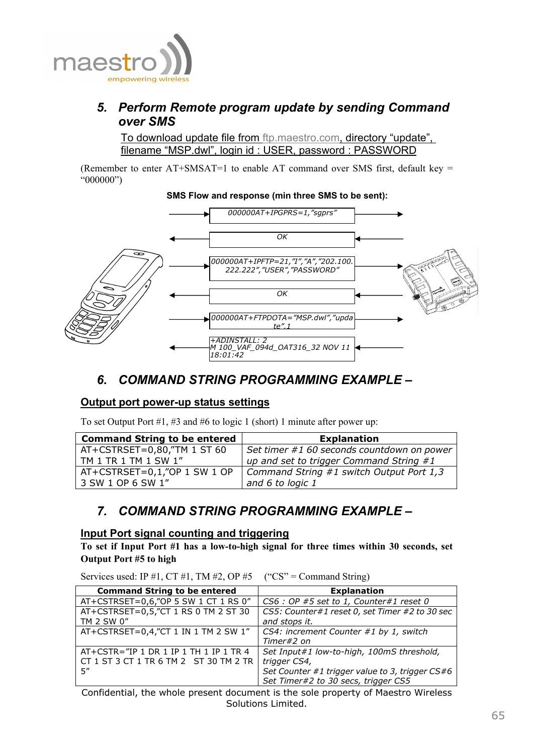## 5. Perform Remote program update by sending Command over SMS

To download update file from ftp.maestro.com, directory "update", filename "MSP.dwl", login id : USER, password : PASSWORD

(Remember to enter AT+SMSAT=1 to enable AT command over SMS first, default key = "000000")

**SMS Flow and response (min three SMS to be sent):**

000000AT+IPGPRS=1,"sgprs"

OK

000000AT+IPFTP=21,"1","A","202.100.222.222","USER","PASSWORD"

OK

000000AT+FTPDOTA="MSP.dwl","update",1

+ADINSTALL: 2
M 100_VAF_094d_OAT316_32 NOV 11 18:01:42

## 6. COMMAND STRING PROGRAMMING EXAMPLE –

### Output port power-up status settings

To set Output Port #1, #3 and #6 to logic 1 (short) 1 minute after power up:

| Command String to be entered | Explanation |
|---|---|
| AT+CSTRSET=0,80,"TM 1 ST 60 TM 1 TR 1 TM 1 SW 1" | *Set timer #1 60 seconds countdown on power up and set to trigger Command String #1* |
| AT+CSTRSET=0,1,"OP 1 SW 1 OP 3 SW 1 OP 6 SW 1" | *Command String #1 switch Output Port 1,3 and 6 to logic 1* |

## 7. COMMAND STRING PROGRAMMING EXAMPLE –

### Input Port signal counting and triggering

**To set if Input Port #1 has a low-to-high signal for three times within 30 seconds, set Output Port #5 to high**

Services used: IP #1, CT #1, TM #2, OP #5  ("CS" = Command String)

| Command String to be entered | Explanation |
|---|---|
| AT+CSTRSET=0,6,"OP 5 SW 1 CT 1 RS 0" | *CS6 : OP #5 set to 1, Counter#1 reset 0* |
| AT+CSTRSET=0,5,"CT 1 RS 0 TM 2 ST 30 TM 2 SW 0" | *CS5: Counter#1 reset 0, set Timer #2 to 30 sec and stops it.* |
| AT+CSTRSET=0,4,"CT 1 IN 1 TM 2 SW 1" | *CS4: increment Counter #1 by 1, switch Timer#2 on* |
| AT+CSTR="IP 1 DR 1 IP 1 TH 1 IP 1 TR 4 CT 1 ST 3 CT 1 TR 6 TM 2 ST 30 TM 2 TR 5" | *Set Input#1 low-to-high, 100mS threshold, trigger CS4,* *Set Counter #1 trigger value to 3, trigger CS#6* *Set Timer#2 to 30 secs, trigger CS5* |

Confidential, the whole present document is the sole property of Maestro Wireless Solutions Limited.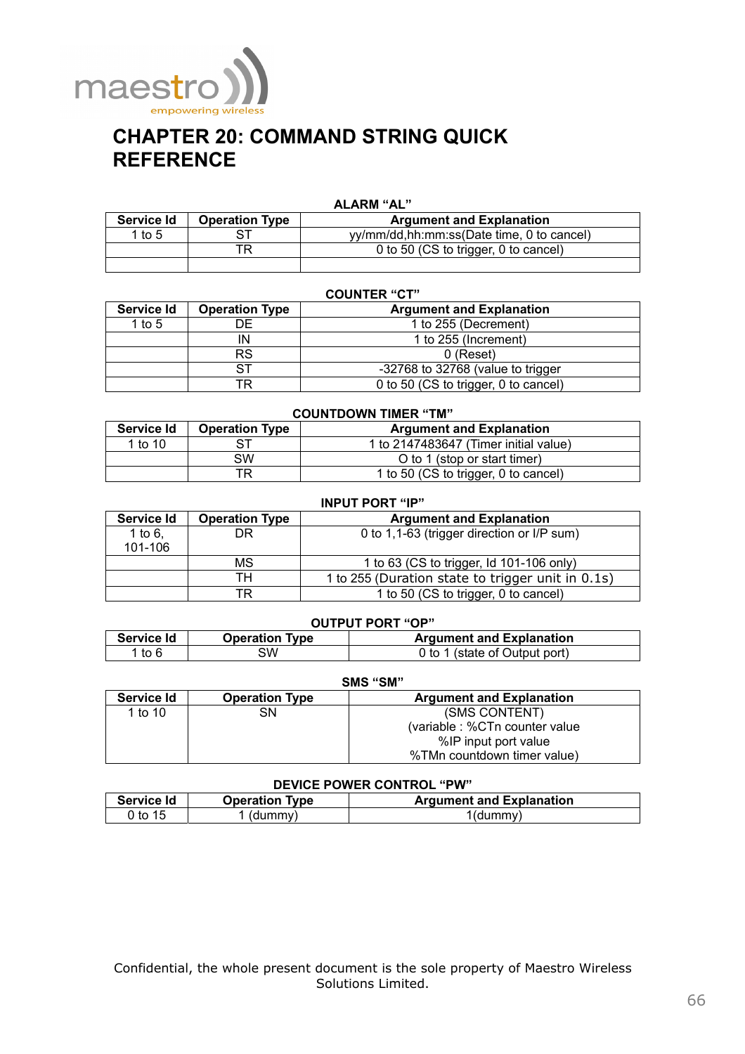# CHAPTER 20: COMMAND STRING QUICK REFERENCE

**ALARM "AL"**

| Service Id | Operation Type | Argument and Explanation |
|---|---|---|
| 1 to 5 | ST | yy/mm/dd,hh:mm:ss(Date time, 0 to cancel) |
| | TR | 0 to 50 (CS to trigger, 0 to cancel) |
| | | |

**COUNTER "CT"**

| Service Id | Operation Type | Argument and Explanation |
|---|---|---|
| 1 to 5 | DE | 1 to 255 (Decrement) |
| | IN | 1 to 255 (Increment) |
| | RS | 0 (Reset) |
| | ST | -32768 to 32768 (value to trigger |
| | TR | 0 to 50 (CS to trigger, 0 to cancel) |

**COUNTDOWN TIMER "TM"**

| Service Id | Operation Type | Argument and Explanation |
|---|---|---|
| 1 to 10 | ST | 1 to 2147483647 (Timer initial value) |
| | SW | O to 1 (stop or start timer) |
| | TR | 1 to 50 (CS to trigger, 0 to cancel) |

**INPUT PORT "IP"**

| Service Id | Operation Type | Argument and Explanation |
|---|---|---|
| 1 to 6, 101-106 | DR | 0 to 1,1-63 (trigger direction or I/P sum) |
| | MS | 1 to 63 (CS to trigger, Id 101-106 only) |
| | TH | 1 to 255 (Duration state to trigger unit in 0.1s) |
| | TR | 1 to 50 (CS to trigger, 0 to cancel) |

**OUTPUT PORT "OP"**

| Service Id | Operation Type | Argument and Explanation |
|---|---|---|
| 1 to 6 | SW | 0 to 1 (state of Output port) |

**SMS "SM"**

| Service Id | Operation Type | Argument and Explanation |
|---|---|---|
| 1 to 10 | SN | (SMS CONTENT)<br>(variable : %CTn counter value<br>%IP input port value<br>%TMn countdown timer value) |

**DEVICE POWER CONTROL "PW"**

| Service Id | Operation Type | Argument and Explanation |
|---|---|---|
| 0 to 15 | 1 (dummy) | 1(dummy) |

Confidential, the whole present document is the sole property of Maestro Wireless Solutions Limited.